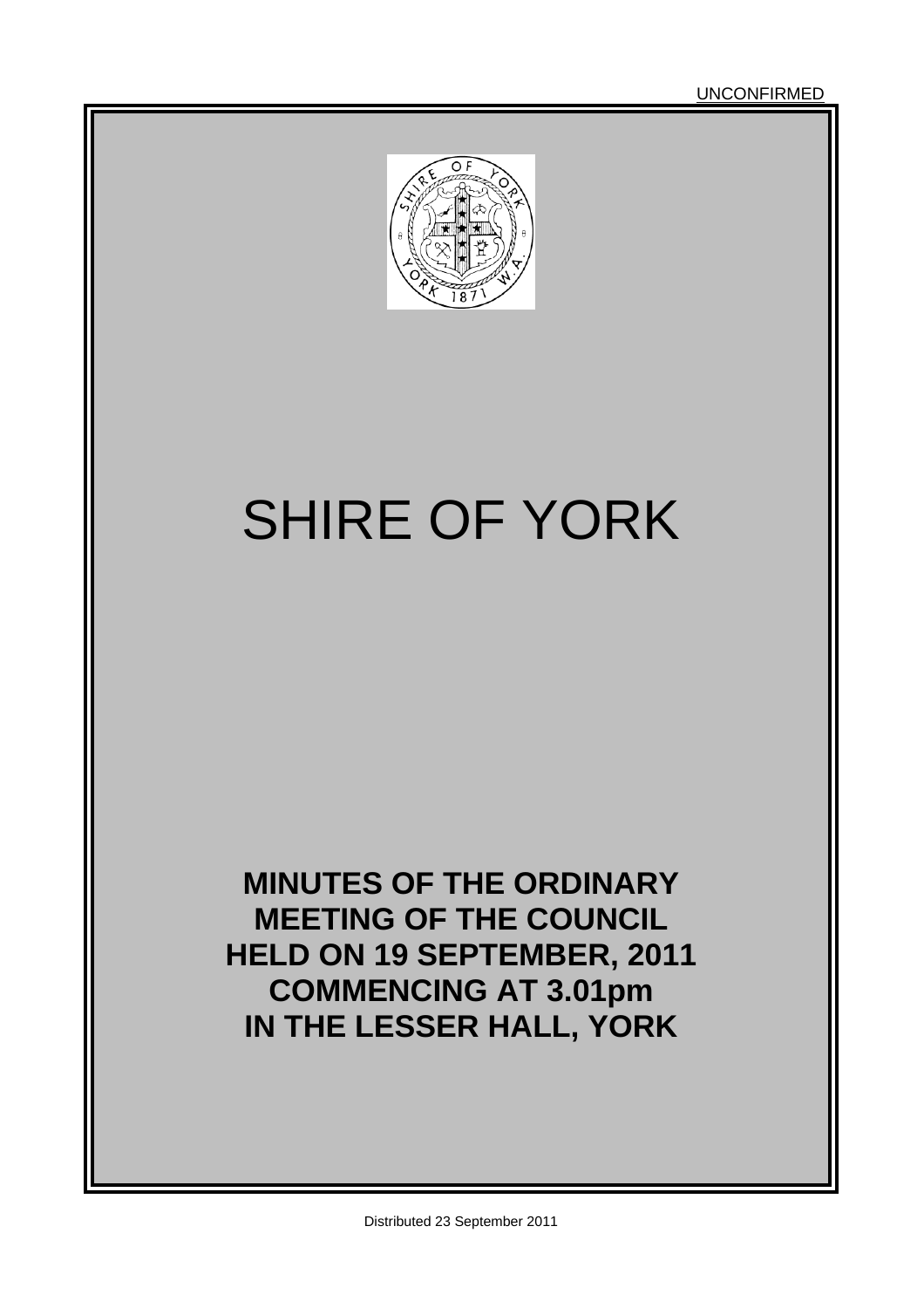UNCONFIRMED

# SHIRE OF YORK

**MINUTES OF THE ORDINARY MEETING OF THE COUNCIL HELD ON 19 SEPTEMBER, 2011 COMMENCING AT 3.01pm IN THE LESSER HALL, YORK**

Distributed 23 September 2011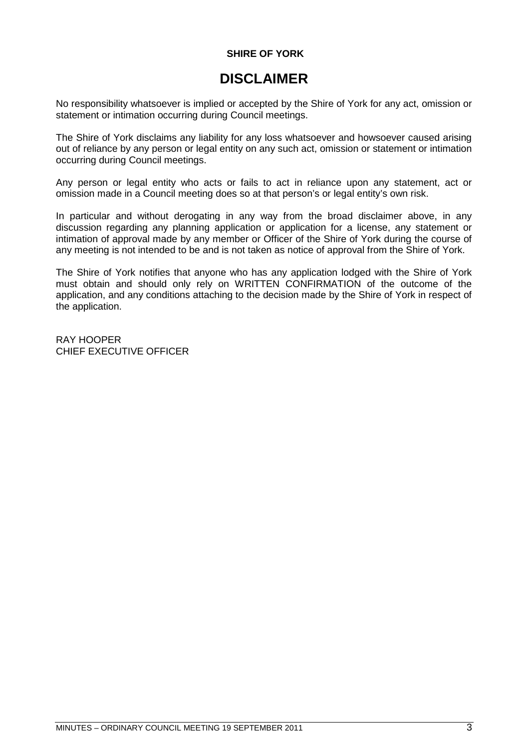**SHIRE OF YORK**

# DISCLAIMER

No responsibility whatsoever is implied or accepted by the Shire of York for any act, omission or statement or intimation occurring during Council meetings.

The Shire of York disclaims any liability for any loss whatsoever and howsoever caused arising out of reliance by any person or legal entity on any such act, omission or statement or intimation occurring during Council meetings.

Any person or legal entity who acts or fails to act in reliance upon any statement, act or omission made in a Council meeting does so at that person's or legal entity's own risk.

In particular and without derogating in any way from the broad disclaimer above, in any discussion regarding any planning application or application for a license, any statement or intimation of approval made by any member or Officer of the Shire of York during the course of any meeting is not intended to be and is not taken as notice of approval from the Shire of York.

The Shire of York notifies that anyone who has any application lodged with the Shire of York must obtain and should only rely on WRITTEN CONFIRMATION of the outcome of the application, and any conditions attaching to the decision made by the Shire of York in respect of the application.

RAY HOOPER
CHIEF EXECUTIVE OFFICER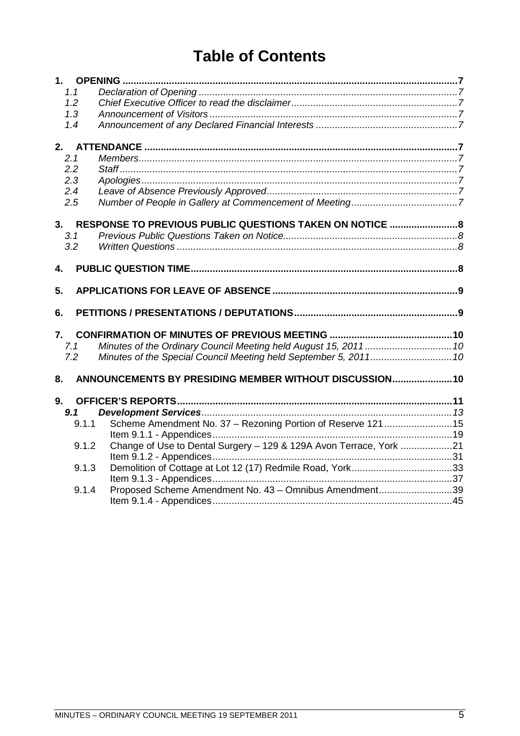# Table of Contents

**1. OPENING** 7
- *1.1 Declaration of Opening* 7
- *1.2 Chief Executive Officer to read the disclaimer* 7
- *1.3 Announcement of Visitors* 7
- *1.4 Announcement of any Declared Financial Interests* 7

**2. ATTENDANCE** 7
- *2.1 Members* 7
- *2.2 Staff* 7
- *2.3 Apologies* 7
- *2.4 Leave of Absence Previously Approved* 7
- *2.5 Number of People in Gallery at Commencement of Meeting* 7

**3. RESPONSE TO PREVIOUS PUBLIC QUESTIONS TAKEN ON NOTICE** 8
- *3.1 Previous Public Questions Taken on Notice* 8
- *3.2 Written Questions* 8

**4. PUBLIC QUESTION TIME** 8

**5. APPLICATIONS FOR LEAVE OF ABSENCE** 9

**6. PETITIONS / PRESENTATIONS / DEPUTATIONS** 9

**7. CONFIRMATION OF MINUTES OF PREVIOUS MEETING** 10
- *7.1 Minutes of the Ordinary Council Meeting held August 15, 2011* 10
- *7.2 Minutes of the Special Council Meeting held September 5, 2011* 10

**8. ANNOUNCEMENTS BY PRESIDING MEMBER WITHOUT DISCUSSION** 10

**9. OFFICER'S REPORTS** 11
- ***9.1 Development Services*** *13*
  - 9.1.1 Scheme Amendment No. 37 – Rezoning Portion of Reserve 121 15
    - Item 9.1.1 - Appendices 19
  - 9.1.2 Change of Use to Dental Surgery – 129 & 129A Avon Terrace, York 21
    - Item 9.1.2 - Appendices 31
  - 9.1.3 Demolition of Cottage at Lot 12 (17) Redmile Road, York 33
    - Item 9.1.3 - Appendices 37
  - 9.1.4 Proposed Scheme Amendment No. 43 – Omnibus Amendment 39
    - Item 9.1.4 - Appendices 45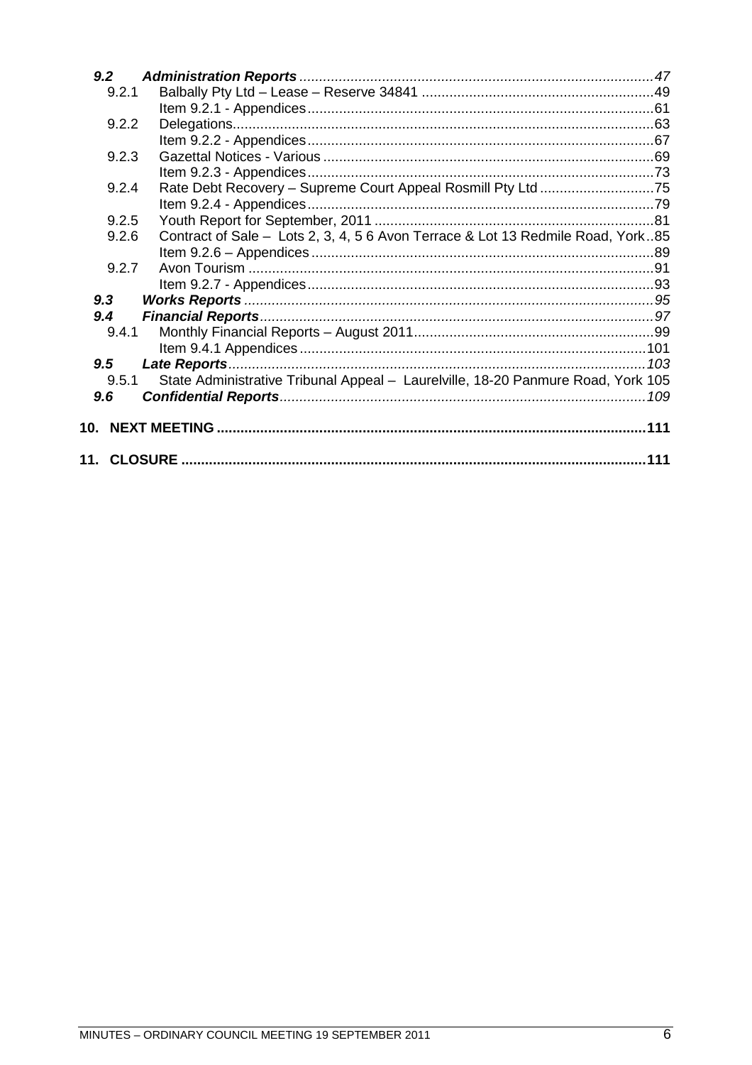*9.2 Administration Reports* ........................................................................................*47*

9.2.1 Balbally Pty Ltd – Lease – Reserve 34841 ..........................................................49

Item 9.2.1 - Appendices.......................................................................................61

9.2.2 Delegations..........................................................................................................63

Item 9.2.2 - Appendices.......................................................................................67

9.2.3 Gazettal Notices - Various ...................................................................................69

Item 9.2.3 - Appendices.......................................................................................73

9.2.4 Rate Debt Recovery – Supreme Court Appeal Rosmill Pty Ltd ............................75

Item 9.2.4 - Appendices.......................................................................................79

9.2.5 Youth Report for September, 2011 ......................................................................81

9.2.6 Contract of Sale – Lots 2, 3, 4, 5 6 Avon Terrace & Lot 13 Redmile Road, York..85

Item 9.2.6 – Appendices ......................................................................................89

9.2.7 Avon Tourism ......................................................................................................91

Item 9.2.7 - Appendices.......................................................................................93

*9.3 Works Reports* .......................................................................................................*95*

*9.4 Financial Reports*...................................................................................................*97*

9.4.1 Monthly Financial Reports – August 2011............................................................99

Item 9.4.1 Appendices .......................................................................................101

*9.5 Late Reports*.........................................................................................................*103*

9.5.1 State Administrative Tribunal Appeal – Laurelville, 18-20 Panmure Road, York 105

*9.6 Confidential Reports*............................................................................................*109*

**10. NEXT MEETING .........................................................................................................111**

**11. CLOSURE ...................................................................................................................111**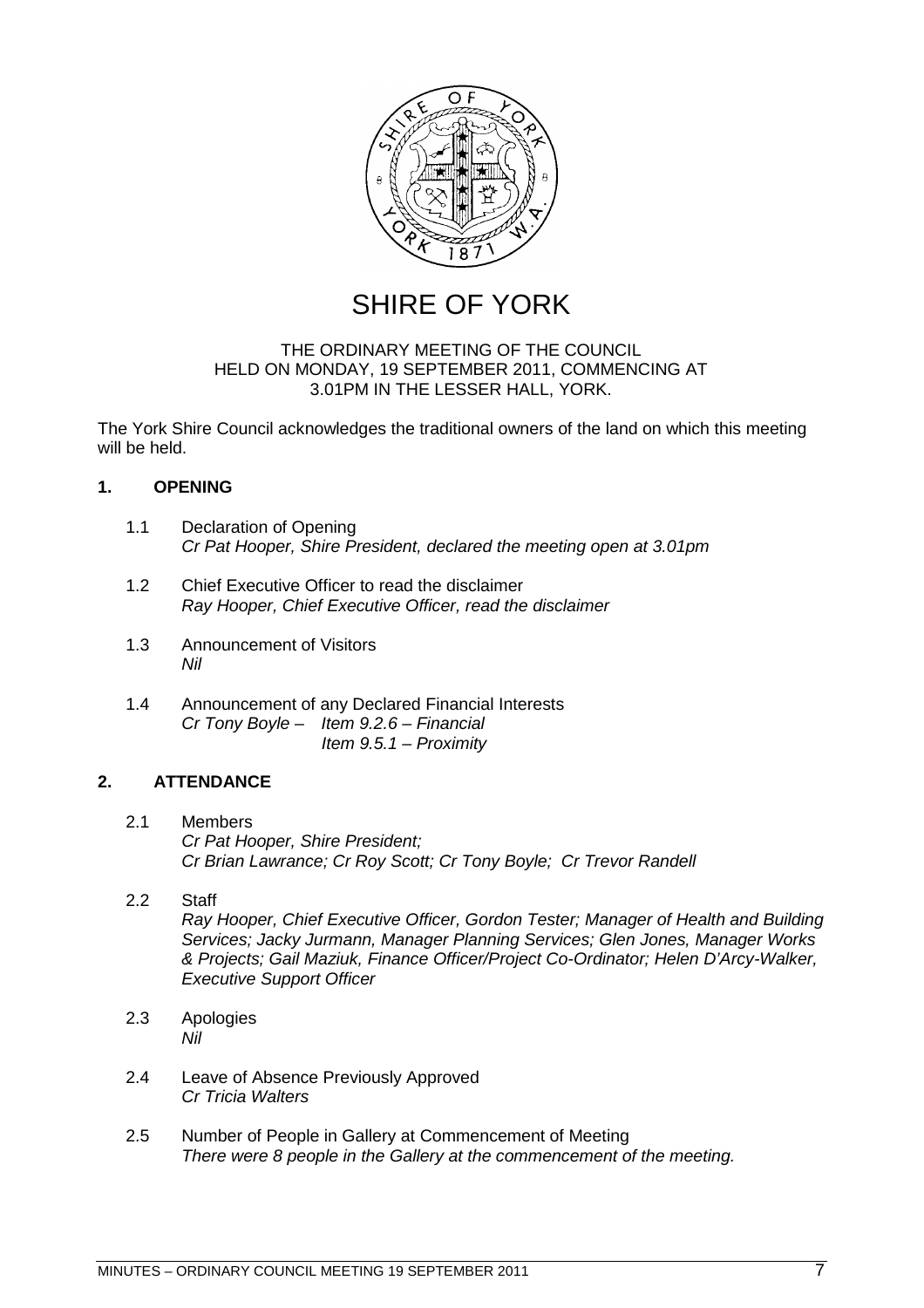# SHIRE OF YORK

THE ORDINARY MEETING OF THE COUNCIL
HELD ON MONDAY, 19 SEPTEMBER 2011, COMMENCING AT
3.01PM IN THE LESSER HALL, YORK.

The York Shire Council acknowledges the traditional owners of the land on which this meeting will be held.

## 1. OPENING

1.1 Declaration of Opening
*Cr Pat Hooper, Shire President, declared the meeting open at 3.01pm*

1.2 Chief Executive Officer to read the disclaimer
*Ray Hooper, Chief Executive Officer, read the disclaimer*

1.3 Announcement of Visitors
*Nil*

1.4 Announcement of any Declared Financial Interests
*Cr Tony Boyle – Item 9.2.6 – Financial*
*Item 9.5.1 – Proximity*

## 2. ATTENDANCE

2.1 Members
*Cr Pat Hooper, Shire President;*
*Cr Brian Lawrance; Cr Roy Scott; Cr Tony Boyle; Cr Trevor Randell*

2.2 Staff
*Ray Hooper, Chief Executive Officer, Gordon Tester; Manager of Health and Building Services; Jacky Jurmann, Manager Planning Services; Glen Jones, Manager Works & Projects; Gail Maziuk, Finance Officer/Project Co-Ordinator; Helen D'Arcy-Walker, Executive Support Officer*

2.3 Apologies
*Nil*

2.4 Leave of Absence Previously Approved
*Cr Tricia Walters*

2.5 Number of People in Gallery at Commencement of Meeting
*There were 8 people in the Gallery at the commencement of the meeting.*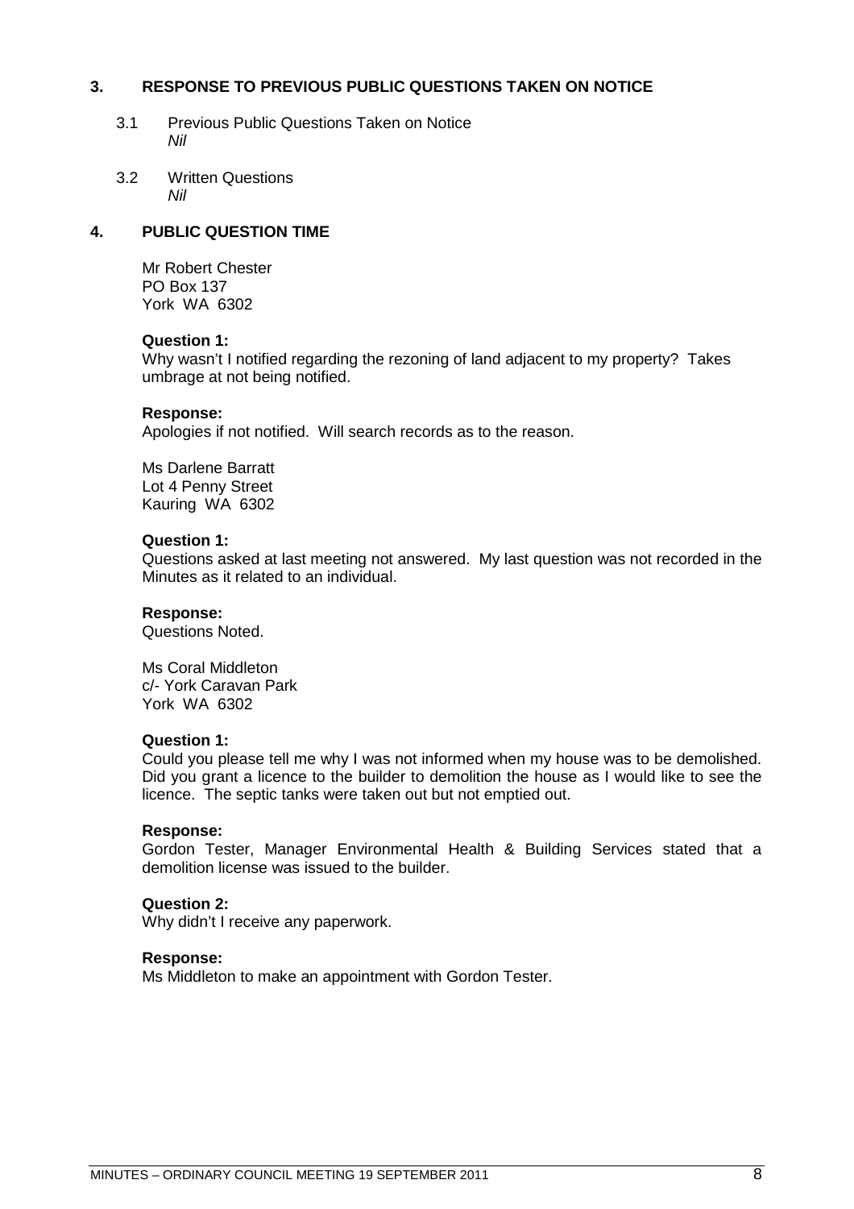## 3. RESPONSE TO PREVIOUS PUBLIC QUESTIONS TAKEN ON NOTICE

3.1 Previous Public Questions Taken on Notice
*Nil*

3.2 Written Questions
*Nil*

## 4. PUBLIC QUESTION TIME

Mr Robert Chester
PO Box 137
York WA 6302

**Question 1:**
Why wasn't I notified regarding the rezoning of land adjacent to my property? Takes umbrage at not being notified.

**Response:**
Apologies if not notified. Will search records as to the reason.

Ms Darlene Barratt
Lot 4 Penny Street
Kauring WA 6302

**Question 1:**
Questions asked at last meeting not answered. My last question was not recorded in the Minutes as it related to an individual.

**Response:**
Questions Noted.

Ms Coral Middleton
c/- York Caravan Park
York WA 6302

**Question 1:**
Could you please tell me why I was not informed when my house was to be demolished. Did you grant a licence to the builder to demolition the house as I would like to see the licence. The septic tanks were taken out but not emptied out.

**Response:**
Gordon Tester, Manager Environmental Health & Building Services stated that a demolition license was issued to the builder.

**Question 2:**
Why didn't I receive any paperwork.

**Response:**
Ms Middleton to make an appointment with Gordon Tester.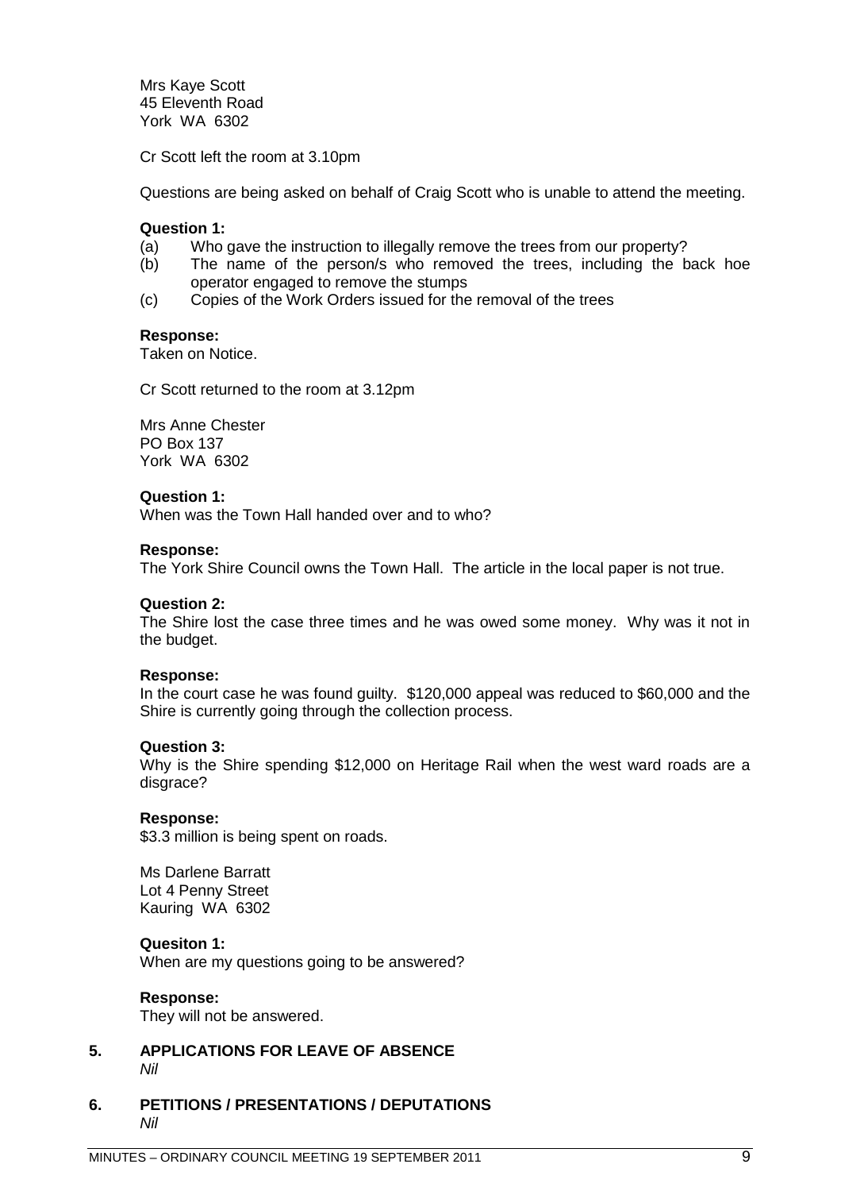Mrs Kaye Scott
45 Eleventh Road
York WA 6302

Cr Scott left the room at 3.10pm

Questions are being asked on behalf of Craig Scott who is unable to attend the meeting.

**Question 1:**

(a) Who gave the instruction to illegally remove the trees from our property?
(b) The name of the person/s who removed the trees, including the back hoe operator engaged to remove the stumps
(c) Copies of the Work Orders issued for the removal of the trees

**Response:**
Taken on Notice.

Cr Scott returned to the room at 3.12pm

Mrs Anne Chester
PO Box 137
York WA 6302

**Question 1:**
When was the Town Hall handed over and to who?

**Response:**
The York Shire Council owns the Town Hall. The article in the local paper is not true.

**Question 2:**
The Shire lost the case three times and he was owed some money. Why was it not in the budget.

**Response:**
In the court case he was found guilty. $120,000 appeal was reduced to $60,000 and the Shire is currently going through the collection process.

**Question 3:**
Why is the Shire spending $12,000 on Heritage Rail when the west ward roads are a disgrace?

**Response:**
$3.3 million is being spent on roads.

Ms Darlene Barratt
Lot 4 Penny Street
Kauring WA 6302

**Quesiton 1:**
When are my questions going to be answered?

**Response:**
They will not be answered.

## 5. APPLICATIONS FOR LEAVE OF ABSENCE

*Nil*

## 6. PETITIONS / PRESENTATIONS / DEPUTATIONS

*Nil*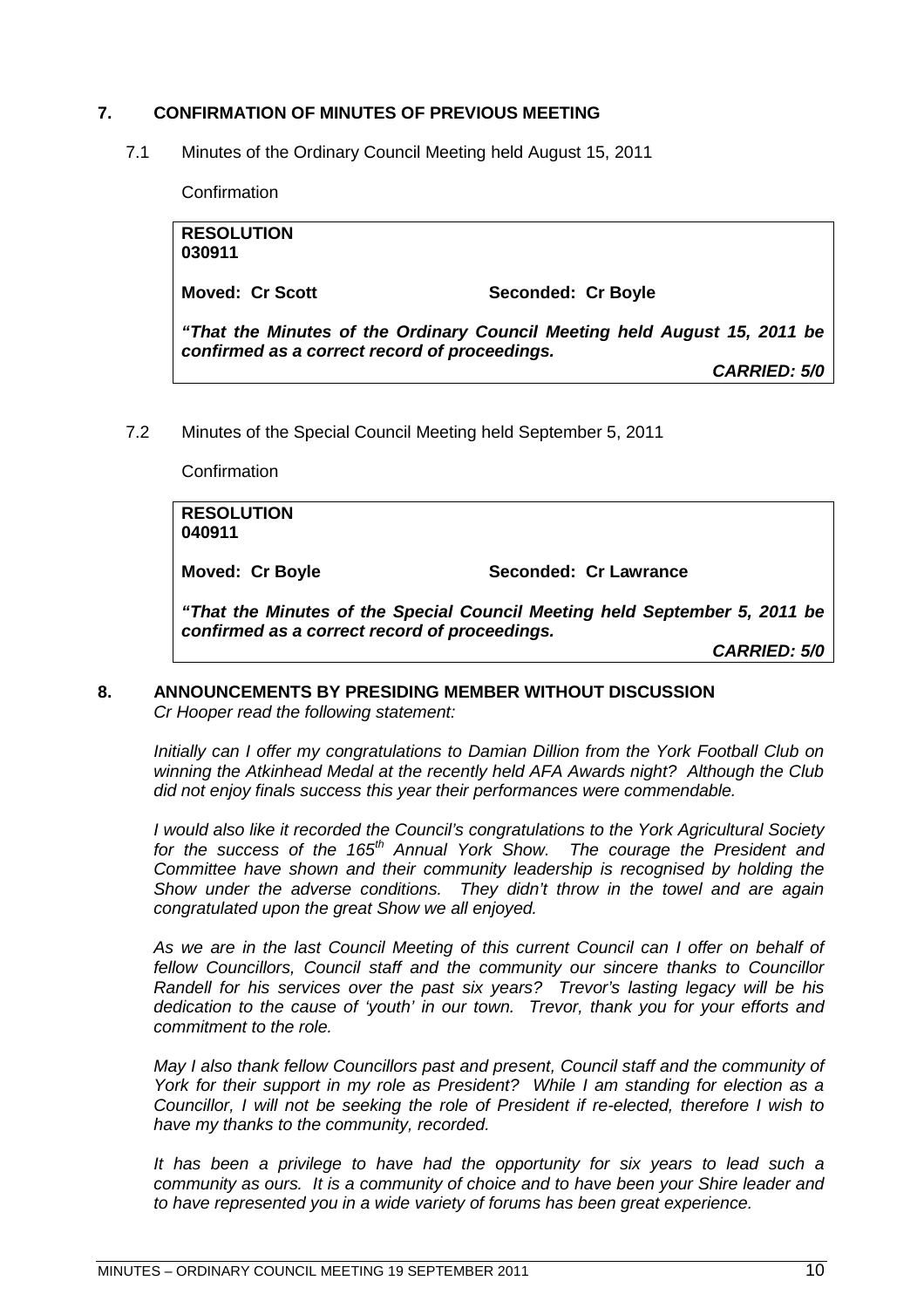## 7. CONFIRMATION OF MINUTES OF PREVIOUS MEETING

7.1 Minutes of the Ordinary Council Meeting held August 15, 2011

Confirmation

**RESOLUTION**
**030911**

**Moved: Cr Scott** **Seconded: Cr Boyle**

***"That the Minutes of the Ordinary Council Meeting held August 15, 2011 be confirmed as a correct record of proceedings.***

***CARRIED: 5/0***

7.2 Minutes of the Special Council Meeting held September 5, 2011

Confirmation

**RESOLUTION**
**040911**

**Moved: Cr Boyle** **Seconded: Cr Lawrance**

***"That the Minutes of the Special Council Meeting held September 5, 2011 be confirmed as a correct record of proceedings.***

***CARRIED: 5/0***

## 8. ANNOUNCEMENTS BY PRESIDING MEMBER WITHOUT DISCUSSION

*Cr Hooper read the following statement:*

*Initially can I offer my congratulations to Damian Dillion from the York Football Club on winning the Atkinhead Medal at the recently held AFA Awards night? Although the Club did not enjoy finals success this year their performances were commendable.*

*I would also like it recorded the Council's congratulations to the York Agricultural Society for the success of the 165th Annual York Show. The courage the President and Committee have shown and their community leadership is recognised by holding the Show under the adverse conditions. They didn't throw in the towel and are again congratulated upon the great Show we all enjoyed.*

*As we are in the last Council Meeting of this current Council can I offer on behalf of fellow Councillors, Council staff and the community our sincere thanks to Councillor Randell for his services over the past six years? Trevor's lasting legacy will be his dedication to the cause of 'youth' in our town. Trevor, thank you for your efforts and commitment to the role.*

*May I also thank fellow Councillors past and present, Council staff and the community of York for their support in my role as President? While I am standing for election as a Councillor, I will not be seeking the role of President if re-elected, therefore I wish to have my thanks to the community, recorded.*

*It has been a privilege to have had the opportunity for six years to lead such a community as ours. It is a community of choice and to have been your Shire leader and to have represented you in a wide variety of forums has been great experience.*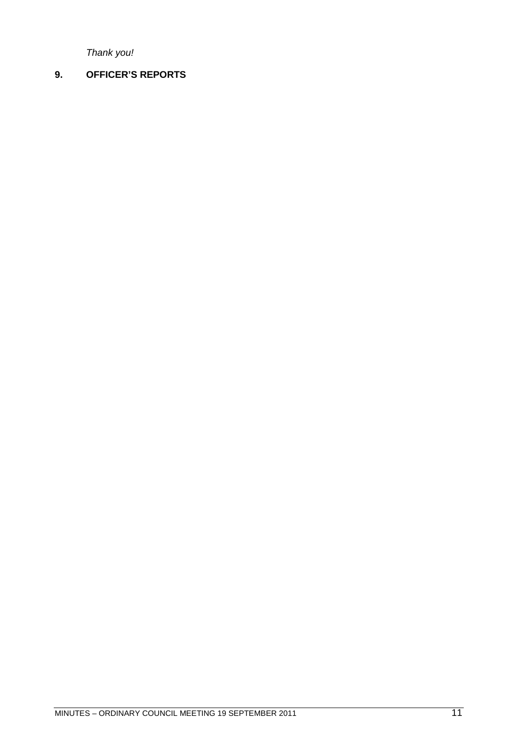*Thank you!*

## 9. OFFICER'S REPORTS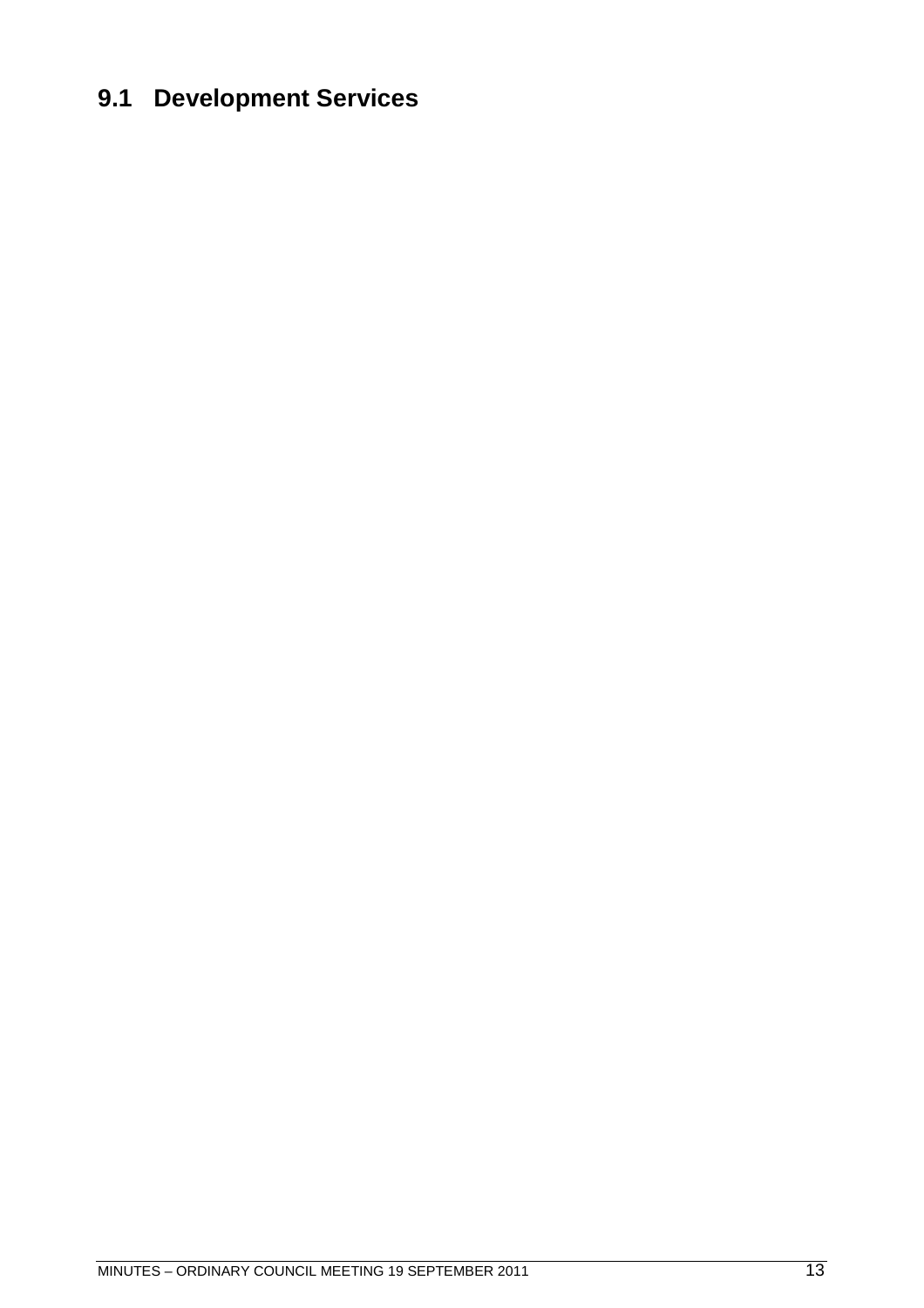## 9.1 Development Services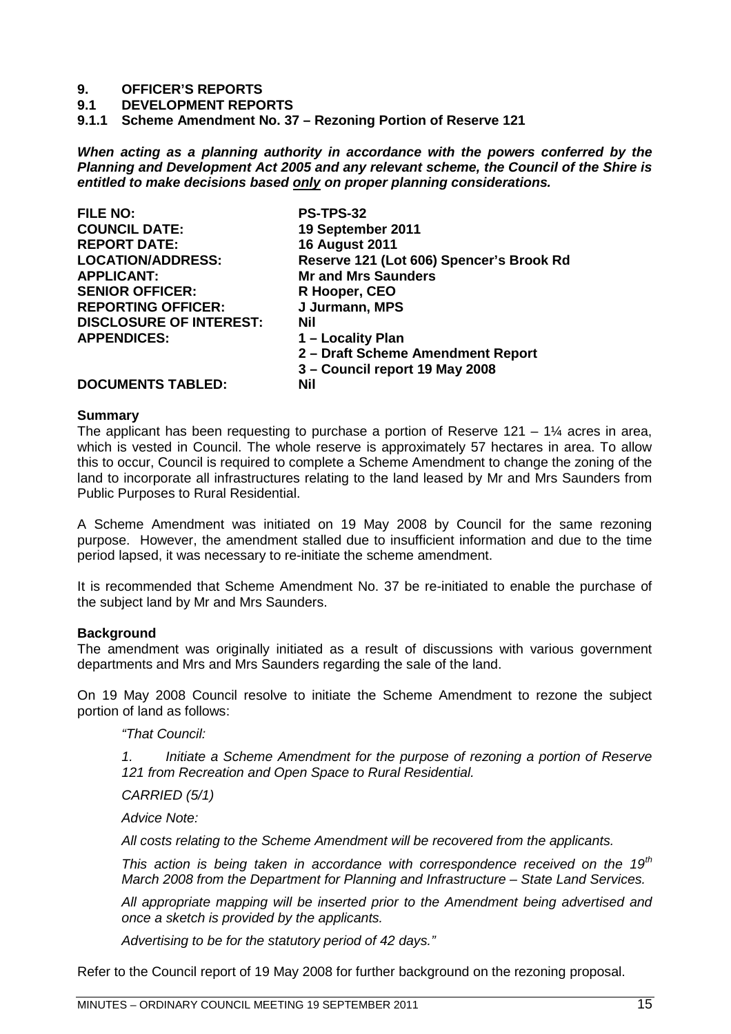# 9. OFFICER'S REPORTS

## 9.1 DEVELOPMENT REPORTS

### 9.1.1 Scheme Amendment No. 37 – Rezoning Portion of Reserve 121

***When acting as a planning authority in accordance with the powers conferred by the Planning and Development Act 2005 and any relevant scheme, the Council of the Shire is entitled to make decisions based <u>only</u> on proper planning considerations.***

| | |
|---|---|
| **FILE NO:** | **PS-TPS-32** |
| **COUNCIL DATE:** | **19 September 2011** |
| **REPORT DATE:** | **16 August 2011** |
| **LOCATION/ADDRESS:** | **Reserve 121 (Lot 606) Spencer's Brook Rd** |
| **APPLICANT:** | **Mr and Mrs Saunders** |
| **SENIOR OFFICER:** | **R Hooper, CEO** |
| **REPORTING OFFICER:** | **J Jurmann, MPS** |
| **DISCLOSURE OF INTEREST:** | **Nil** |
| **APPENDICES:** | **1 – Locality Plan**<br>**2 – Draft Scheme Amendment Report**<br>**3 – Council report 19 May 2008** |
| **DOCUMENTS TABLED:** | **Nil** |

**Summary**

The applicant has been requesting to purchase a portion of Reserve 121 – 1¼ acres in area, which is vested in Council. The whole reserve is approximately 57 hectares in area. To allow this to occur, Council is required to complete a Scheme Amendment to change the zoning of the land to incorporate all infrastructures relating to the land leased by Mr and Mrs Saunders from Public Purposes to Rural Residential.

A Scheme Amendment was initiated on 19 May 2008 by Council for the same rezoning purpose. However, the amendment stalled due to insufficient information and due to the time period lapsed, it was necessary to re-initiate the scheme amendment.

It is recommended that Scheme Amendment No. 37 be re-initiated to enable the purchase of the subject land by Mr and Mrs Saunders.

**Background**

The amendment was originally initiated as a result of discussions with various government departments and Mrs and Mrs Saunders regarding the sale of the land.

On 19 May 2008 Council resolve to initiate the Scheme Amendment to rezone the subject portion of land as follows:

> *"That Council:*
>
> *1. Initiate a Scheme Amendment for the purpose of rezoning a portion of Reserve 121 from Recreation and Open Space to Rural Residential.*
>
> *CARRIED (5/1)*
>
> *Advice Note:*
>
> *All costs relating to the Scheme Amendment will be recovered from the applicants.*
>
> *This action is being taken in accordance with correspondence received on the 19th March 2008 from the Department for Planning and Infrastructure – State Land Services.*
>
> *All appropriate mapping will be inserted prior to the Amendment being advertised and once a sketch is provided by the applicants.*
>
> *Advertising to be for the statutory period of 42 days."*

Refer to the Council report of 19 May 2008 for further background on the rezoning proposal.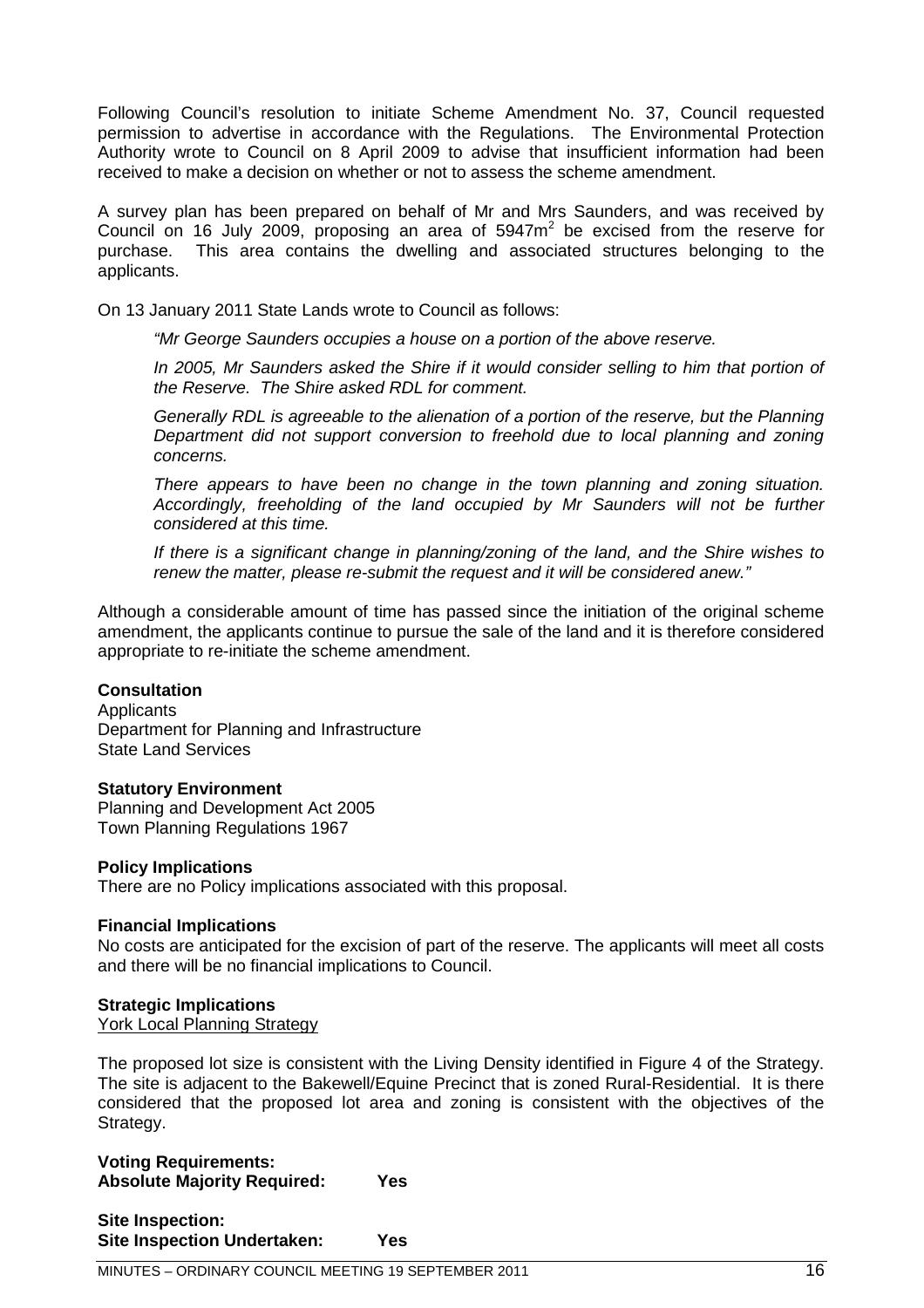Following Council's resolution to initiate Scheme Amendment No. 37, Council requested permission to advertise in accordance with the Regulations. The Environmental Protection Authority wrote to Council on 8 April 2009 to advise that insufficient information had been received to make a decision on whether or not to assess the scheme amendment.

A survey plan has been prepared on behalf of Mr and Mrs Saunders, and was received by Council on 16 July 2009, proposing an area of 5947m$^2$ be excised from the reserve for purchase. This area contains the dwelling and associated structures belonging to the applicants.

On 13 January 2011 State Lands wrote to Council as follows:

> *"Mr George Saunders occupies a house on a portion of the above reserve.*
>
> *In 2005, Mr Saunders asked the Shire if it would consider selling to him that portion of the Reserve. The Shire asked RDL for comment.*
>
> *Generally RDL is agreeable to the alienation of a portion of the reserve, but the Planning Department did not support conversion to freehold due to local planning and zoning concerns.*
>
> *There appears to have been no change in the town planning and zoning situation. Accordingly, freeholding of the land occupied by Mr Saunders will not be further considered at this time.*
>
> *If there is a significant change in planning/zoning of the land, and the Shire wishes to renew the matter, please re-submit the request and it will be considered anew."*

Although a considerable amount of time has passed since the initiation of the original scheme amendment, the applicants continue to pursue the sale of the land and it is therefore considered appropriate to re-initiate the scheme amendment.

**Consultation**
Applicants
Department for Planning and Infrastructure
State Land Services

**Statutory Environment**
Planning and Development Act 2005
Town Planning Regulations 1967

**Policy Implications**
There are no Policy implications associated with this proposal.

**Financial Implications**
No costs are anticipated for the excision of part of the reserve. The applicants will meet all costs and there will be no financial implications to Council.

**Strategic Implications**
York Local Planning Strategy

The proposed lot size is consistent with the Living Density identified in Figure 4 of the Strategy. The site is adjacent to the Bakewell/Equine Precinct that is zoned Rural-Residential. It is there considered that the proposed lot area and zoning is consistent with the objectives of the Strategy.

**Voting Requirements:**
**Absolute Majority Required: Yes**

**Site Inspection:**
**Site Inspection Undertaken: Yes**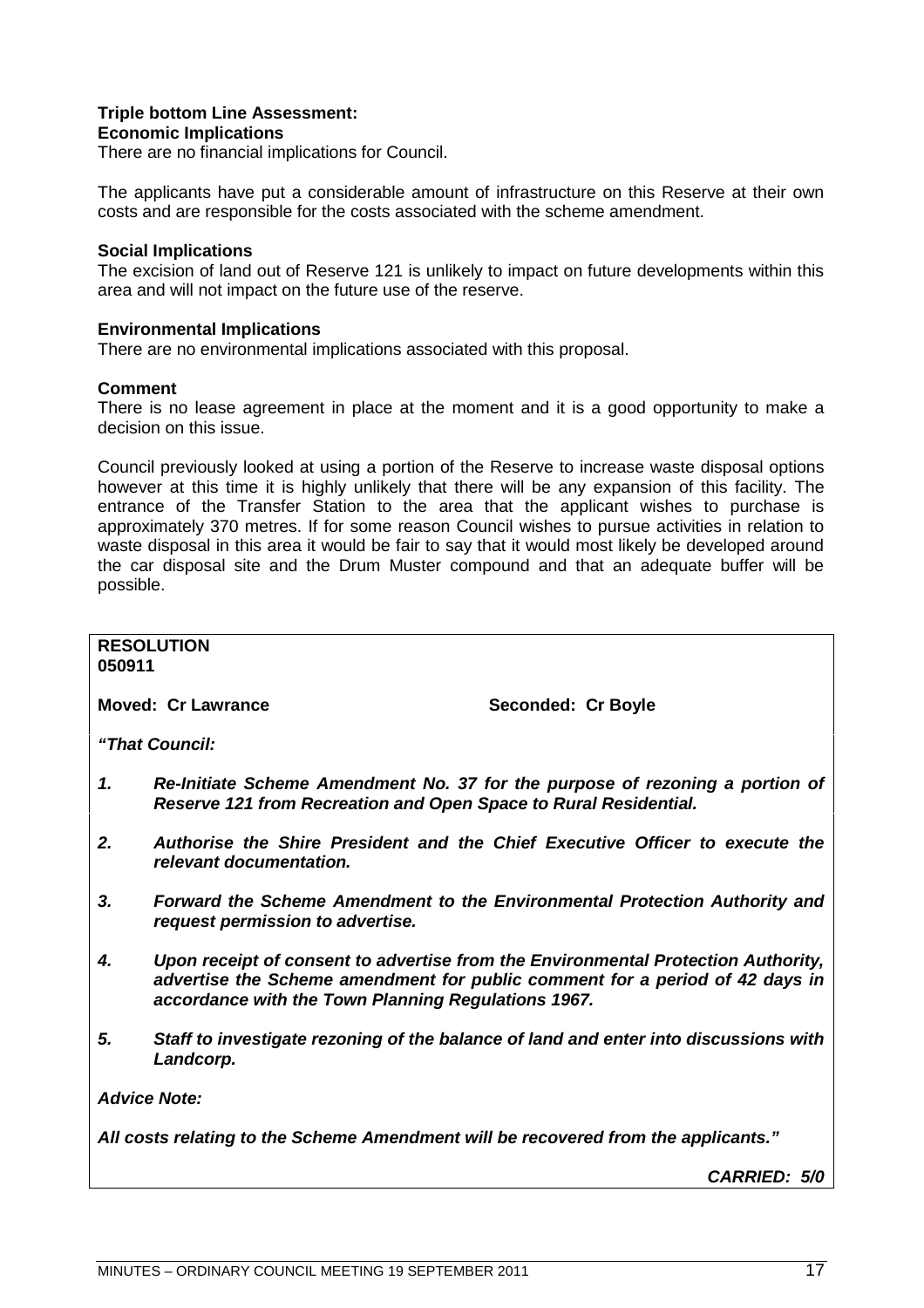**Triple bottom Line Assessment:**
**Economic Implications**
There are no financial implications for Council.

The applicants have put a considerable amount of infrastructure on this Reserve at their own costs and are responsible for the costs associated with the scheme amendment.

**Social Implications**
The excision of land out of Reserve 121 is unlikely to impact on future developments within this area and will not impact on the future use of the reserve.

**Environmental Implications**
There are no environmental implications associated with this proposal.

**Comment**
There is no lease agreement in place at the moment and it is a good opportunity to make a decision on this issue.

Council previously looked at using a portion of the Reserve to increase waste disposal options however at this time it is highly unlikely that there will be any expansion of this facility. The entrance of the Transfer Station to the area that the applicant wishes to purchase is approximately 370 metres. If for some reason Council wishes to pursue activities in relation to waste disposal in this area it would be fair to say that it would most likely be developed around the car disposal site and the Drum Muster compound and that an adequate buffer will be possible.

**RESOLUTION**
**050911**

**Moved: Cr Lawrance** **Seconded: Cr Boyle**

***"That Council:***

1. ***Re-Initiate Scheme Amendment No. 37 for the purpose of rezoning a portion of Reserve 121 from Recreation and Open Space to Rural Residential.***

2. ***Authorise the Shire President and the Chief Executive Officer to execute the relevant documentation.***

3. ***Forward the Scheme Amendment to the Environmental Protection Authority and request permission to advertise.***

4. ***Upon receipt of consent to advertise from the Environmental Protection Authority, advertise the Scheme amendment for public comment for a period of 42 days in accordance with the Town Planning Regulations 1967.***

5. ***Staff to investigate rezoning of the balance of land and enter into discussions with Landcorp.***

***Advice Note:***

***All costs relating to the Scheme Amendment will be recovered from the applicants."***

***CARRIED: 5/0***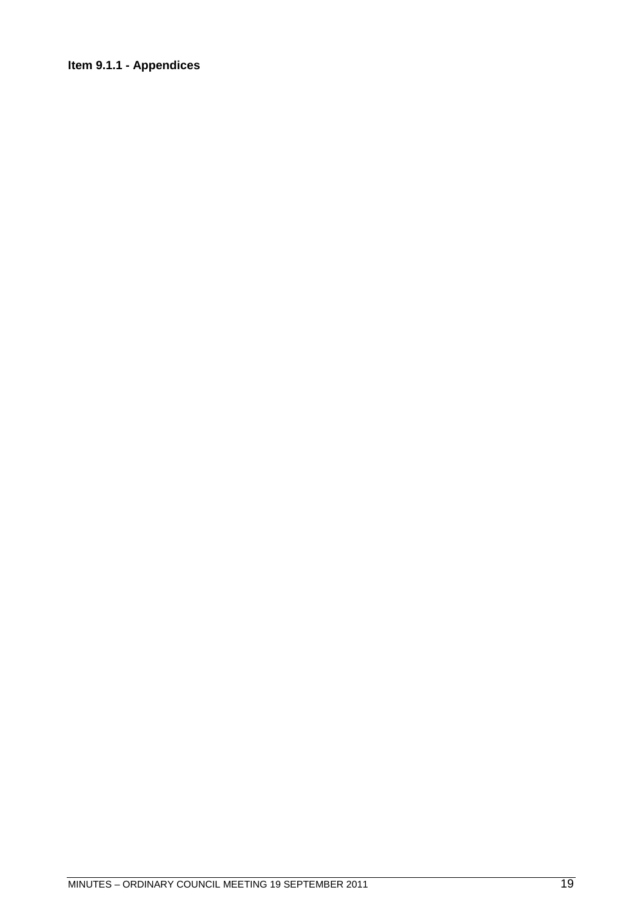**Item 9.1.1 - Appendices**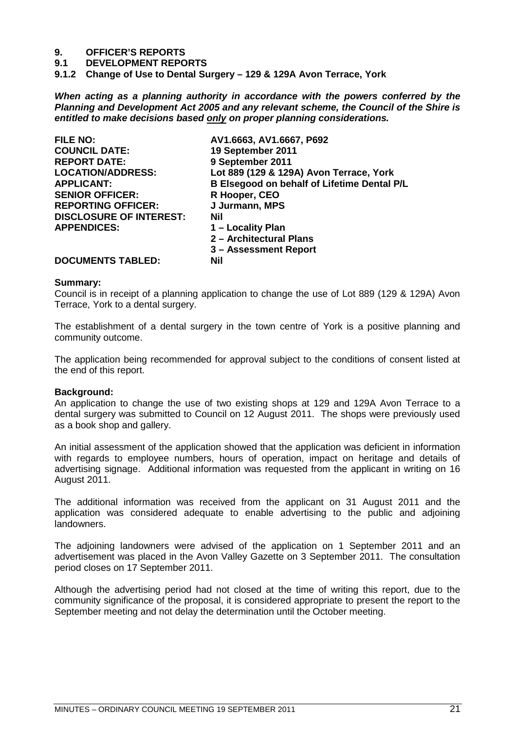# 9. OFFICER'S REPORTS

## 9.1 DEVELOPMENT REPORTS

### 9.1.2 Change of Use to Dental Surgery – 129 & 129A Avon Terrace, York

***When acting as a planning authority in accordance with the powers conferred by the Planning and Development Act 2005 and any relevant scheme, the Council of the Shire is entitled to make decisions based only on proper planning considerations.***

| | |
|---|---|
| **FILE NO:** | **AV1.6663, AV1.6667, P692** |
| **COUNCIL DATE:** | **19 September 2011** |
| **REPORT DATE:** | **9 September 2011** |
| **LOCATION/ADDRESS:** | **Lot 889 (129 & 129A) Avon Terrace, York** |
| **APPLICANT:** | **B Elsegood on behalf of Lifetime Dental P/L** |
| **SENIOR OFFICER:** | **R Hooper, CEO** |
| **REPORTING OFFICER:** | **J Jurmann, MPS** |
| **DISCLOSURE OF INTEREST:** | **Nil** |
| **APPENDICES:** | **1 – Locality Plan**<br>**2 – Architectural Plans**<br>**3 – Assessment Report** |
| **DOCUMENTS TABLED:** | **Nil** |

**Summary:**

Council is in receipt of a planning application to change the use of Lot 889 (129 & 129A) Avon Terrace, York to a dental surgery.

The establishment of a dental surgery in the town centre of York is a positive planning and community outcome.

The application being recommended for approval subject to the conditions of consent listed at the end of this report.

**Background:**

An application to change the use of two existing shops at 129 and 129A Avon Terrace to a dental surgery was submitted to Council on 12 August 2011. The shops were previously used as a book shop and gallery.

An initial assessment of the application showed that the application was deficient in information with regards to employee numbers, hours of operation, impact on heritage and details of advertising signage. Additional information was requested from the applicant in writing on 16 August 2011.

The additional information was received from the applicant on 31 August 2011 and the application was considered adequate to enable advertising to the public and adjoining landowners.

The adjoining landowners were advised of the application on 1 September 2011 and an advertisement was placed in the Avon Valley Gazette on 3 September 2011. The consultation period closes on 17 September 2011.

Although the advertising period had not closed at the time of writing this report, due to the community significance of the proposal, it is considered appropriate to present the report to the September meeting and not delay the determination until the October meeting.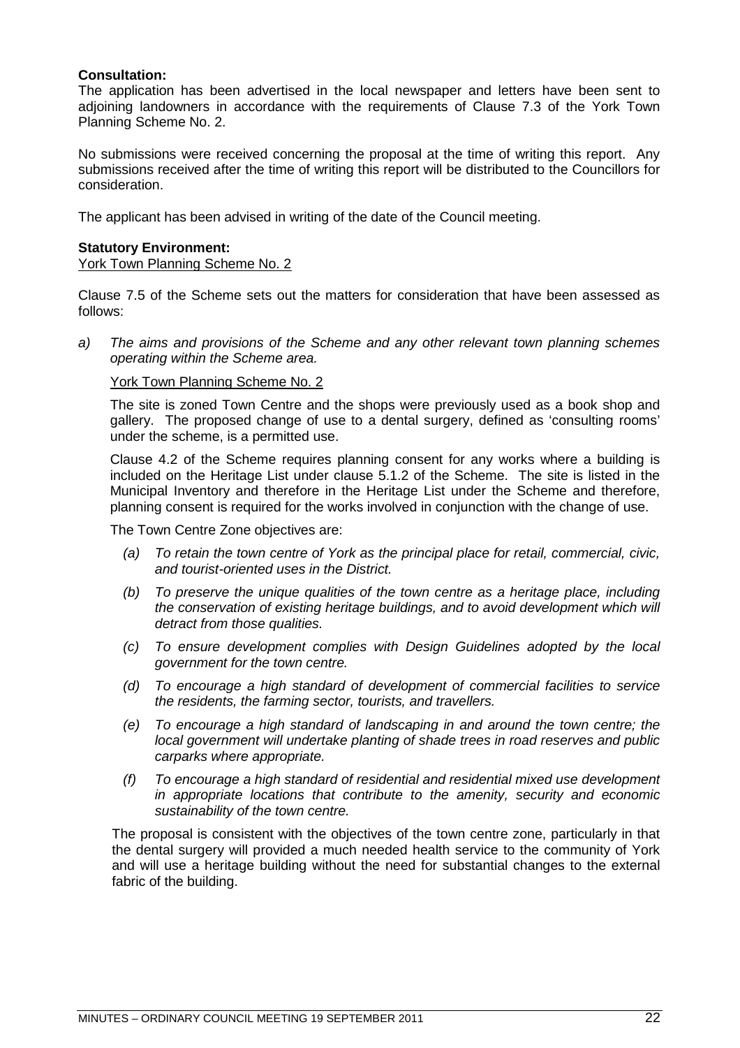**Consultation:**
The application has been advertised in the local newspaper and letters have been sent to adjoining landowners in accordance with the requirements of Clause 7.3 of the York Town Planning Scheme No. 2.

No submissions were received concerning the proposal at the time of writing this report. Any submissions received after the time of writing this report will be distributed to the Councillors for consideration.

The applicant has been advised in writing of the date of the Council meeting.

**Statutory Environment:**
York Town Planning Scheme No. 2

Clause 7.5 of the Scheme sets out the matters for consideration that have been assessed as follows:

a) *The aims and provisions of the Scheme and any other relevant town planning schemes operating within the Scheme area.*

York Town Planning Scheme No. 2

The site is zoned Town Centre and the shops were previously used as a book shop and gallery. The proposed change of use to a dental surgery, defined as 'consulting rooms' under the scheme, is a permitted use.

Clause 4.2 of the Scheme requires planning consent for any works where a building is included on the Heritage List under clause 5.1.2 of the Scheme. The site is listed in the Municipal Inventory and therefore in the Heritage List under the Scheme and therefore, planning consent is required for the works involved in conjunction with the change of use.

The Town Centre Zone objectives are:

(a) *To retain the town centre of York as the principal place for retail, commercial, civic, and tourist-oriented uses in the District.*

(b) *To preserve the unique qualities of the town centre as a heritage place, including the conservation of existing heritage buildings, and to avoid development which will detract from those qualities.*

(c) *To ensure development complies with Design Guidelines adopted by the local government for the town centre.*

(d) *To encourage a high standard of development of commercial facilities to service the residents, the farming sector, tourists, and travellers.*

(e) *To encourage a high standard of landscaping in and around the town centre; the local government will undertake planting of shade trees in road reserves and public carparks where appropriate.*

(f) *To encourage a high standard of residential and residential mixed use development in appropriate locations that contribute to the amenity, security and economic sustainability of the town centre.*

The proposal is consistent with the objectives of the town centre zone, particularly in that the dental surgery will provided a much needed health service to the community of York and will use a heritage building without the need for substantial changes to the external fabric of the building.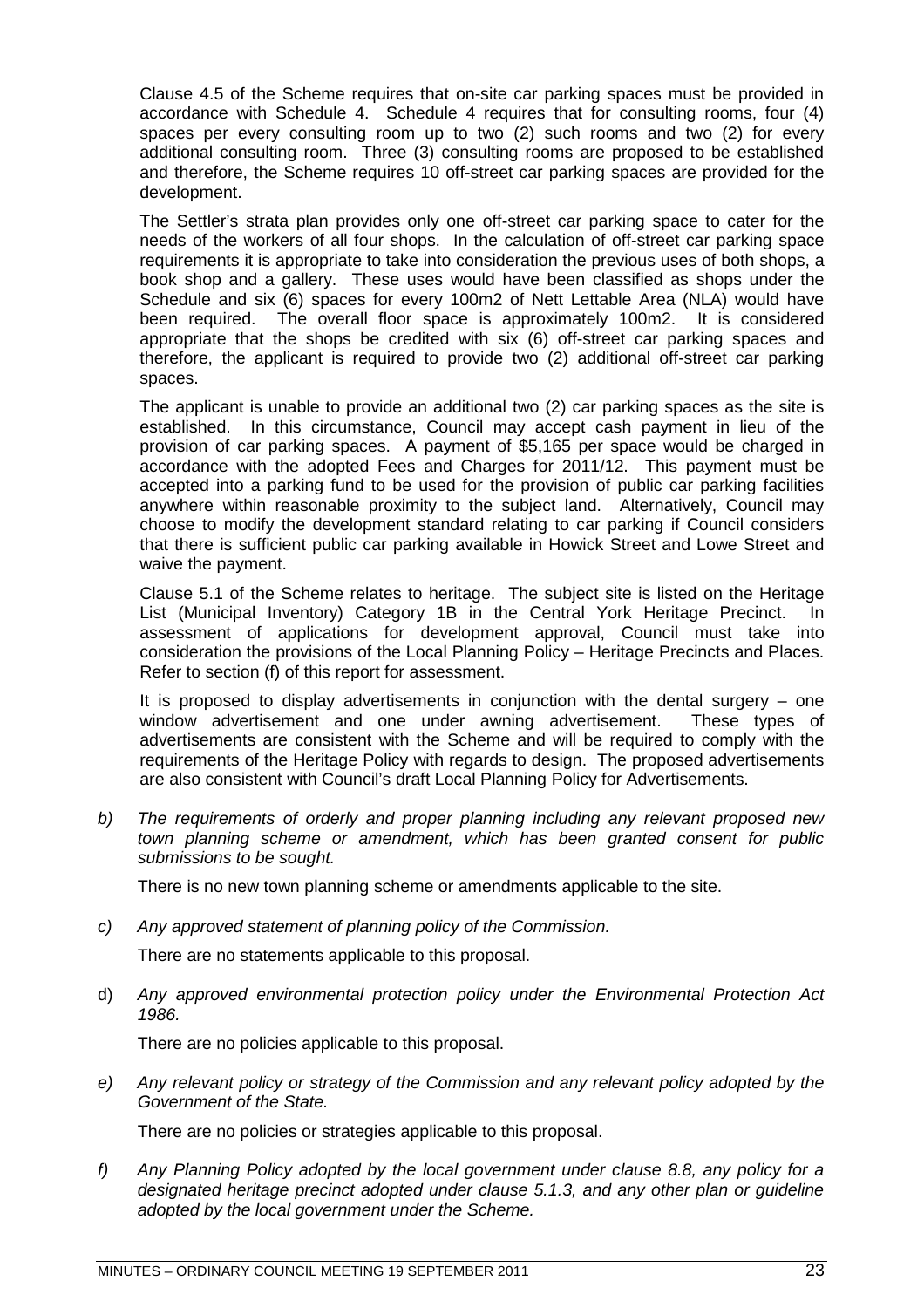Clause 4.5 of the Scheme requires that on-site car parking spaces must be provided in accordance with Schedule 4. Schedule 4 requires that for consulting rooms, four (4) spaces per every consulting room up to two (2) such rooms and two (2) for every additional consulting room. Three (3) consulting rooms are proposed to be established and therefore, the Scheme requires 10 off-street car parking spaces are provided for the development.

The Settler's strata plan provides only one off-street car parking space to cater for the needs of the workers of all four shops. In the calculation of off-street car parking space requirements it is appropriate to take into consideration the previous uses of both shops, a book shop and a gallery. These uses would have been classified as shops under the Schedule and six (6) spaces for every 100m2 of Nett Lettable Area (NLA) would have been required. The overall floor space is approximately 100m2. It is considered appropriate that the shops be credited with six (6) off-street car parking spaces and therefore, the applicant is required to provide two (2) additional off-street car parking spaces.

The applicant is unable to provide an additional two (2) car parking spaces as the site is established. In this circumstance, Council may accept cash payment in lieu of the provision of car parking spaces. A payment of $5,165 per space would be charged in accordance with the adopted Fees and Charges for 2011/12. This payment must be accepted into a parking fund to be used for the provision of public car parking facilities anywhere within reasonable proximity to the subject land. Alternatively, Council may choose to modify the development standard relating to car parking if Council considers that there is sufficient public car parking available in Howick Street and Lowe Street and waive the payment.

Clause 5.1 of the Scheme relates to heritage. The subject site is listed on the Heritage List (Municipal Inventory) Category 1B in the Central York Heritage Precinct. In assessment of applications for development approval, Council must take into consideration the provisions of the Local Planning Policy – Heritage Precincts and Places. Refer to section (f) of this report for assessment.

It is proposed to display advertisements in conjunction with the dental surgery – one window advertisement and one under awning advertisement. These types of advertisements are consistent with the Scheme and will be required to comply with the requirements of the Heritage Policy with regards to design. The proposed advertisements are also consistent with Council's draft Local Planning Policy for Advertisements.

b) *The requirements of orderly and proper planning including any relevant proposed new town planning scheme or amendment, which has been granted consent for public submissions to be sought.*

   There is no new town planning scheme or amendments applicable to the site.

c) *Any approved statement of planning policy of the Commission.*

   There are no statements applicable to this proposal.

d) *Any approved environmental protection policy under the Environmental Protection Act 1986.*

   There are no policies applicable to this proposal.

e) *Any relevant policy or strategy of the Commission and any relevant policy adopted by the Government of the State.*

   There are no policies or strategies applicable to this proposal.

f) *Any Planning Policy adopted by the local government under clause 8.8, any policy for a designated heritage precinct adopted under clause 5.1.3, and any other plan or guideline adopted by the local government under the Scheme.*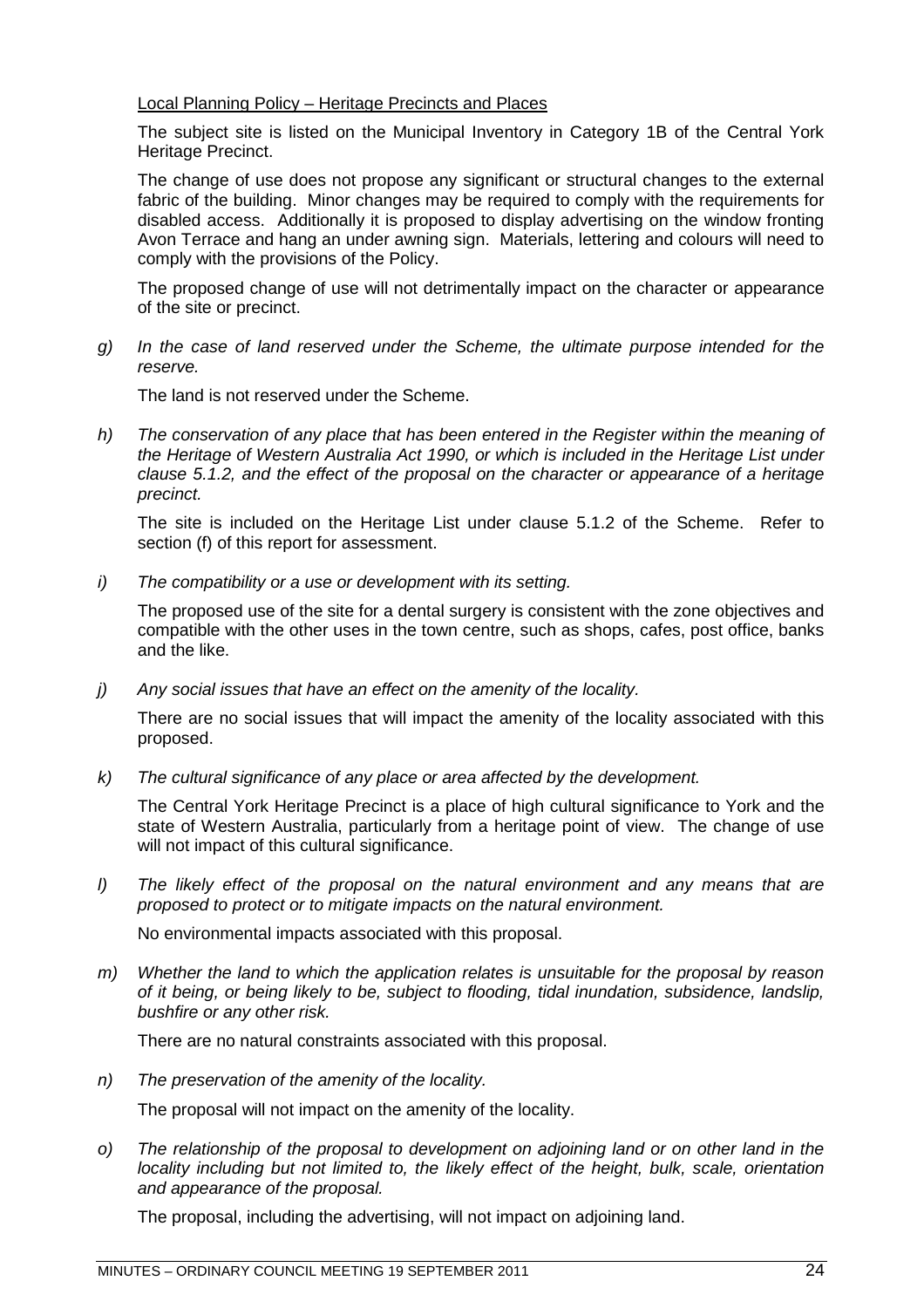Local Planning Policy – Heritage Precincts and Places

The subject site is listed on the Municipal Inventory in Category 1B of the Central York Heritage Precinct.

The change of use does not propose any significant or structural changes to the external fabric of the building. Minor changes may be required to comply with the requirements for disabled access. Additionally it is proposed to display advertising on the window fronting Avon Terrace and hang an under awning sign. Materials, lettering and colours will need to comply with the provisions of the Policy.

The proposed change of use will not detrimentally impact on the character or appearance of the site or precinct.

g) *In the case of land reserved under the Scheme, the ultimate purpose intended for the reserve.*

The land is not reserved under the Scheme.

h) *The conservation of any place that has been entered in the Register within the meaning of the Heritage of Western Australia Act 1990, or which is included in the Heritage List under clause 5.1.2, and the effect of the proposal on the character or appearance of a heritage precinct.*

The site is included on the Heritage List under clause 5.1.2 of the Scheme. Refer to section (f) of this report for assessment.

i) *The compatibility or a use or development with its setting.*

The proposed use of the site for a dental surgery is consistent with the zone objectives and compatible with the other uses in the town centre, such as shops, cafes, post office, banks and the like.

j) *Any social issues that have an effect on the amenity of the locality.*

There are no social issues that will impact the amenity of the locality associated with this proposed.

k) *The cultural significance of any place or area affected by the development.*

The Central York Heritage Precinct is a place of high cultural significance to York and the state of Western Australia, particularly from a heritage point of view. The change of use will not impact of this cultural significance.

l) *The likely effect of the proposal on the natural environment and any means that are proposed to protect or to mitigate impacts on the natural environment.*

No environmental impacts associated with this proposal.

m) *Whether the land to which the application relates is unsuitable for the proposal by reason of it being, or being likely to be, subject to flooding, tidal inundation, subsidence, landslip, bushfire or any other risk.*

There are no natural constraints associated with this proposal.

n) *The preservation of the amenity of the locality.*

The proposal will not impact on the amenity of the locality.

o) *The relationship of the proposal to development on adjoining land or on other land in the locality including but not limited to, the likely effect of the height, bulk, scale, orientation and appearance of the proposal.*

The proposal, including the advertising, will not impact on adjoining land.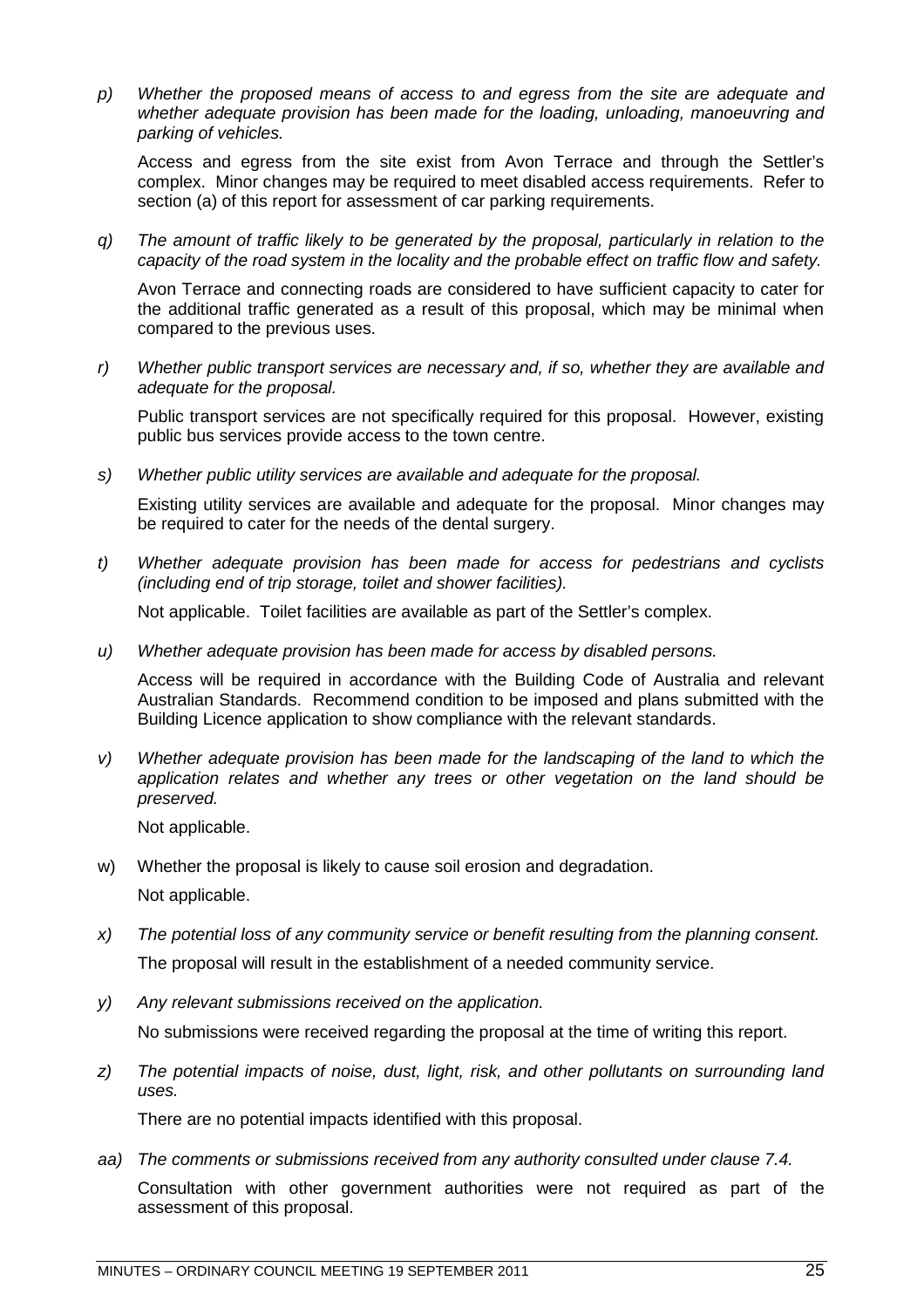p) *Whether the proposed means of access to and egress from the site are adequate and whether adequate provision has been made for the loading, unloading, manoeuvring and parking of vehicles.*

   Access and egress from the site exist from Avon Terrace and through the Settler's complex. Minor changes may be required to meet disabled access requirements. Refer to section (a) of this report for assessment of car parking requirements.

q) *The amount of traffic likely to be generated by the proposal, particularly in relation to the capacity of the road system in the locality and the probable effect on traffic flow and safety.*

   Avon Terrace and connecting roads are considered to have sufficient capacity to cater for the additional traffic generated as a result of this proposal, which may be minimal when compared to the previous uses.

r) *Whether public transport services are necessary and, if so, whether they are available and adequate for the proposal.*

   Public transport services are not specifically required for this proposal. However, existing public bus services provide access to the town centre.

s) *Whether public utility services are available and adequate for the proposal.*

   Existing utility services are available and adequate for the proposal. Minor changes may be required to cater for the needs of the dental surgery.

t) *Whether adequate provision has been made for access for pedestrians and cyclists (including end of trip storage, toilet and shower facilities).*

   Not applicable. Toilet facilities are available as part of the Settler's complex.

u) *Whether adequate provision has been made for access by disabled persons.*

   Access will be required in accordance with the Building Code of Australia and relevant Australian Standards. Recommend condition to be imposed and plans submitted with the Building Licence application to show compliance with the relevant standards.

v) *Whether adequate provision has been made for the landscaping of the land to which the application relates and whether any trees or other vegetation on the land should be preserved.*

   Not applicable.

w) Whether the proposal is likely to cause soil erosion and degradation.

   Not applicable.

x) *The potential loss of any community service or benefit resulting from the planning consent.*

   The proposal will result in the establishment of a needed community service.

y) *Any relevant submissions received on the application.*

   No submissions were received regarding the proposal at the time of writing this report.

z) *The potential impacts of noise, dust, light, risk, and other pollutants on surrounding land uses.*

   There are no potential impacts identified with this proposal.

aa) *The comments or submissions received from any authority consulted under clause 7.4.*

   Consultation with other government authorities were not required as part of the assessment of this proposal.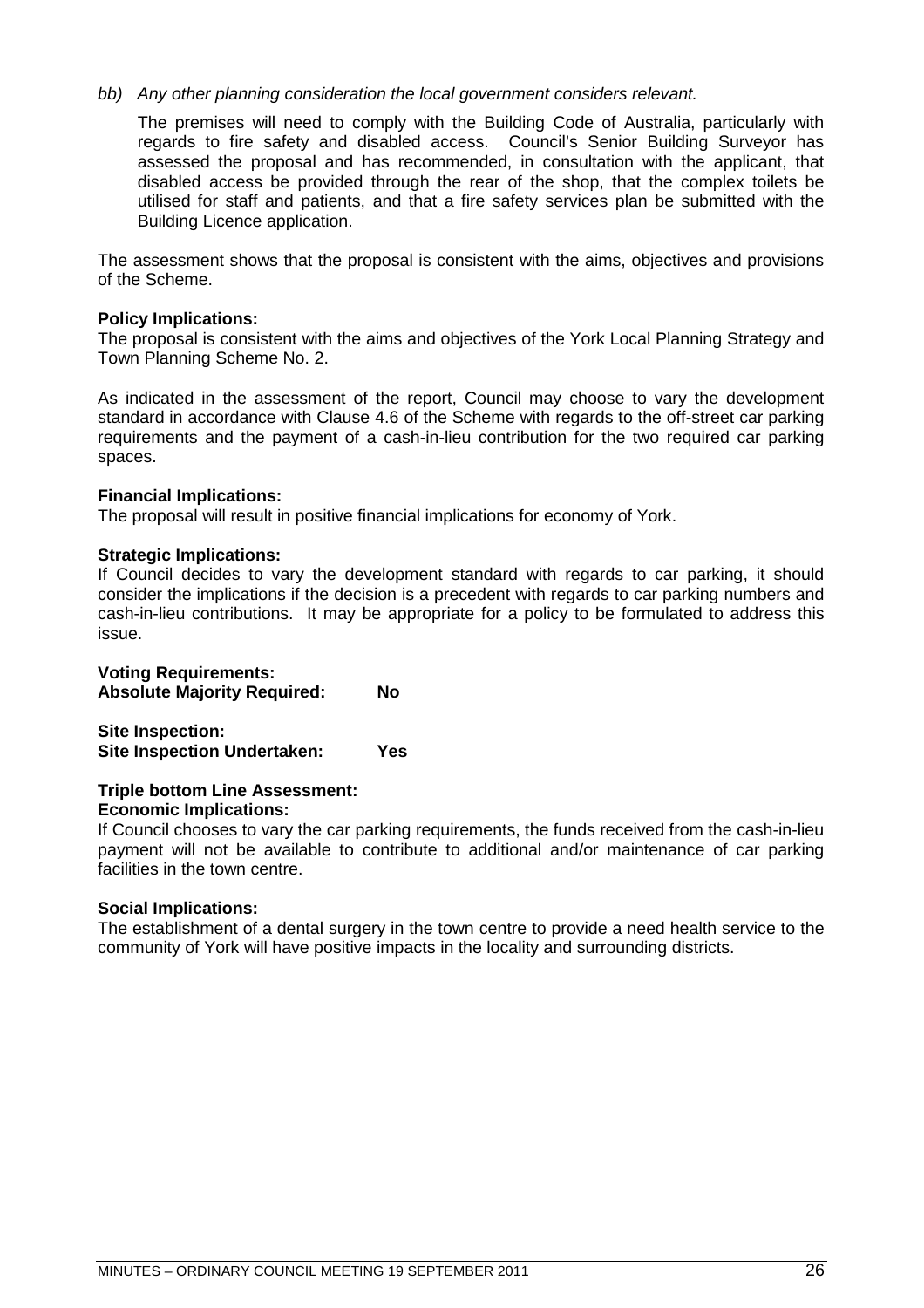*bb) Any other planning consideration the local government considers relevant.*

The premises will need to comply with the Building Code of Australia, particularly with regards to fire safety and disabled access. Council's Senior Building Surveyor has assessed the proposal and has recommended, in consultation with the applicant, that disabled access be provided through the rear of the shop, that the complex toilets be utilised for staff and patients, and that a fire safety services plan be submitted with the Building Licence application.

The assessment shows that the proposal is consistent with the aims, objectives and provisions of the Scheme.

**Policy Implications:**
The proposal is consistent with the aims and objectives of the York Local Planning Strategy and Town Planning Scheme No. 2.

As indicated in the assessment of the report, Council may choose to vary the development standard in accordance with Clause 4.6 of the Scheme with regards to the off-street car parking requirements and the payment of a cash-in-lieu contribution for the two required car parking spaces.

**Financial Implications:**
The proposal will result in positive financial implications for economy of York.

**Strategic Implications:**
If Council decides to vary the development standard with regards to car parking, it should consider the implications if the decision is a precedent with regards to car parking numbers and cash-in-lieu contributions. It may be appropriate for a policy to be formulated to address this issue.

**Voting Requirements:**
**Absolute Majority Required: No**

**Site Inspection:**
**Site Inspection Undertaken: Yes**

**Triple bottom Line Assessment:**
**Economic Implications:**
If Council chooses to vary the car parking requirements, the funds received from the cash-in-lieu payment will not be available to contribute to additional and/or maintenance of car parking facilities in the town centre.

**Social Implications:**
The establishment of a dental surgery in the town centre to provide a need health service to the community of York will have positive impacts in the locality and surrounding districts.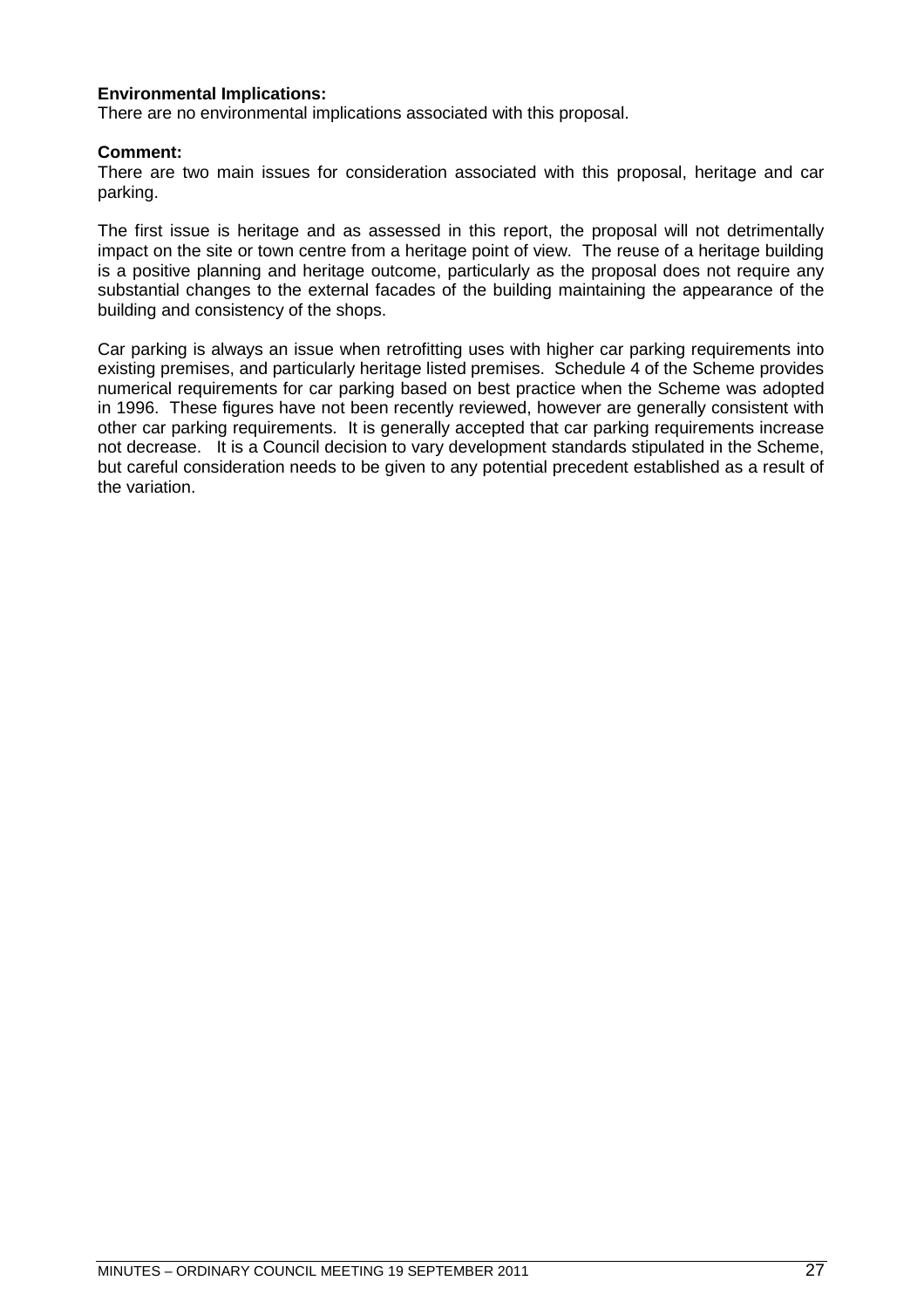**Environmental Implications:**
There are no environmental implications associated with this proposal.

**Comment:**
There are two main issues for consideration associated with this proposal, heritage and car parking.

The first issue is heritage and as assessed in this report, the proposal will not detrimentally impact on the site or town centre from a heritage point of view. The reuse of a heritage building is a positive planning and heritage outcome, particularly as the proposal does not require any substantial changes to the external facades of the building maintaining the appearance of the building and consistency of the shops.

Car parking is always an issue when retrofitting uses with higher car parking requirements into existing premises, and particularly heritage listed premises. Schedule 4 of the Scheme provides numerical requirements for car parking based on best practice when the Scheme was adopted in 1996. These figures have not been recently reviewed, however are generally consistent with other car parking requirements. It is generally accepted that car parking requirements increase not decrease. It is a Council decision to vary development standards stipulated in the Scheme, but careful consideration needs to be given to any potential precedent established as a result of the variation.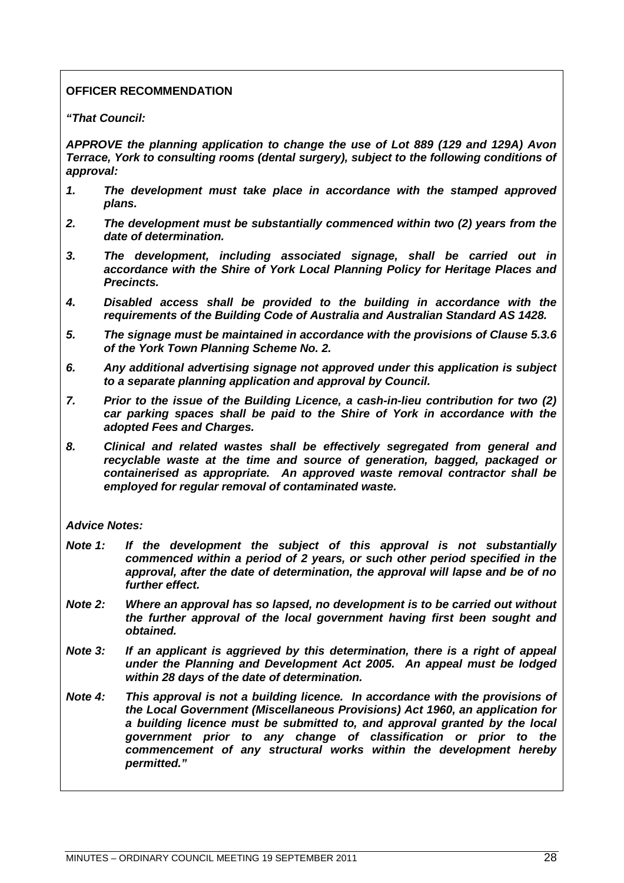**OFFICER RECOMMENDATION**

***"That Council:***

***APPROVE the planning application to change the use of Lot 889 (129 and 129A) Avon Terrace, York to consulting rooms (dental surgery), subject to the following conditions of approval:***

1. ***The development must take place in accordance with the stamped approved plans.***
2. ***The development must be substantially commenced within two (2) years from the date of determination.***
3. ***The development, including associated signage, shall be carried out in accordance with the Shire of York Local Planning Policy for Heritage Places and Precincts.***
4. ***Disabled access shall be provided to the building in accordance with the requirements of the Building Code of Australia and Australian Standard AS 1428.***
5. ***The signage must be maintained in accordance with the provisions of Clause 5.3.6 of the York Town Planning Scheme No. 2.***
6. ***Any additional advertising signage not approved under this application is subject to a separate planning application and approval by Council.***
7. ***Prior to the issue of the Building Licence, a cash-in-lieu contribution for two (2) car parking spaces shall be paid to the Shire of York in accordance with the adopted Fees and Charges.***
8. ***Clinical and related wastes shall be effectively segregated from general and recyclable waste at the time and source of generation, bagged, packaged or containerised as appropriate. An approved waste removal contractor shall be employed for regular removal of contaminated waste.***

***Advice Notes:***

***Note 1:*** ***If the development the subject of this approval is not substantially commenced within a period of 2 years, or such other period specified in the approval, after the date of determination, the approval will lapse and be of no further effect.***

***Note 2:*** ***Where an approval has so lapsed, no development is to be carried out without the further approval of the local government having first been sought and obtained.***

***Note 3:*** ***If an applicant is aggrieved by this determination, there is a right of appeal under the Planning and Development Act 2005. An appeal must be lodged within 28 days of the date of determination.***

***Note 4:*** ***This approval is not a building licence. In accordance with the provisions of the Local Government (Miscellaneous Provisions) Act 1960, an application for a building licence must be submitted to, and approval granted by the local government prior to any change of classification or prior to the commencement of any structural works within the development hereby permitted."***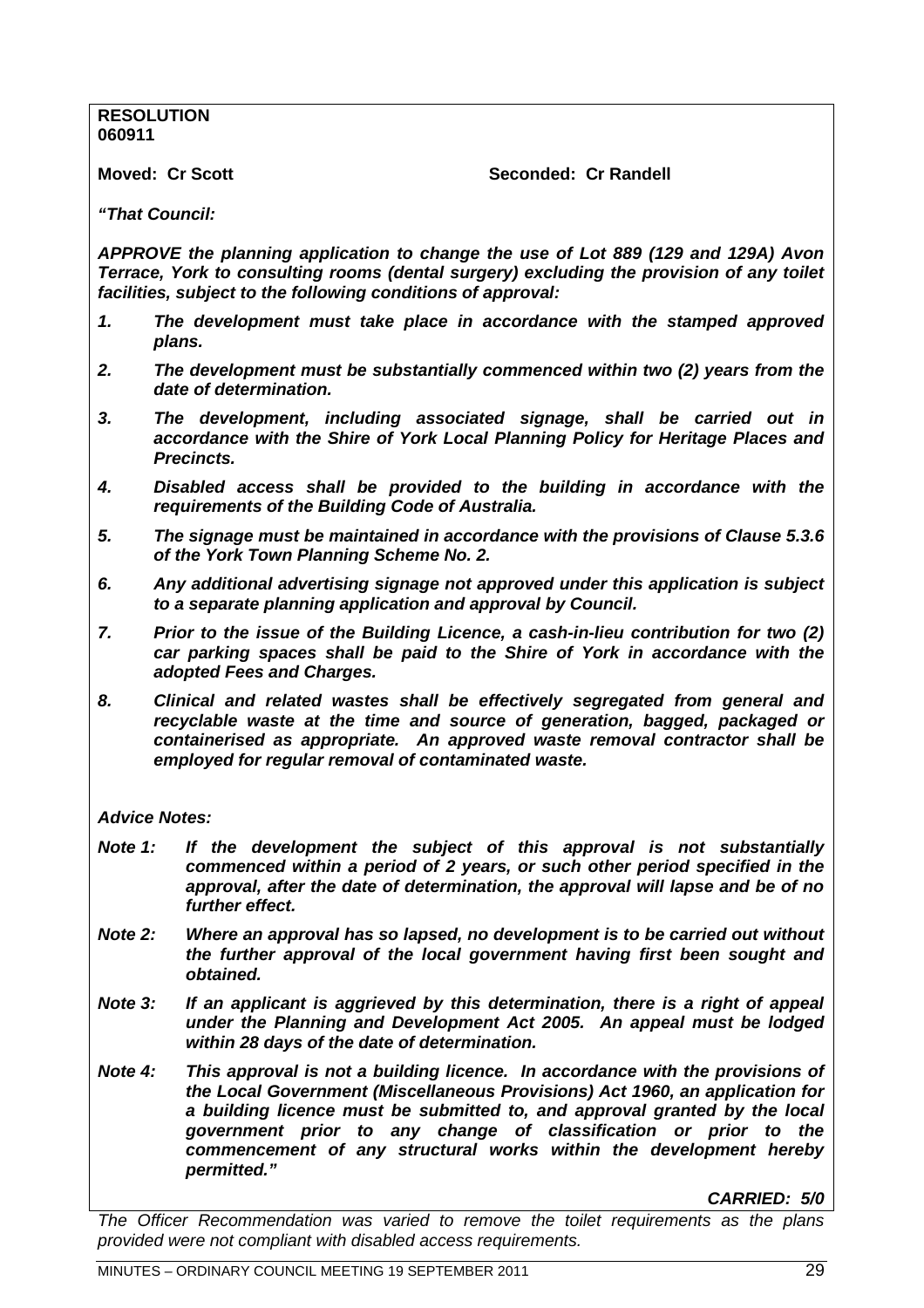**RESOLUTION**
**060911**

**Moved: Cr Scott** **Seconded: Cr Randell**

***"That Council:***

***APPROVE the planning application to change the use of Lot 889 (129 and 129A) Avon Terrace, York to consulting rooms (dental surgery) excluding the provision of any toilet facilities, subject to the following conditions of approval:***

1. ***The development must take place in accordance with the stamped approved plans.***
2. ***The development must be substantially commenced within two (2) years from the date of determination.***
3. ***The development, including associated signage, shall be carried out in accordance with the Shire of York Local Planning Policy for Heritage Places and Precincts.***
4. ***Disabled access shall be provided to the building in accordance with the requirements of the Building Code of Australia.***
5. ***The signage must be maintained in accordance with the provisions of Clause 5.3.6 of the York Town Planning Scheme No. 2.***
6. ***Any additional advertising signage not approved under this application is subject to a separate planning application and approval by Council.***
7. ***Prior to the issue of the Building Licence, a cash-in-lieu contribution for two (2) car parking spaces shall be paid to the Shire of York in accordance with the adopted Fees and Charges.***
8. ***Clinical and related wastes shall be effectively segregated from general and recyclable waste at the time and source of generation, bagged, packaged or containerised as appropriate. An approved waste removal contractor shall be employed for regular removal of contaminated waste.***

***Advice Notes:***

***Note 1:*** ***If the development the subject of this approval is not substantially commenced within a period of 2 years, or such other period specified in the approval, after the date of determination, the approval will lapse and be of no further effect.***

***Note 2:*** ***Where an approval has so lapsed, no development is to be carried out without the further approval of the local government having first been sought and obtained.***

***Note 3:*** ***If an applicant is aggrieved by this determination, there is a right of appeal under the Planning and Development Act 2005. An appeal must be lodged within 28 days of the date of determination.***

***Note 4:*** ***This approval is not a building licence. In accordance with the provisions of the Local Government (Miscellaneous Provisions) Act 1960, an application for a building licence must be submitted to, and approval granted by the local government prior to any change of classification or prior to the commencement of any structural works within the development hereby permitted."***

***CARRIED: 5/0***

*The Officer Recommendation was varied to remove the toilet requirements as the plans provided were not compliant with disabled access requirements.*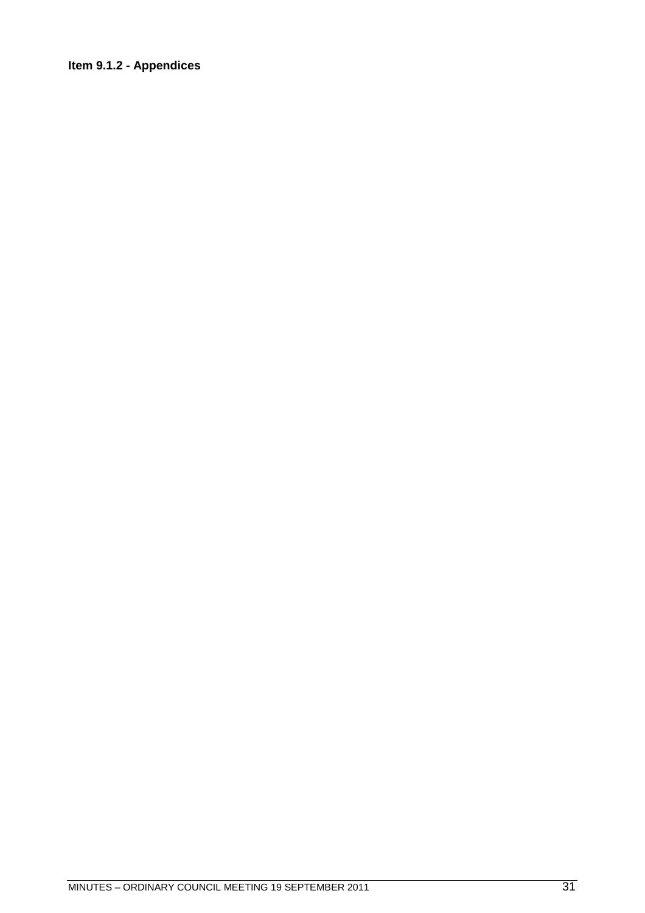**Item 9.1.2 - Appendices**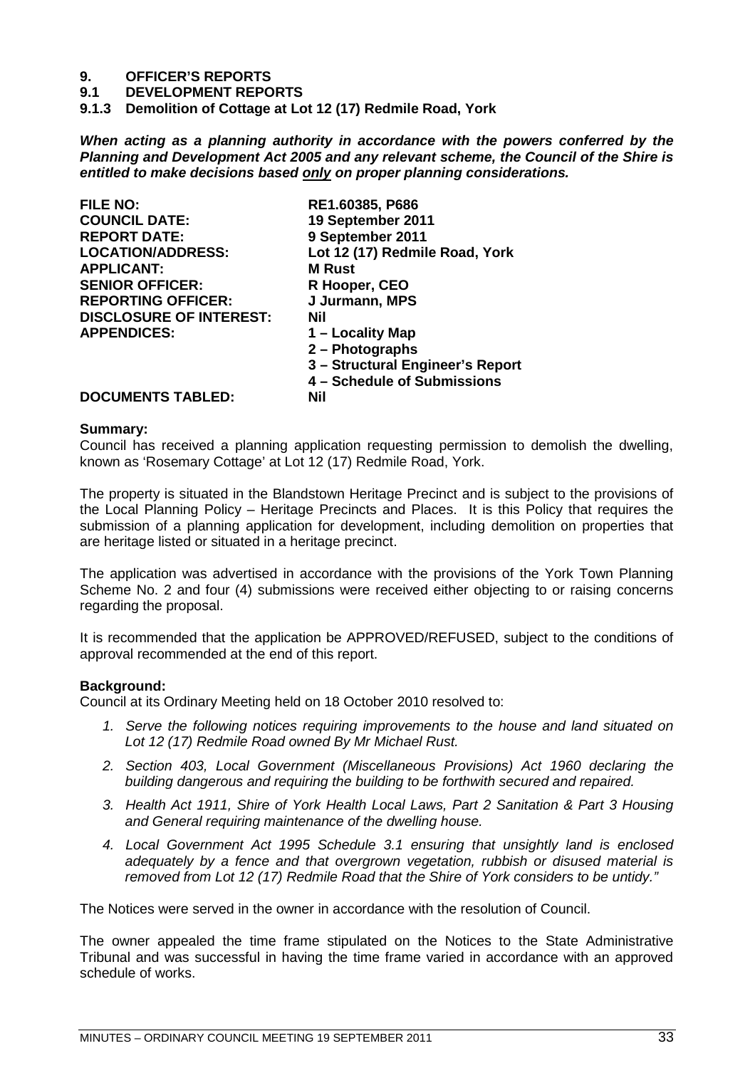# 9. OFFICER'S REPORTS

## 9.1 DEVELOPMENT REPORTS

### 9.1.3 Demolition of Cottage at Lot 12 (17) Redmile Road, York

***When acting as a planning authority in accordance with the powers conferred by the Planning and Development Act 2005 and any relevant scheme, the Council of the Shire is entitled to make decisions based only on proper planning considerations.***

| | |
|---|---|
| **FILE NO:** | **RE1.60385, P686** |
| **COUNCIL DATE:** | **19 September 2011** |
| **REPORT DATE:** | **9 September 2011** |
| **LOCATION/ADDRESS:** | **Lot 12 (17) Redmile Road, York** |
| **APPLICANT:** | **M Rust** |
| **SENIOR OFFICER:** | **R Hooper, CEO** |
| **REPORTING OFFICER:** | **J Jurmann, MPS** |
| **DISCLOSURE OF INTEREST:** | **Nil** |
| **APPENDICES:** | **1 – Locality Map**<br>**2 – Photographs**<br>**3 – Structural Engineer's Report**<br>**4 – Schedule of Submissions** |
| **DOCUMENTS TABLED:** | **Nil** |

**Summary:**

Council has received a planning application requesting permission to demolish the dwelling, known as 'Rosemary Cottage' at Lot 12 (17) Redmile Road, York.

The property is situated in the Blandstown Heritage Precinct and is subject to the provisions of the Local Planning Policy – Heritage Precincts and Places. It is this Policy that requires the submission of a planning application for development, including demolition on properties that are heritage listed or situated in a heritage precinct.

The application was advertised in accordance with the provisions of the York Town Planning Scheme No. 2 and four (4) submissions were received either objecting to or raising concerns regarding the proposal.

It is recommended that the application be APPROVED/REFUSED, subject to the conditions of approval recommended at the end of this report.

**Background:**

Council at its Ordinary Meeting held on 18 October 2010 resolved to:

1. *Serve the following notices requiring improvements to the house and land situated on Lot 12 (17) Redmile Road owned By Mr Michael Rust.*
2. *Section 403, Local Government (Miscellaneous Provisions) Act 1960 declaring the building dangerous and requiring the building to be forthwith secured and repaired.*
3. *Health Act 1911, Shire of York Health Local Laws, Part 2 Sanitation & Part 3 Housing and General requiring maintenance of the dwelling house.*
4. *Local Government Act 1995 Schedule 3.1 ensuring that unsightly land is enclosed adequately by a fence and that overgrown vegetation, rubbish or disused material is removed from Lot 12 (17) Redmile Road that the Shire of York considers to be untidy."*

The Notices were served in the owner in accordance with the resolution of Council.

The owner appealed the time frame stipulated on the Notices to the State Administrative Tribunal and was successful in having the time frame varied in accordance with an approved schedule of works.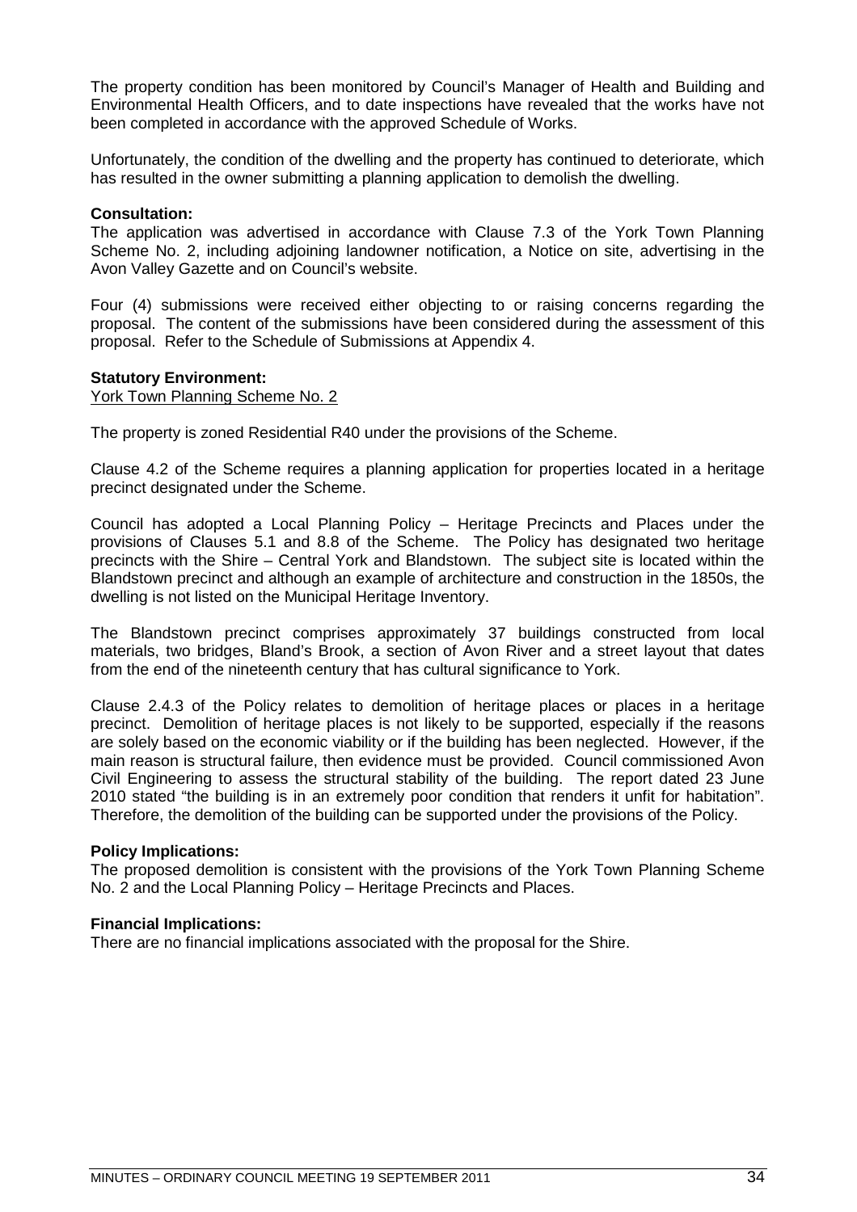The property condition has been monitored by Council's Manager of Health and Building and Environmental Health Officers, and to date inspections have revealed that the works have not been completed in accordance with the approved Schedule of Works.

Unfortunately, the condition of the dwelling and the property has continued to deteriorate, which has resulted in the owner submitting a planning application to demolish the dwelling.

**Consultation:**
The application was advertised in accordance with Clause 7.3 of the York Town Planning Scheme No. 2, including adjoining landowner notification, a Notice on site, advertising in the Avon Valley Gazette and on Council's website.

Four (4) submissions were received either objecting to or raising concerns regarding the proposal. The content of the submissions have been considered during the assessment of this proposal. Refer to the Schedule of Submissions at Appendix 4.

**Statutory Environment:**
York Town Planning Scheme No. 2

The property is zoned Residential R40 under the provisions of the Scheme.

Clause 4.2 of the Scheme requires a planning application for properties located in a heritage precinct designated under the Scheme.

Council has adopted a Local Planning Policy – Heritage Precincts and Places under the provisions of Clauses 5.1 and 8.8 of the Scheme. The Policy has designated two heritage precincts with the Shire – Central York and Blandstown. The subject site is located within the Blandstown precinct and although an example of architecture and construction in the 1850s, the dwelling is not listed on the Municipal Heritage Inventory.

The Blandstown precinct comprises approximately 37 buildings constructed from local materials, two bridges, Bland's Brook, a section of Avon River and a street layout that dates from the end of the nineteenth century that has cultural significance to York.

Clause 2.4.3 of the Policy relates to demolition of heritage places or places in a heritage precinct. Demolition of heritage places is not likely to be supported, especially if the reasons are solely based on the economic viability or if the building has been neglected. However, if the main reason is structural failure, then evidence must be provided. Council commissioned Avon Civil Engineering to assess the structural stability of the building. The report dated 23 June 2010 stated "the building is in an extremely poor condition that renders it unfit for habitation". Therefore, the demolition of the building can be supported under the provisions of the Policy.

**Policy Implications:**
The proposed demolition is consistent with the provisions of the York Town Planning Scheme No. 2 and the Local Planning Policy – Heritage Precincts and Places.

**Financial Implications:**
There are no financial implications associated with the proposal for the Shire.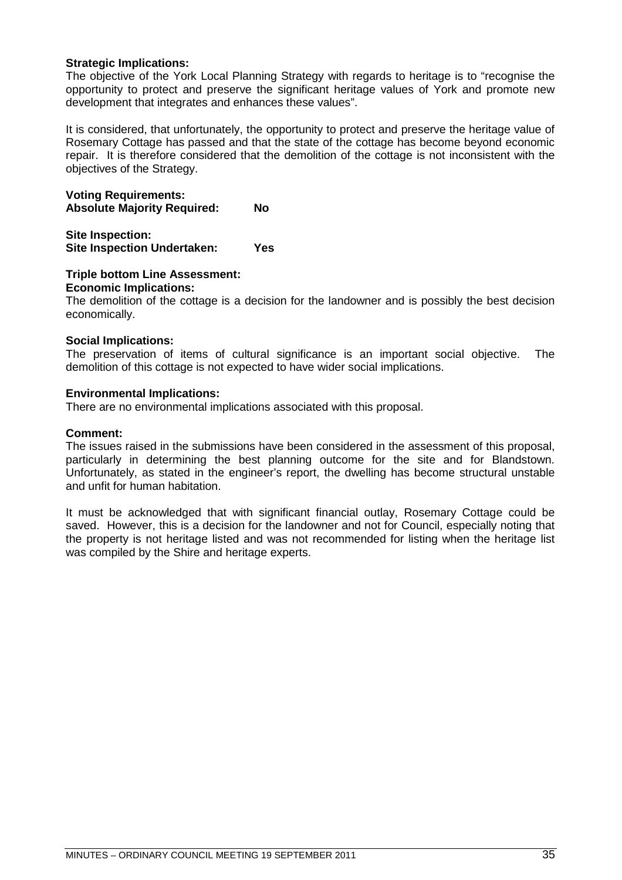**Strategic Implications:**
The objective of the York Local Planning Strategy with regards to heritage is to "recognise the opportunity to protect and preserve the significant heritage values of York and promote new development that integrates and enhances these values".

It is considered, that unfortunately, the opportunity to protect and preserve the heritage value of Rosemary Cottage has passed and that the state of the cottage has become beyond economic repair. It is therefore considered that the demolition of the cottage is not inconsistent with the objectives of the Strategy.

**Voting Requirements:**
**Absolute Majority Required: No**

**Site Inspection:**
**Site Inspection Undertaken: Yes**

**Triple bottom Line Assessment:**
**Economic Implications:**
The demolition of the cottage is a decision for the landowner and is possibly the best decision economically.

**Social Implications:**
The preservation of items of cultural significance is an important social objective. The demolition of this cottage is not expected to have wider social implications.

**Environmental Implications:**
There are no environmental implications associated with this proposal.

**Comment:**
The issues raised in the submissions have been considered in the assessment of this proposal, particularly in determining the best planning outcome for the site and for Blandstown. Unfortunately, as stated in the engineer's report, the dwelling has become structural unstable and unfit for human habitation.

It must be acknowledged that with significant financial outlay, Rosemary Cottage could be saved. However, this is a decision for the landowner and not for Council, especially noting that the property is not heritage listed and was not recommended for listing when the heritage list was compiled by the Shire and heritage experts.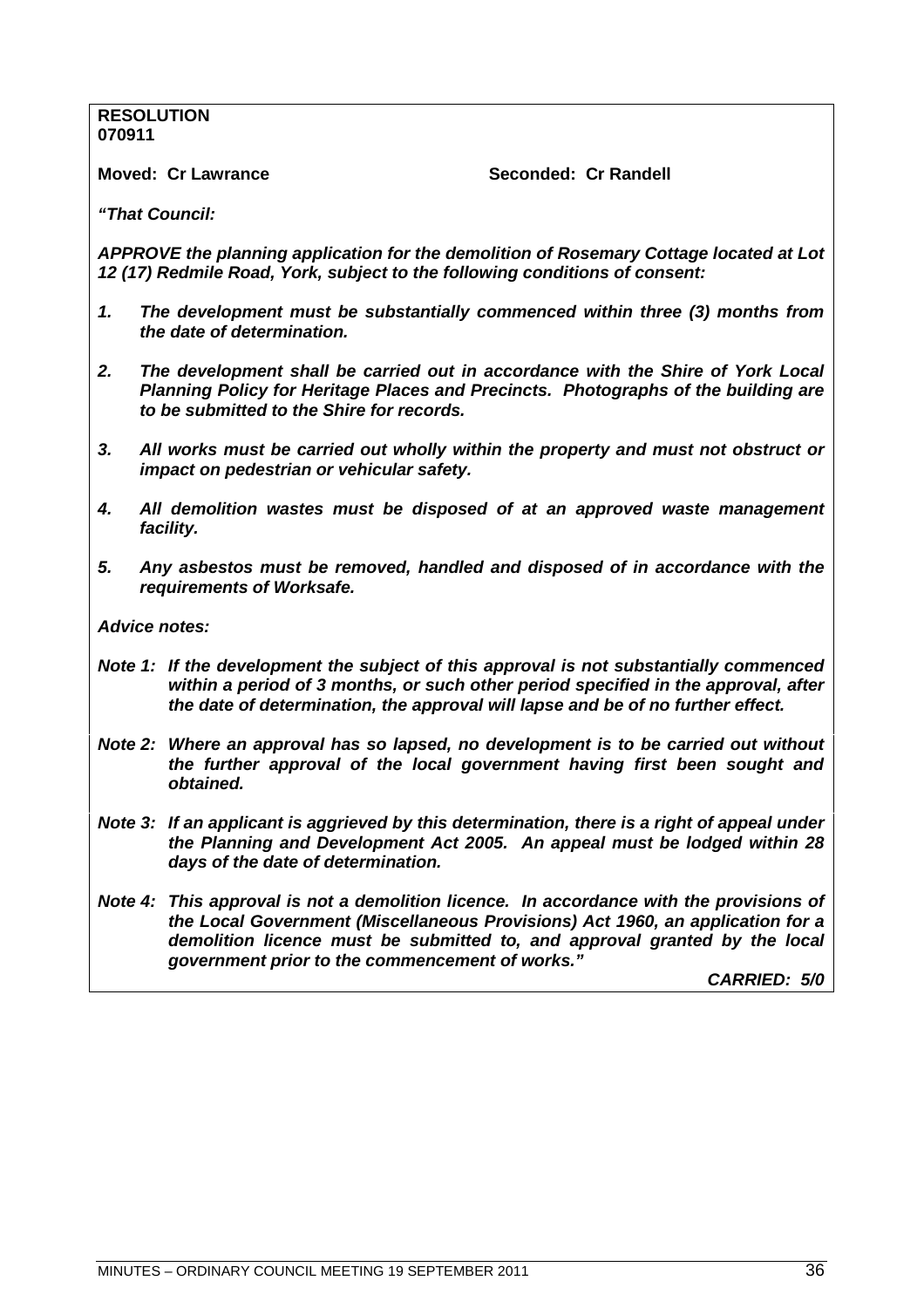**RESOLUTION**
**070911**

**Moved: Cr Lawrance** **Seconded: Cr Randell**

***"That Council:***

***APPROVE the planning application for the demolition of Rosemary Cottage located at Lot 12 (17) Redmile Road, York, subject to the following conditions of consent:***

1. ***The development must be substantially commenced within three (3) months from the date of determination.***

2. ***The development shall be carried out in accordance with the Shire of York Local Planning Policy for Heritage Places and Precincts. Photographs of the building are to be submitted to the Shire for records.***

3. ***All works must be carried out wholly within the property and must not obstruct or impact on pedestrian or vehicular safety.***

4. ***All demolition wastes must be disposed of at an approved waste management facility.***

5. ***Any asbestos must be removed, handled and disposed of in accordance with the requirements of Worksafe.***

***Advice notes:***

***Note 1: If the development the subject of this approval is not substantially commenced within a period of 3 months, or such other period specified in the approval, after the date of determination, the approval will lapse and be of no further effect.***

***Note 2: Where an approval has so lapsed, no development is to be carried out without the further approval of the local government having first been sought and obtained.***

***Note 3: If an applicant is aggrieved by this determination, there is a right of appeal under the Planning and Development Act 2005. An appeal must be lodged within 28 days of the date of determination.***

***Note 4: This approval is not a demolition licence. In accordance with the provisions of the Local Government (Miscellaneous Provisions) Act 1960, an application for a demolition licence must be submitted to, and approval granted by the local government prior to the commencement of works."***

***CARRIED: 5/0***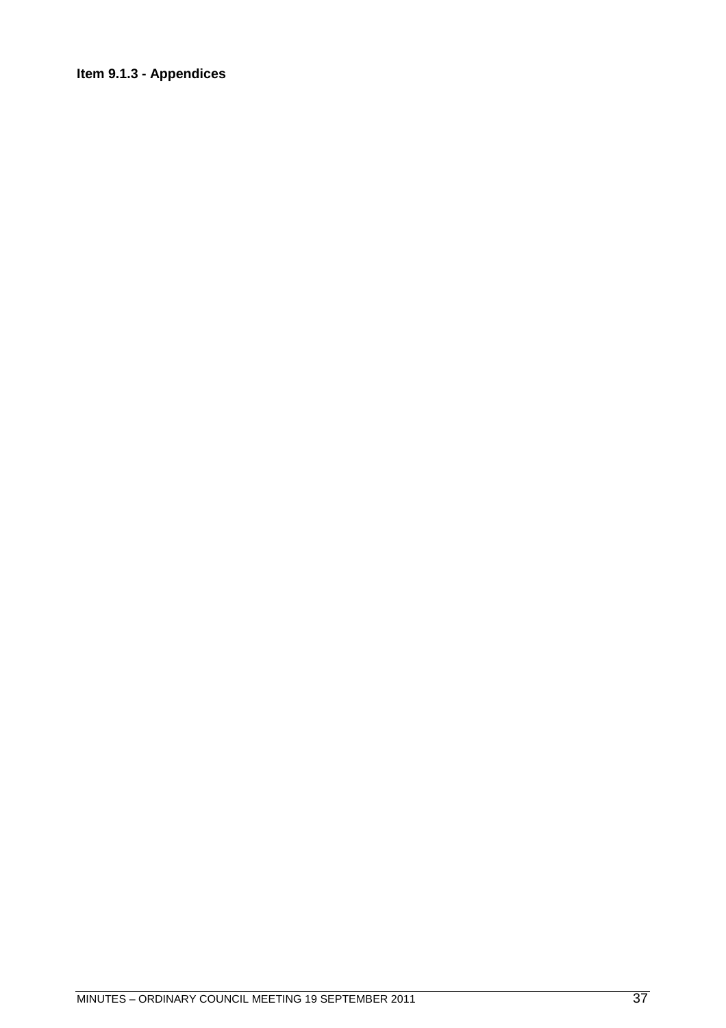**Item 9.1.3 - Appendices**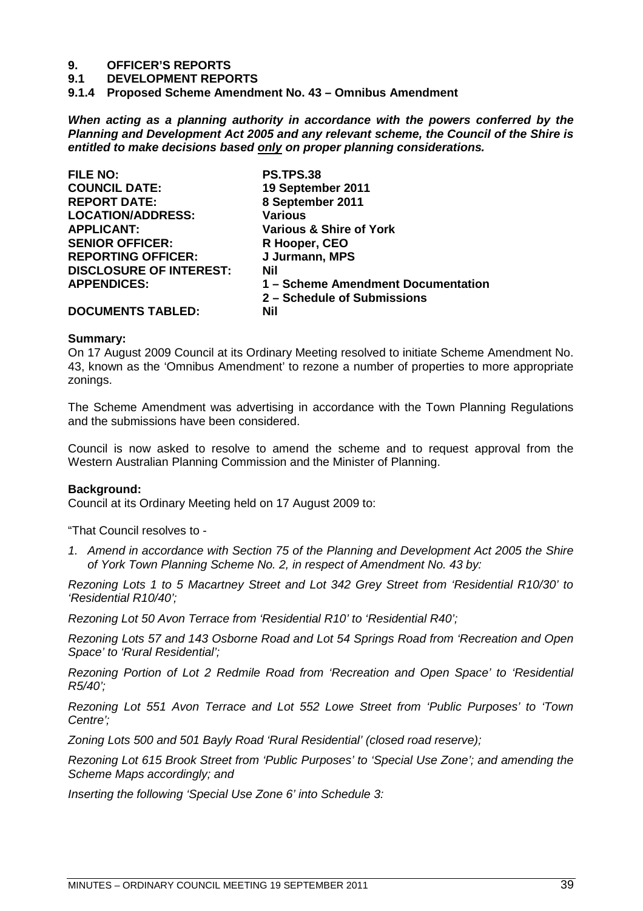# 9. OFFICER'S REPORTS

## 9.1 DEVELOPMENT REPORTS

### 9.1.4 Proposed Scheme Amendment No. 43 – Omnibus Amendment

***When acting as a planning authority in accordance with the powers conferred by the Planning and Development Act 2005 and any relevant scheme, the Council of the Shire is entitled to make decisions based only on proper planning considerations.***

| | |
|---|---|
| **FILE NO:** | **PS.TPS.38** |
| **COUNCIL DATE:** | **19 September 2011** |
| **REPORT DATE:** | **8 September 2011** |
| **LOCATION/ADDRESS:** | **Various** |
| **APPLICANT:** | **Various & Shire of York** |
| **SENIOR OFFICER:** | **R Hooper, CEO** |
| **REPORTING OFFICER:** | **J Jurmann, MPS** |
| **DISCLOSURE OF INTEREST:** | **Nil** |
| **APPENDICES:** | **1 – Scheme Amendment Documentation**<br>**2 – Schedule of Submissions** |
| **DOCUMENTS TABLED:** | **Nil** |

**Summary:**

On 17 August 2009 Council at its Ordinary Meeting resolved to initiate Scheme Amendment No. 43, known as the 'Omnibus Amendment' to rezone a number of properties to more appropriate zonings.

The Scheme Amendment was advertising in accordance with the Town Planning Regulations and the submissions have been considered.

Council is now asked to resolve to amend the scheme and to request approval from the Western Australian Planning Commission and the Minister of Planning.

**Background:**

Council at its Ordinary Meeting held on 17 August 2009 to:

"That Council resolves to -

1. *Amend in accordance with Section 75 of the Planning and Development Act 2005 the Shire of York Town Planning Scheme No. 2, in respect of Amendment No. 43 by:*

*Rezoning Lots 1 to 5 Macartney Street and Lot 342 Grey Street from 'Residential R10/30' to 'Residential R10/40';*

*Rezoning Lot 50 Avon Terrace from 'Residential R10' to 'Residential R40';*

*Rezoning Lots 57 and 143 Osborne Road and Lot 54 Springs Road from 'Recreation and Open Space' to 'Rural Residential';*

*Rezoning Portion of Lot 2 Redmile Road from 'Recreation and Open Space' to 'Residential R5/40';*

*Rezoning Lot 551 Avon Terrace and Lot 552 Lowe Street from 'Public Purposes' to 'Town Centre';*

*Zoning Lots 500 and 501 Bayly Road 'Rural Residential' (closed road reserve);*

*Rezoning Lot 615 Brook Street from 'Public Purposes' to 'Special Use Zone'; and amending the Scheme Maps accordingly; and*

*Inserting the following 'Special Use Zone 6' into Schedule 3:*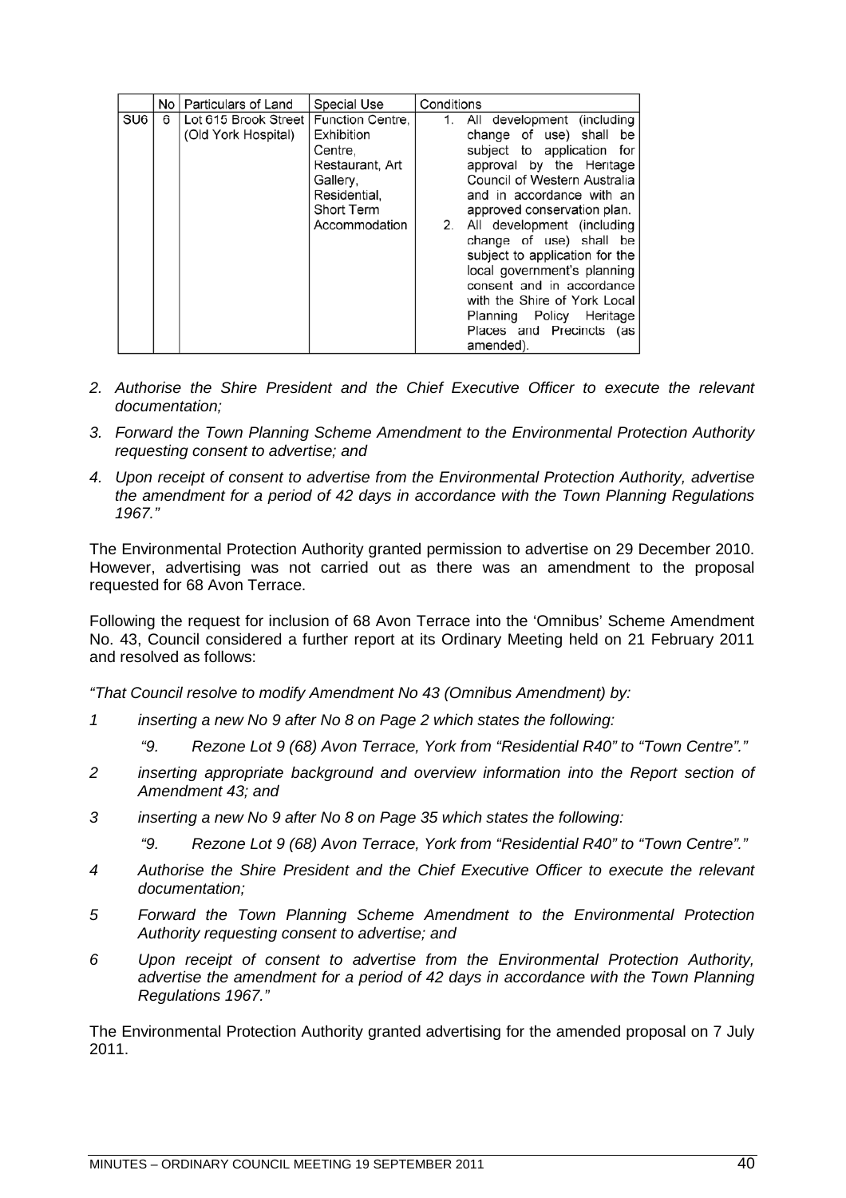|  | No | Particulars of Land | Special Use | Conditions |
|---|---|---|---|---|
| SU6 | 6 | Lot 615 Brook Street (Old York Hospital) | Function Centre, Exhibition Centre, Restaurant, Art Gallery, Residential, Short Term Accommodation | 1. All development (including change of use) shall be subject to application for approval by the Heritage Council of Western Australia and in accordance with an approved conservation plan. 2. All development (including change of use) shall be subject to application for the local government's planning consent and in accordance with the Shire of York Local Planning Policy Heritage Places and Precincts (as amended). |

2. *Authorise the Shire President and the Chief Executive Officer to execute the relevant documentation;*
3. *Forward the Town Planning Scheme Amendment to the Environmental Protection Authority requesting consent to advertise; and*
4. *Upon receipt of consent to advertise from the Environmental Protection Authority, advertise the amendment for a period of 42 days in accordance with the Town Planning Regulations 1967."*

The Environmental Protection Authority granted permission to advertise on 29 December 2010. However, advertising was not carried out as there was an amendment to the proposal requested for 68 Avon Terrace.

Following the request for inclusion of 68 Avon Terrace into the 'Omnibus' Scheme Amendment No. 43, Council considered a further report at its Ordinary Meeting held on 21 February 2011 and resolved as follows:

*"That Council resolve to modify Amendment No 43 (Omnibus Amendment) by:*

1 *inserting a new No 9 after No 8 on Page 2 which states the following:*

   *"9. Rezone Lot 9 (68) Avon Terrace, York from "Residential R40" to "Town Centre"."*

2 *inserting appropriate background and overview information into the Report section of Amendment 43; and*

3 *inserting a new No 9 after No 8 on Page 35 which states the following:*

   *"9. Rezone Lot 9 (68) Avon Terrace, York from "Residential R40" to "Town Centre"."*

4 *Authorise the Shire President and the Chief Executive Officer to execute the relevant documentation;*

5 *Forward the Town Planning Scheme Amendment to the Environmental Protection Authority requesting consent to advertise; and*

6 *Upon receipt of consent to advertise from the Environmental Protection Authority, advertise the amendment for a period of 42 days in accordance with the Town Planning Regulations 1967."*

The Environmental Protection Authority granted advertising for the amended proposal on 7 July 2011.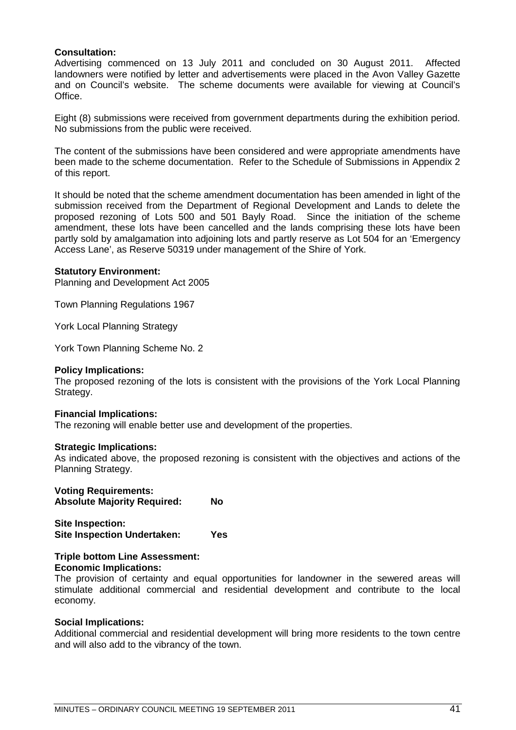**Consultation:**
Advertising commenced on 13 July 2011 and concluded on 30 August 2011. Affected landowners were notified by letter and advertisements were placed in the Avon Valley Gazette and on Council's website. The scheme documents were available for viewing at Council's Office.

Eight (8) submissions were received from government departments during the exhibition period. No submissions from the public were received.

The content of the submissions have been considered and were appropriate amendments have been made to the scheme documentation. Refer to the Schedule of Submissions in Appendix 2 of this report.

It should be noted that the scheme amendment documentation has been amended in light of the submission received from the Department of Regional Development and Lands to delete the proposed rezoning of Lots 500 and 501 Bayly Road. Since the initiation of the scheme amendment, these lots have been cancelled and the lands comprising these lots have been partly sold by amalgamation into adjoining lots and partly reserve as Lot 504 for an 'Emergency Access Lane', as Reserve 50319 under management of the Shire of York.

**Statutory Environment:**
Planning and Development Act 2005

Town Planning Regulations 1967

York Local Planning Strategy

York Town Planning Scheme No. 2

**Policy Implications:**
The proposed rezoning of the lots is consistent with the provisions of the York Local Planning Strategy.

**Financial Implications:**
The rezoning will enable better use and development of the properties.

**Strategic Implications:**
As indicated above, the proposed rezoning is consistent with the objectives and actions of the Planning Strategy.

**Voting Requirements:**
**Absolute Majority Required: No**

**Site Inspection:**
**Site Inspection Undertaken: Yes**

**Triple bottom Line Assessment:**
**Economic Implications:**
The provision of certainty and equal opportunities for landowner in the sewered areas will stimulate additional commercial and residential development and contribute to the local economy.

**Social Implications:**
Additional commercial and residential development will bring more residents to the town centre and will also add to the vibrancy of the town.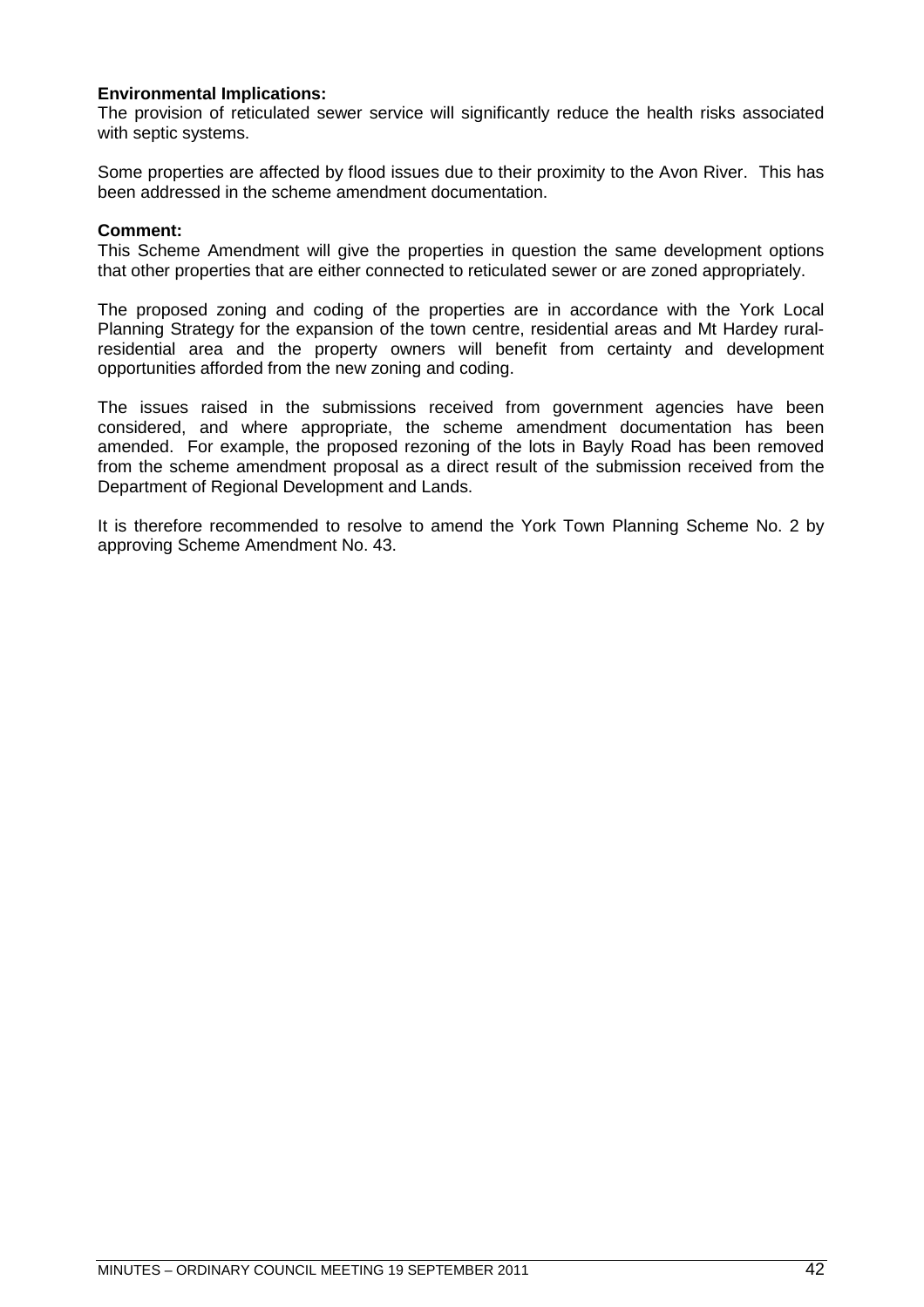**Environmental Implications:**
The provision of reticulated sewer service will significantly reduce the health risks associated with septic systems.

Some properties are affected by flood issues due to their proximity to the Avon River. This has been addressed in the scheme amendment documentation.

**Comment:**
This Scheme Amendment will give the properties in question the same development options that other properties that are either connected to reticulated sewer or are zoned appropriately.

The proposed zoning and coding of the properties are in accordance with the York Local Planning Strategy for the expansion of the town centre, residential areas and Mt Hardey rural-residential area and the property owners will benefit from certainty and development opportunities afforded from the new zoning and coding.

The issues raised in the submissions received from government agencies have been considered, and where appropriate, the scheme amendment documentation has been amended. For example, the proposed rezoning of the lots in Bayly Road has been removed from the scheme amendment proposal as a direct result of the submission received from the Department of Regional Development and Lands.

It is therefore recommended to resolve to amend the York Town Planning Scheme No. 2 by approving Scheme Amendment No. 43.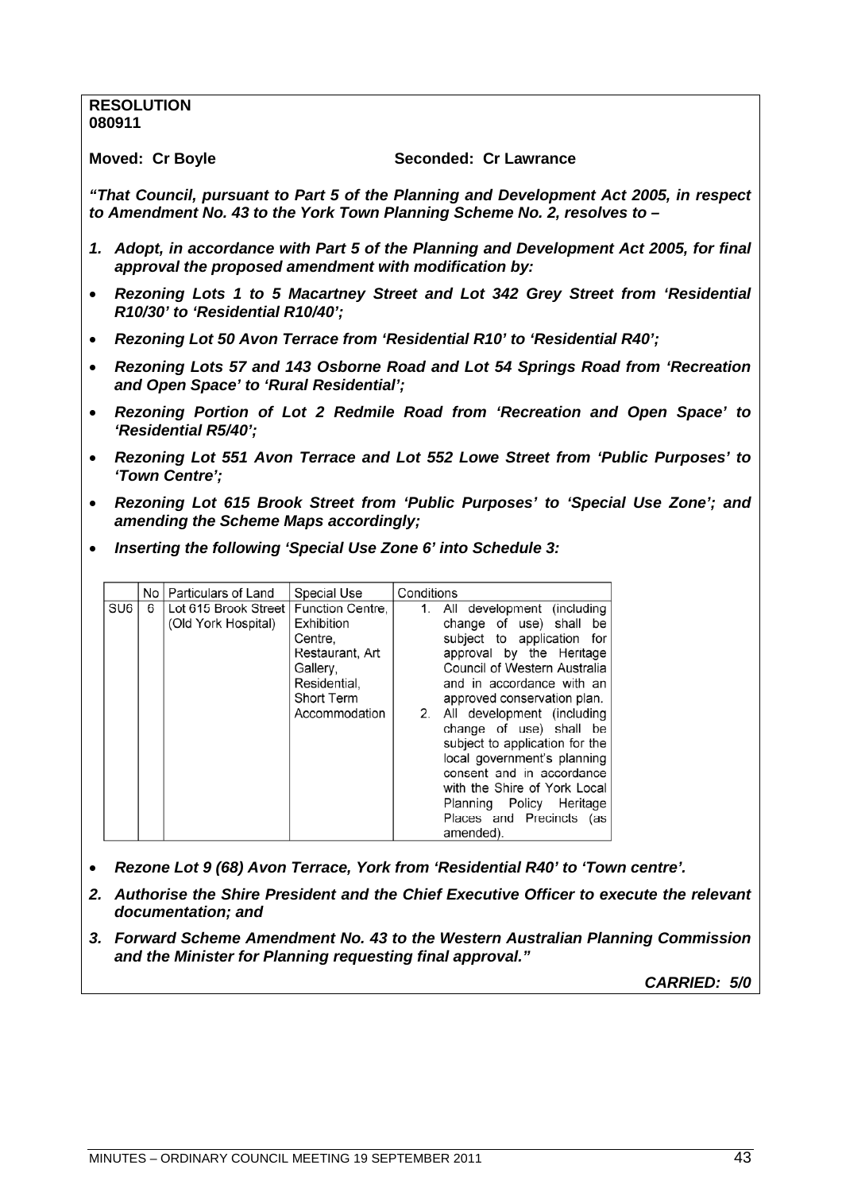**RESOLUTION**
**080911**

**Moved: Cr Boyle** **Seconded: Cr Lawrance**

***"That Council, pursuant to Part 5 of the Planning and Development Act 2005, in respect to Amendment No. 43 to the York Town Planning Scheme No. 2, resolves to –***

1. ***Adopt, in accordance with Part 5 of the Planning and Development Act 2005, for final approval the proposed amendment with modification by:***

- ***Rezoning Lots 1 to 5 Macartney Street and Lot 342 Grey Street from 'Residential R10/30' to 'Residential R10/40';***
- ***Rezoning Lot 50 Avon Terrace from 'Residential R10' to 'Residential R40';***
- ***Rezoning Lots 57 and 143 Osborne Road and Lot 54 Springs Road from 'Recreation and Open Space' to 'Rural Residential';***
- ***Rezoning Portion of Lot 2 Redmile Road from 'Recreation and Open Space' to 'Residential R5/40';***
- ***Rezoning Lot 551 Avon Terrace and Lot 552 Lowe Street from 'Public Purposes' to 'Town Centre';***
- ***Rezoning Lot 615 Brook Street from 'Public Purposes' to 'Special Use Zone'; and amending the Scheme Maps accordingly;***
- ***Inserting the following 'Special Use Zone 6' into Schedule 3:***

| | No | Particulars of Land | Special Use | Conditions |
|---|---|---|---|---|
| SU6 | 6 | Lot 615 Brook Street (Old York Hospital) | Function Centre, Exhibition Centre, Restaurant, Art Gallery, Residential, Short Term Accommodation | 1. All development (including change of use) shall be subject to application for approval by the Heritage Council of Western Australia and in accordance with an approved conservation plan. 2. All development (including change of use) shall be subject to application for the local government's planning consent and in accordance with the Shire of York Local Planning Policy Heritage Places and Precincts (as amended). |

- ***Rezone Lot 9 (68) Avon Terrace, York from 'Residential R40' to 'Town centre'.***

2. ***Authorise the Shire President and the Chief Executive Officer to execute the relevant documentation; and***
3. ***Forward Scheme Amendment No. 43 to the Western Australian Planning Commission and the Minister for Planning requesting final approval."***

***CARRIED: 5/0***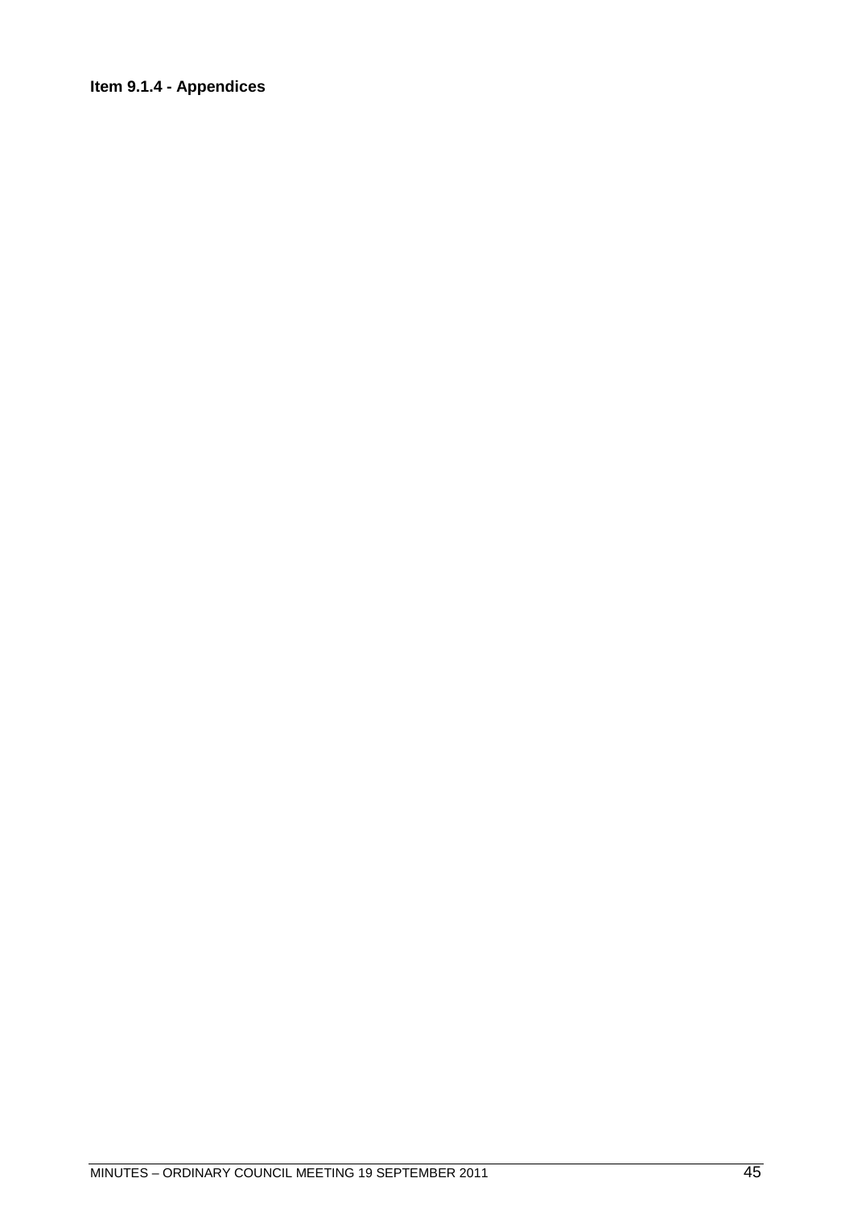**Item 9.1.4 - Appendices**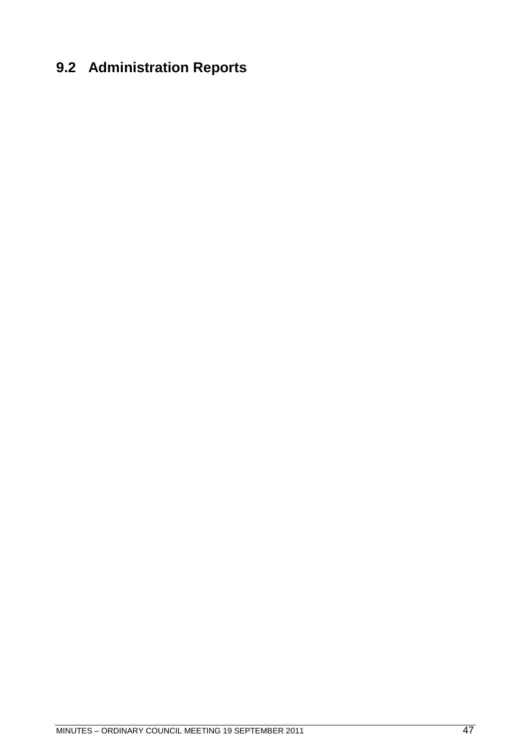## 9.2 Administration Reports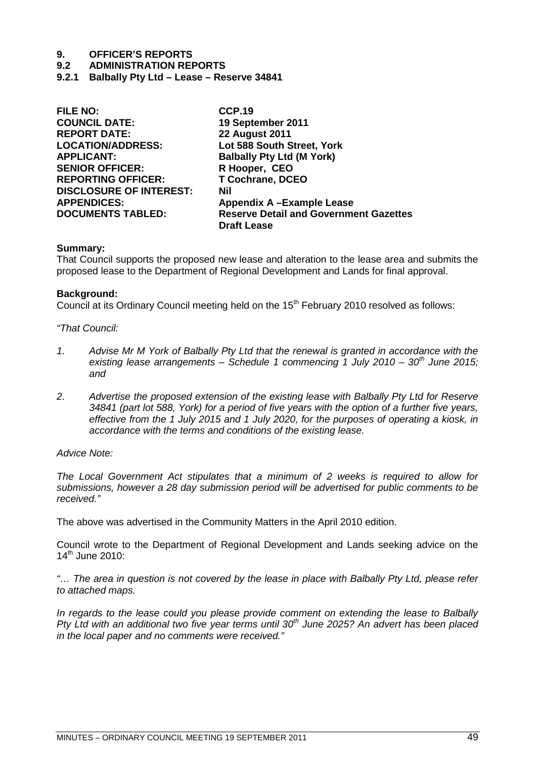# 9. OFFICER'S REPORTS

## 9.2 ADMINISTRATION REPORTS

### 9.2.1 Balbally Pty Ltd – Lease – Reserve 34841

| | |
|---|---|
| **FILE NO:** | **CCP.19** |
| **COUNCIL DATE:** | **19 September 2011** |
| **REPORT DATE:** | **22 August 2011** |
| **LOCATION/ADDRESS:** | **Lot 588 South Street, York** |
| **APPLICANT:** | **Balbally Pty Ltd (M York)** |
| **SENIOR OFFICER:** | **R Hooper, CEO** |
| **REPORTING OFFICER:** | **T Cochrane, DCEO** |
| **DISCLOSURE OF INTEREST:** | **Nil** |
| **APPENDICES:** | **Appendix A –Example Lease** |
| **DOCUMENTS TABLED:** | **Reserve Detail and Government Gazettes Draft Lease** |

**Summary:**
That Council supports the proposed new lease and alteration to the lease area and submits the proposed lease to the Department of Regional Development and Lands for final approval.

**Background:**
Council at its Ordinary Council meeting held on the 15th February 2010 resolved as follows:

*"That Council:*

1. *Advise Mr M York of Balbally Pty Ltd that the renewal is granted in accordance with the existing lease arrangements – Schedule 1 commencing 1 July 2010 – 30th June 2015; and*
2. *Advertise the proposed extension of the existing lease with Balbally Pty Ltd for Reserve 34841 (part lot 588, York) for a period of five years with the option of a further five years, effective from the 1 July 2015 and 1 July 2020, for the purposes of operating a kiosk, in accordance with the terms and conditions of the existing lease.*

*Advice Note:*

*The Local Government Act stipulates that a minimum of 2 weeks is required to allow for submissions, however a 28 day submission period will be advertised for public comments to be received."*

The above was advertised in the Community Matters in the April 2010 edition.

Council wrote to the Department of Regional Development and Lands seeking advice on the 14th June 2010:

*"… The area in question is not covered by the lease in place with Balbally Pty Ltd, please refer to attached maps.*

*In regards to the lease could you please provide comment on extending the lease to Balbally Pty Ltd with an additional two five year terms until 30th June 2025? An advert has been placed in the local paper and no comments were received."*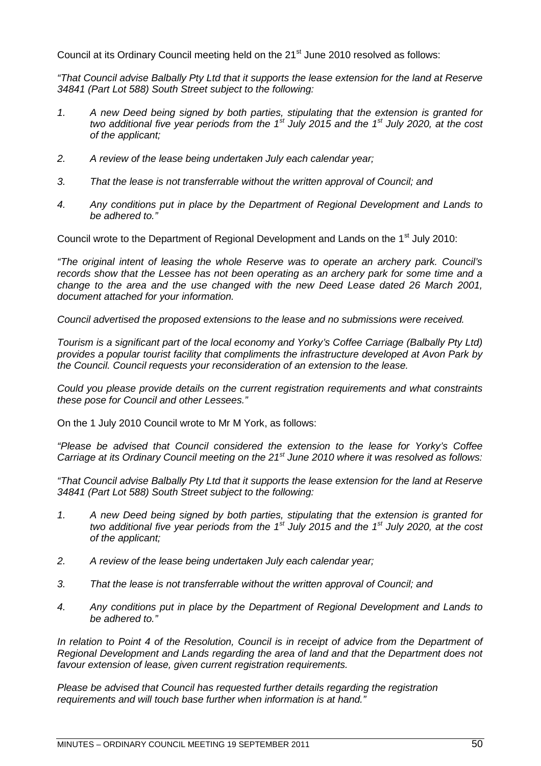Council at its Ordinary Council meeting held on the 21st June 2010 resolved as follows:

*"That Council advise Balbally Pty Ltd that it supports the lease extension for the land at Reserve 34841 (Part Lot 588) South Street subject to the following:*

1. *A new Deed being signed by both parties, stipulating that the extension is granted for two additional five year periods from the 1st July 2015 and the 1st July 2020, at the cost of the applicant;*
2. *A review of the lease being undertaken July each calendar year;*
3. *That the lease is not transferrable without the written approval of Council; and*
4. *Any conditions put in place by the Department of Regional Development and Lands to be adhered to."*

Council wrote to the Department of Regional Development and Lands on the 1st July 2010:

*"The original intent of leasing the whole Reserve was to operate an archery park. Council's records show that the Lessee has not been operating as an archery park for some time and a change to the area and the use changed with the new Deed Lease dated 26 March 2001, document attached for your information.*

*Council advertised the proposed extensions to the lease and no submissions were received.*

*Tourism is a significant part of the local economy and Yorky's Coffee Carriage (Balbally Pty Ltd) provides a popular tourist facility that compliments the infrastructure developed at Avon Park by the Council. Council requests your reconsideration of an extension to the lease.*

*Could you please provide details on the current registration requirements and what constraints these pose for Council and other Lessees."*

On the 1 July 2010 Council wrote to Mr M York, as follows:

*"Please be advised that Council considered the extension to the lease for Yorky's Coffee Carriage at its Ordinary Council meeting on the 21st June 2010 where it was resolved as follows:*

*"That Council advise Balbally Pty Ltd that it supports the lease extension for the land at Reserve 34841 (Part Lot 588) South Street subject to the following:*

1. *A new Deed being signed by both parties, stipulating that the extension is granted for two additional five year periods from the 1st July 2015 and the 1st July 2020, at the cost of the applicant;*
2. *A review of the lease being undertaken July each calendar year;*
3. *That the lease is not transferrable without the written approval of Council; and*
4. *Any conditions put in place by the Department of Regional Development and Lands to be adhered to."*

*In relation to Point 4 of the Resolution, Council is in receipt of advice from the Department of Regional Development and Lands regarding the area of land and that the Department does not favour extension of lease, given current registration requirements.*

*Please be advised that Council has requested further details regarding the registration requirements and will touch base further when information is at hand."*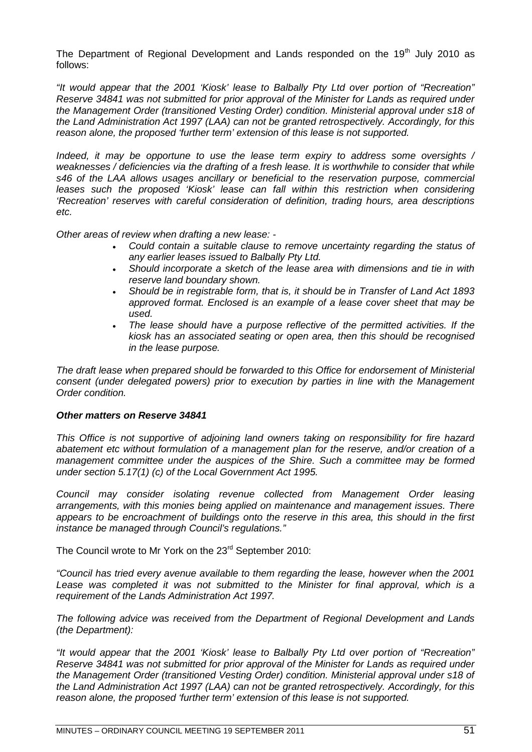The Department of Regional Development and Lands responded on the 19th July 2010 as follows:

*"It would appear that the 2001 'Kiosk' lease to Balbally Pty Ltd over portion of "Recreation" Reserve 34841 was not submitted for prior approval of the Minister for Lands as required under the Management Order (transitioned Vesting Order) condition. Ministerial approval under s18 of the Land Administration Act 1997 (LAA) can not be granted retrospectively. Accordingly, for this reason alone, the proposed 'further term' extension of this lease is not supported.*

*Indeed, it may be opportune to use the lease term expiry to address some oversights / weaknesses / deficiencies via the drafting of a fresh lease. It is worthwhile to consider that while s46 of the LAA allows usages ancillary or beneficial to the reservation purpose, commercial leases such the proposed 'Kiosk' lease can fall within this restriction when considering 'Recreation' reserves with careful consideration of definition, trading hours, area descriptions etc.*

*Other areas of review when drafting a new lease: -*

- *Could contain a suitable clause to remove uncertainty regarding the status of any earlier leases issued to Balbally Pty Ltd.*
- *Should incorporate a sketch of the lease area with dimensions and tie in with reserve land boundary shown.*
- *Should be in registrable form, that is, it should be in Transfer of Land Act 1893 approved format. Enclosed is an example of a lease cover sheet that may be used.*
- *The lease should have a purpose reflective of the permitted activities. If the kiosk has an associated seating or open area, then this should be recognised in the lease purpose.*

*The draft lease when prepared should be forwarded to this Office for endorsement of Ministerial consent (under delegated powers) prior to execution by parties in line with the Management Order condition.*

***Other matters on Reserve 34841***

*This Office is not supportive of adjoining land owners taking on responsibility for fire hazard abatement etc without formulation of a management plan for the reserve, and/or creation of a management committee under the auspices of the Shire. Such a committee may be formed under section 5.17(1) (c) of the Local Government Act 1995.*

*Council may consider isolating revenue collected from Management Order leasing arrangements, with this monies being applied on maintenance and management issues. There appears to be encroachment of buildings onto the reserve in this area, this should in the first instance be managed through Council's regulations."*

The Council wrote to Mr York on the 23rd September 2010:

*"Council has tried every avenue available to them regarding the lease, however when the 2001 Lease was completed it was not submitted to the Minister for final approval, which is a requirement of the Lands Administration Act 1997.*

*The following advice was received from the Department of Regional Development and Lands (the Department):*

*"It would appear that the 2001 'Kiosk' lease to Balbally Pty Ltd over portion of "Recreation" Reserve 34841 was not submitted for prior approval of the Minister for Lands as required under the Management Order (transitioned Vesting Order) condition. Ministerial approval under s18 of the Land Administration Act 1997 (LAA) can not be granted retrospectively. Accordingly, for this reason alone, the proposed 'further term' extension of this lease is not supported.*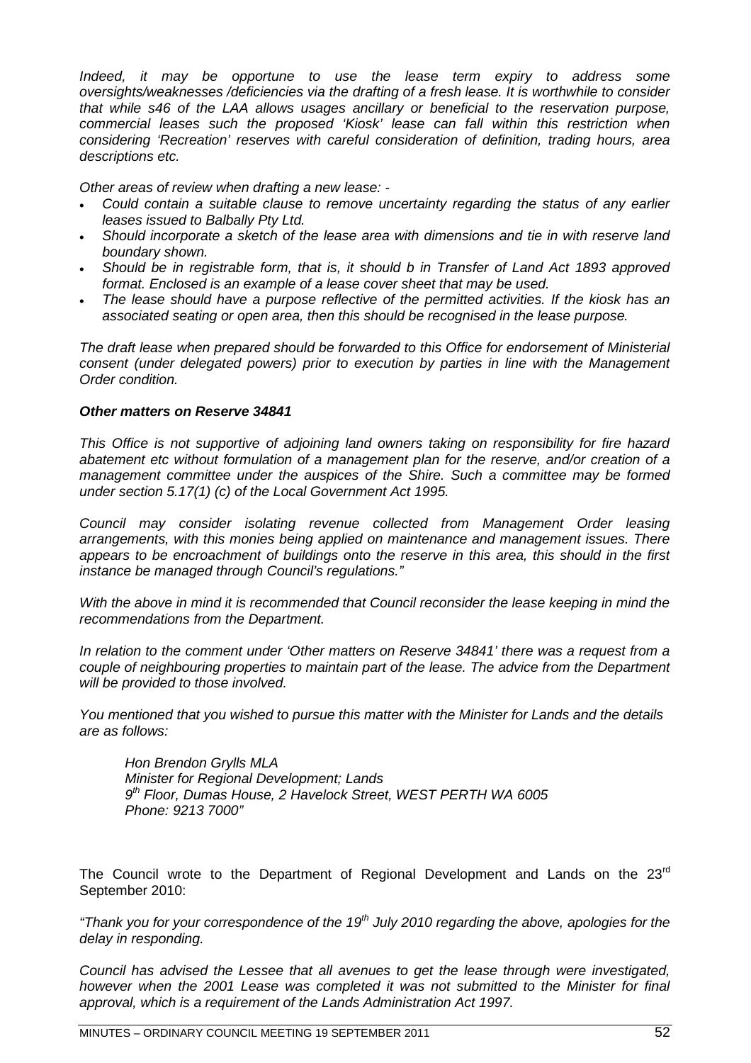*Indeed, it may be opportune to use the lease term expiry to address some oversights/weaknesses /deficiencies via the drafting of a fresh lease. It is worthwhile to consider that while s46 of the LAA allows usages ancillary or beneficial to the reservation purpose, commercial leases such the proposed 'Kiosk' lease can fall within this restriction when considering 'Recreation' reserves with careful consideration of definition, trading hours, area descriptions etc.*

*Other areas of review when drafting a new lease: -*

- *Could contain a suitable clause to remove uncertainty regarding the status of any earlier leases issued to Balbally Pty Ltd.*
- *Should incorporate a sketch of the lease area with dimensions and tie in with reserve land boundary shown.*
- *Should be in registrable form, that is, it should b in Transfer of Land Act 1893 approved format. Enclosed is an example of a lease cover sheet that may be used.*
- *The lease should have a purpose reflective of the permitted activities. If the kiosk has an associated seating or open area, then this should be recognised in the lease purpose.*

*The draft lease when prepared should be forwarded to this Office for endorsement of Ministerial consent (under delegated powers) prior to execution by parties in line with the Management Order condition.*

***Other matters on Reserve 34841***

*This Office is not supportive of adjoining land owners taking on responsibility for fire hazard abatement etc without formulation of a management plan for the reserve, and/or creation of a management committee under the auspices of the Shire. Such a committee may be formed under section 5.17(1) (c) of the Local Government Act 1995.*

*Council may consider isolating revenue collected from Management Order leasing arrangements, with this monies being applied on maintenance and management issues. There appears to be encroachment of buildings onto the reserve in this area, this should in the first instance be managed through Council's regulations."*

*With the above in mind it is recommended that Council reconsider the lease keeping in mind the recommendations from the Department.*

*In relation to the comment under 'Other matters on Reserve 34841' there was a request from a couple of neighbouring properties to maintain part of the lease. The advice from the Department will be provided to those involved.*

*You mentioned that you wished to pursue this matter with the Minister for Lands and the details are as follows:*

> *Hon Brendon Grylls MLA*
> *Minister for Regional Development; Lands*
> *9th Floor, Dumas House, 2 Havelock Street, WEST PERTH WA 6005*
> *Phone: 9213 7000"*

The Council wrote to the Department of Regional Development and Lands on the 23rd September 2010:

*"Thank you for your correspondence of the 19th July 2010 regarding the above, apologies for the delay in responding.*

*Council has advised the Lessee that all avenues to get the lease through were investigated, however when the 2001 Lease was completed it was not submitted to the Minister for final approval, which is a requirement of the Lands Administration Act 1997.*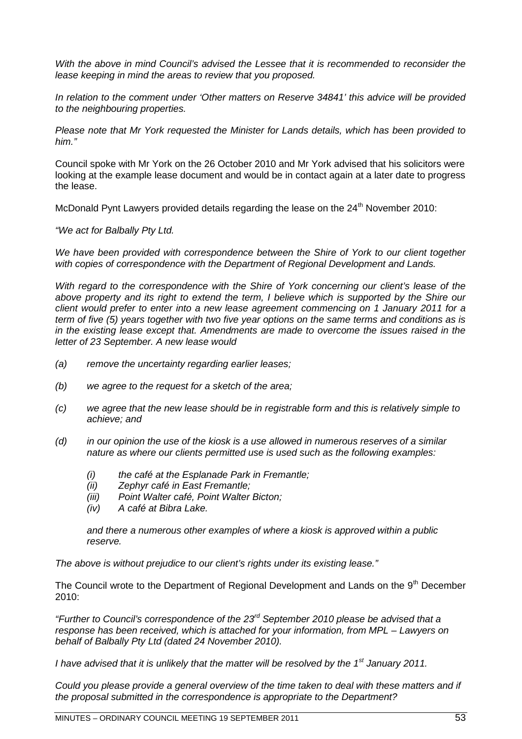*With the above in mind Council's advised the Lessee that it is recommended to reconsider the lease keeping in mind the areas to review that you proposed.*

*In relation to the comment under 'Other matters on Reserve 34841' this advice will be provided to the neighbouring properties.*

*Please note that Mr York requested the Minister for Lands details, which has been provided to him."*

Council spoke with Mr York on the 26 October 2010 and Mr York advised that his solicitors were looking at the example lease document and would be in contact again at a later date to progress the lease.

McDonald Pynt Lawyers provided details regarding the lease on the 24th November 2010:

*"We act for Balbally Pty Ltd.*

*We have been provided with correspondence between the Shire of York to our client together with copies of correspondence with the Department of Regional Development and Lands.*

*With regard to the correspondence with the Shire of York concerning our client's lease of the above property and its right to extend the term, I believe which is supported by the Shire our client would prefer to enter into a new lease agreement commencing on 1 January 2011 for a term of five (5) years together with two five year options on the same terms and conditions as is in the existing lease except that. Amendments are made to overcome the issues raised in the letter of 23 September. A new lease would*

*(a) remove the uncertainty regarding earlier leases;*

*(b) we agree to the request for a sketch of the area;*

*(c) we agree that the new lease should be in registrable form and this is relatively simple to achieve; and*

*(d) in our opinion the use of the kiosk is a use allowed in numerous reserves of a similar nature as where our clients permitted use is used such as the following examples:*

*(i) the café at the Esplanade Park in Fremantle;*
*(ii) Zephyr café in East Fremantle;*
*(iii) Point Walter café, Point Walter Bicton;*
*(iv) A café at Bibra Lake.*

*and there a numerous other examples of where a kiosk is approved within a public reserve.*

*The above is without prejudice to our client's rights under its existing lease."*

The Council wrote to the Department of Regional Development and Lands on the 9th December 2010:

*"Further to Council's correspondence of the 23rd September 2010 please be advised that a response has been received, which is attached for your information, from MPL – Lawyers on behalf of Balbally Pty Ltd (dated 24 November 2010).*

*I have advised that it is unlikely that the matter will be resolved by the 1st January 2011.*

*Could you please provide a general overview of the time taken to deal with these matters and if the proposal submitted in the correspondence is appropriate to the Department?*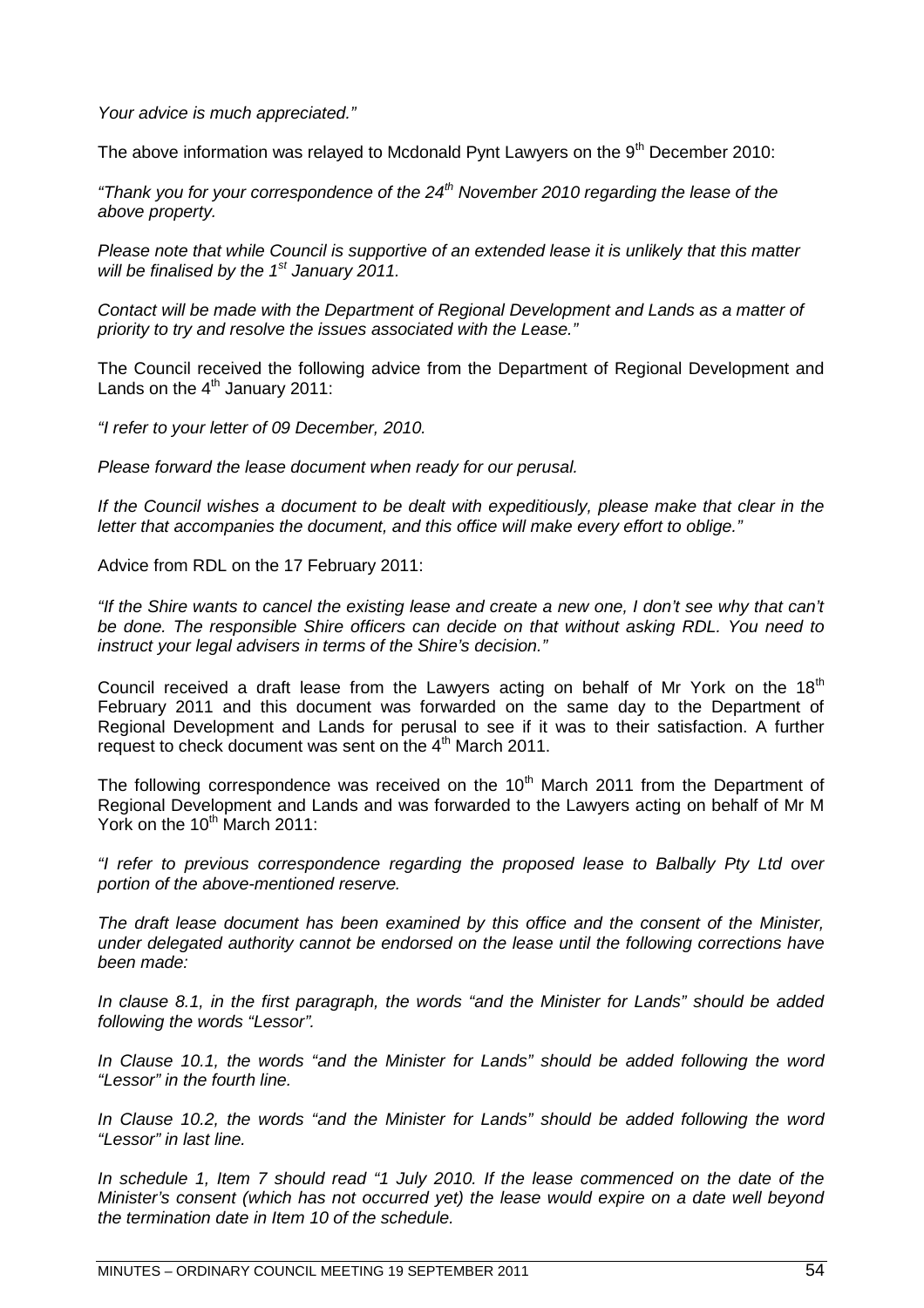*Your advice is much appreciated."*

The above information was relayed to Mcdonald Pynt Lawyers on the 9th December 2010:

*"Thank you for your correspondence of the 24th November 2010 regarding the lease of the above property.*

*Please note that while Council is supportive of an extended lease it is unlikely that this matter will be finalised by the 1st January 2011.*

*Contact will be made with the Department of Regional Development and Lands as a matter of priority to try and resolve the issues associated with the Lease."*

The Council received the following advice from the Department of Regional Development and Lands on the 4th January 2011:

*"I refer to your letter of 09 December, 2010.*

*Please forward the lease document when ready for our perusal.*

*If the Council wishes a document to be dealt with expeditiously, please make that clear in the letter that accompanies the document, and this office will make every effort to oblige."*

Advice from RDL on the 17 February 2011:

*"If the Shire wants to cancel the existing lease and create a new one, I don't see why that can't be done. The responsible Shire officers can decide on that without asking RDL. You need to instruct your legal advisers in terms of the Shire's decision."*

Council received a draft lease from the Lawyers acting on behalf of Mr York on the 18th February 2011 and this document was forwarded on the same day to the Department of Regional Development and Lands for perusal to see if it was to their satisfaction. A further request to check document was sent on the 4th March 2011.

The following correspondence was received on the 10th March 2011 from the Department of Regional Development and Lands and was forwarded to the Lawyers acting on behalf of Mr M York on the 10th March 2011:

*"I refer to previous correspondence regarding the proposed lease to Balbally Pty Ltd over portion of the above-mentioned reserve.*

*The draft lease document has been examined by this office and the consent of the Minister, under delegated authority cannot be endorsed on the lease until the following corrections have been made:*

*In clause 8.1, in the first paragraph, the words "and the Minister for Lands" should be added following the words "Lessor".*

*In Clause 10.1, the words "and the Minister for Lands" should be added following the word "Lessor" in the fourth line.*

*In Clause 10.2, the words "and the Minister for Lands" should be added following the word "Lessor" in last line.*

*In schedule 1, Item 7 should read "1 July 2010. If the lease commenced on the date of the Minister's consent (which has not occurred yet) the lease would expire on a date well beyond the termination date in Item 10 of the schedule.*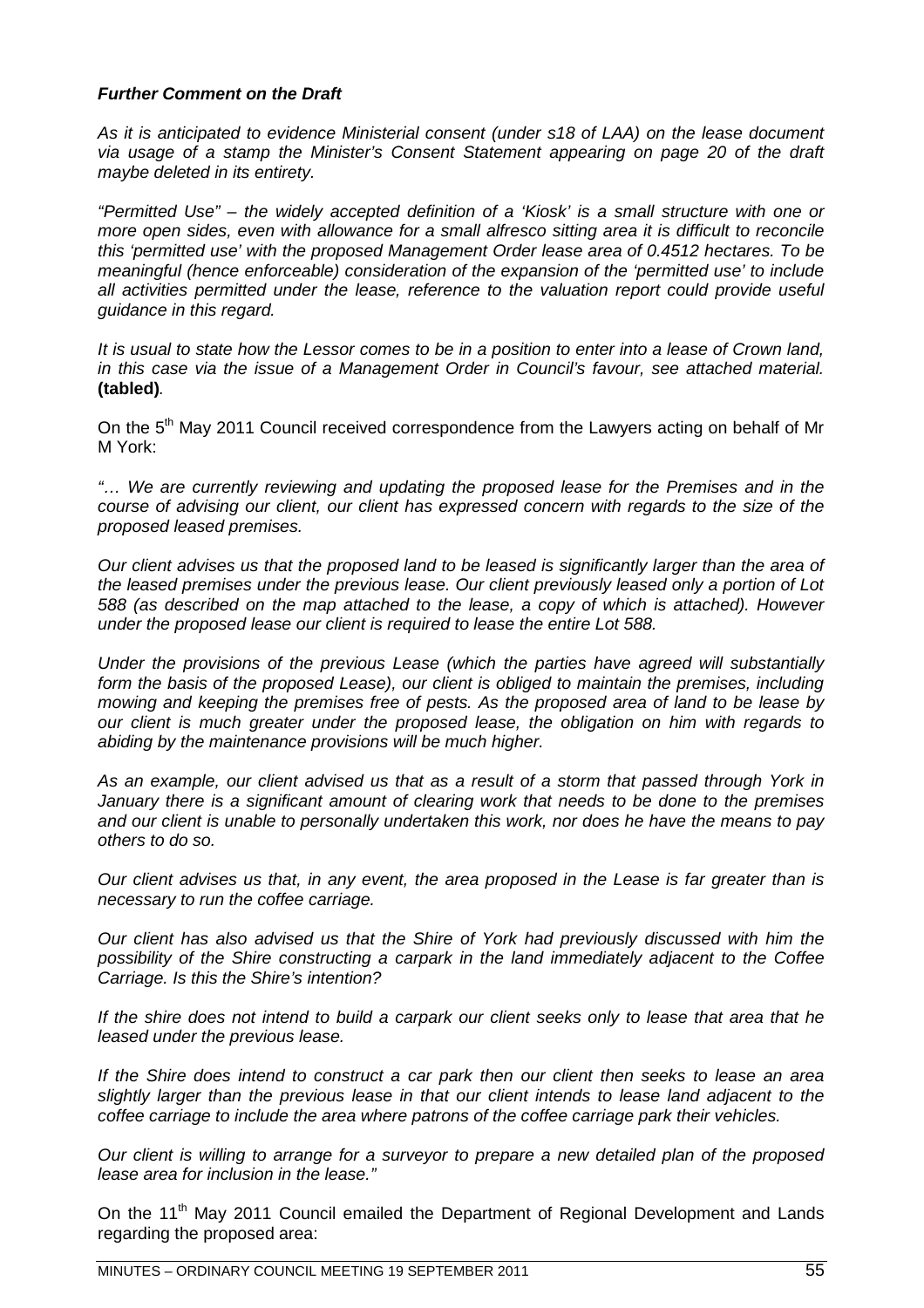***Further Comment on the Draft***

*As it is anticipated to evidence Ministerial consent (under s18 of LAA) on the lease document via usage of a stamp the Minister's Consent Statement appearing on page 20 of the draft maybe deleted in its entirety.*

*"Permitted Use" – the widely accepted definition of a 'Kiosk' is a small structure with one or more open sides, even with allowance for a small alfresco sitting area it is difficult to reconcile this 'permitted use' with the proposed Management Order lease area of 0.4512 hectares. To be meaningful (hence enforceable) consideration of the expansion of the 'permitted use' to include all activities permitted under the lease, reference to the valuation report could provide useful guidance in this regard.*

*It is usual to state how the Lessor comes to be in a position to enter into a lease of Crown land, in this case via the issue of a Management Order in Council's favour, see attached material.* ***(tabled)****.*

On the 5th May 2011 Council received correspondence from the Lawyers acting on behalf of Mr M York:

*"… We are currently reviewing and updating the proposed lease for the Premises and in the course of advising our client, our client has expressed concern with regards to the size of the proposed leased premises.*

*Our client advises us that the proposed land to be leased is significantly larger than the area of the leased premises under the previous lease. Our client previously leased only a portion of Lot 588 (as described on the map attached to the lease, a copy of which is attached). However under the proposed lease our client is required to lease the entire Lot 588.*

*Under the provisions of the previous Lease (which the parties have agreed will substantially form the basis of the proposed Lease), our client is obliged to maintain the premises, including mowing and keeping the premises free of pests. As the proposed area of land to be lease by our client is much greater under the proposed lease, the obligation on him with regards to abiding by the maintenance provisions will be much higher.*

*As an example, our client advised us that as a result of a storm that passed through York in January there is a significant amount of clearing work that needs to be done to the premises and our client is unable to personally undertaken this work, nor does he have the means to pay others to do so.*

*Our client advises us that, in any event, the area proposed in the Lease is far greater than is necessary to run the coffee carriage.*

*Our client has also advised us that the Shire of York had previously discussed with him the possibility of the Shire constructing a carpark in the land immediately adjacent to the Coffee Carriage. Is this the Shire's intention?*

*If the shire does not intend to build a carpark our client seeks only to lease that area that he leased under the previous lease.*

*If the Shire does intend to construct a car park then our client then seeks to lease an area slightly larger than the previous lease in that our client intends to lease land adjacent to the coffee carriage to include the area where patrons of the coffee carriage park their vehicles.*

*Our client is willing to arrange for a surveyor to prepare a new detailed plan of the proposed lease area for inclusion in the lease."*

On the 11th May 2011 Council emailed the Department of Regional Development and Lands regarding the proposed area: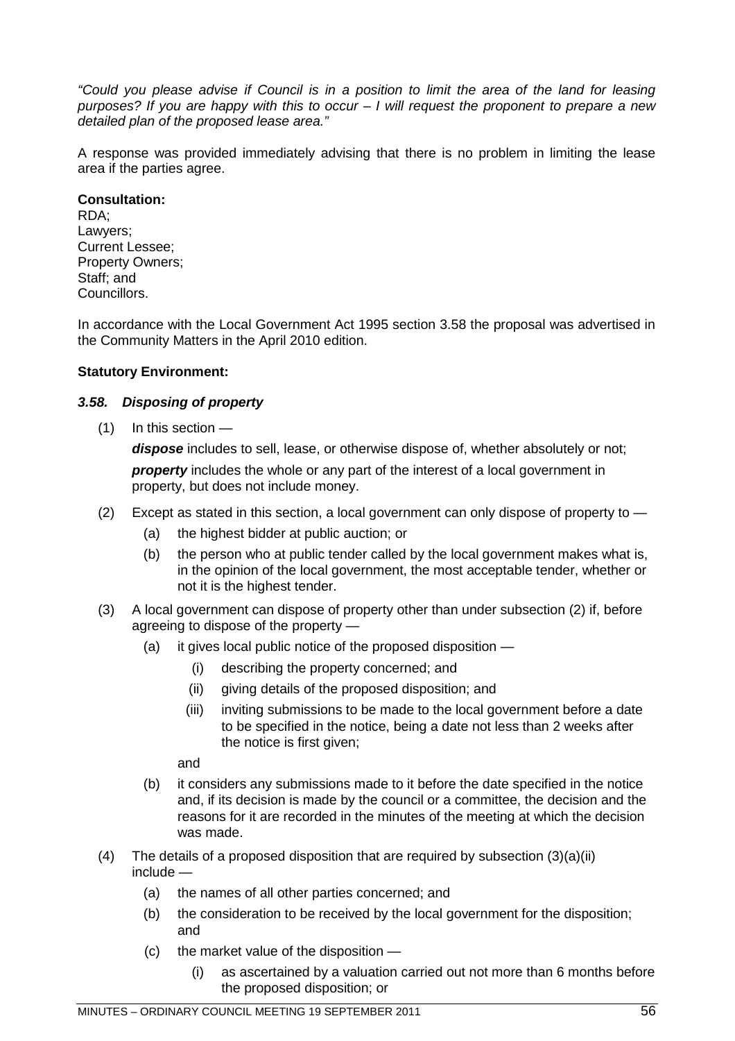*"Could you please advise if Council is in a position to limit the area of the land for leasing purposes? If you are happy with this to occur – I will request the proponent to prepare a new detailed plan of the proposed lease area."*

A response was provided immediately advising that there is no problem in limiting the lease area if the parties agree.

**Consultation:**
RDA;
Lawyers;
Current Lessee;
Property Owners;
Staff; and
Councillors.

In accordance with the Local Government Act 1995 section 3.58 the proposal was advertised in the Community Matters in the April 2010 edition.

**Statutory Environment:**

***3.58. Disposing of property***

(1) In this section —

***dispose*** includes to sell, lease, or otherwise dispose of, whether absolutely or not;

***property*** includes the whole or any part of the interest of a local government in property, but does not include money.

(2) Except as stated in this section, a local government can only dispose of property to —

- (a) the highest bidder at public auction; or
- (b) the person who at public tender called by the local government makes what is, in the opinion of the local government, the most acceptable tender, whether or not it is the highest tender.

(3) A local government can dispose of property other than under subsection (2) if, before agreeing to dispose of the property —

- (a) it gives local public notice of the proposed disposition —
  - (i) describing the property concerned; and
  - (ii) giving details of the proposed disposition; and
  - (iii) inviting submissions to be made to the local government before a date to be specified in the notice, being a date not less than 2 weeks after the notice is first given;

  and

- (b) it considers any submissions made to it before the date specified in the notice and, if its decision is made by the council or a committee, the decision and the reasons for it are recorded in the minutes of the meeting at which the decision was made.

(4) The details of a proposed disposition that are required by subsection (3)(a)(ii) include —

- (a) the names of all other parties concerned; and
- (b) the consideration to be received by the local government for the disposition; and
- (c) the market value of the disposition —
  - (i) as ascertained by a valuation carried out not more than 6 months before the proposed disposition; or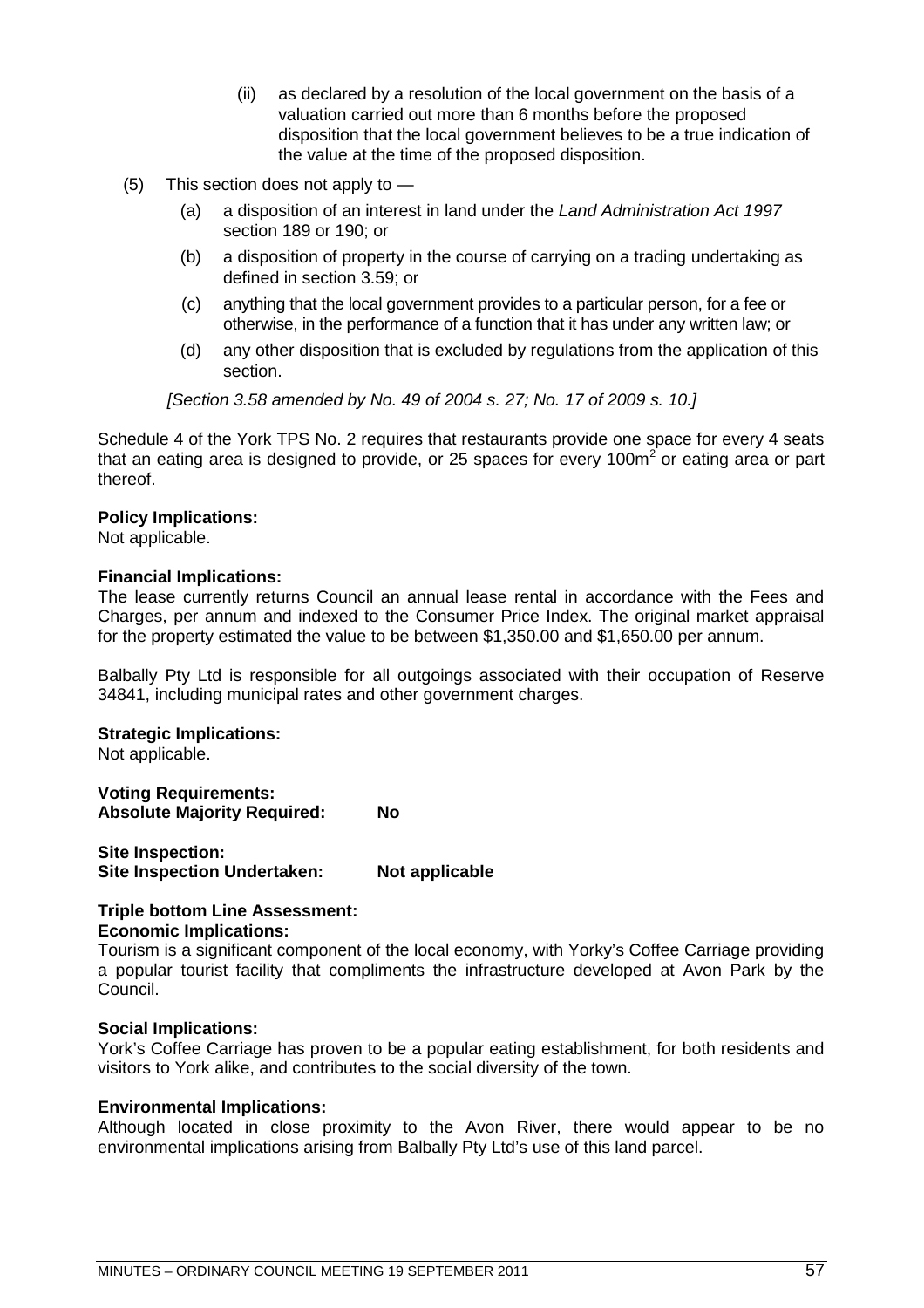(ii) as declared by a resolution of the local government on the basis of a valuation carried out more than 6 months before the proposed disposition that the local government believes to be a true indication of the value at the time of the proposed disposition.

(5) This section does not apply to —

(a) a disposition of an interest in land under the *Land Administration Act 1997* section 189 or 190; or

(b) a disposition of property in the course of carrying on a trading undertaking as defined in section 3.59; or

(c) anything that the local government provides to a particular person, for a fee or otherwise, in the performance of a function that it has under any written law; or

(d) any other disposition that is excluded by regulations from the application of this section.

*[Section 3.58 amended by No. 49 of 2004 s. 27; No. 17 of 2009 s. 10.]*

Schedule 4 of the York TPS No. 2 requires that restaurants provide one space for every 4 seats that an eating area is designed to provide, or 25 spaces for every 100m$^2$ or eating area or part thereof.

**Policy Implications:**
Not applicable.

**Financial Implications:**
The lease currently returns Council an annual lease rental in accordance with the Fees and Charges, per annum and indexed to the Consumer Price Index. The original market appraisal for the property estimated the value to be between $1,350.00 and $1,650.00 per annum.

Balbally Pty Ltd is responsible for all outgoings associated with their occupation of Reserve 34841, including municipal rates and other government charges.

**Strategic Implications:**
Not applicable.

**Voting Requirements:**
**Absolute Majority Required: No**

**Site Inspection:**
**Site Inspection Undertaken: Not applicable**

**Triple bottom Line Assessment:**
**Economic Implications:**
Tourism is a significant component of the local economy, with Yorky's Coffee Carriage providing a popular tourist facility that compliments the infrastructure developed at Avon Park by the Council.

**Social Implications:**
York's Coffee Carriage has proven to be a popular eating establishment, for both residents and visitors to York alike, and contributes to the social diversity of the town.

**Environmental Implications:**
Although located in close proximity to the Avon River, there would appear to be no environmental implications arising from Balbally Pty Ltd's use of this land parcel.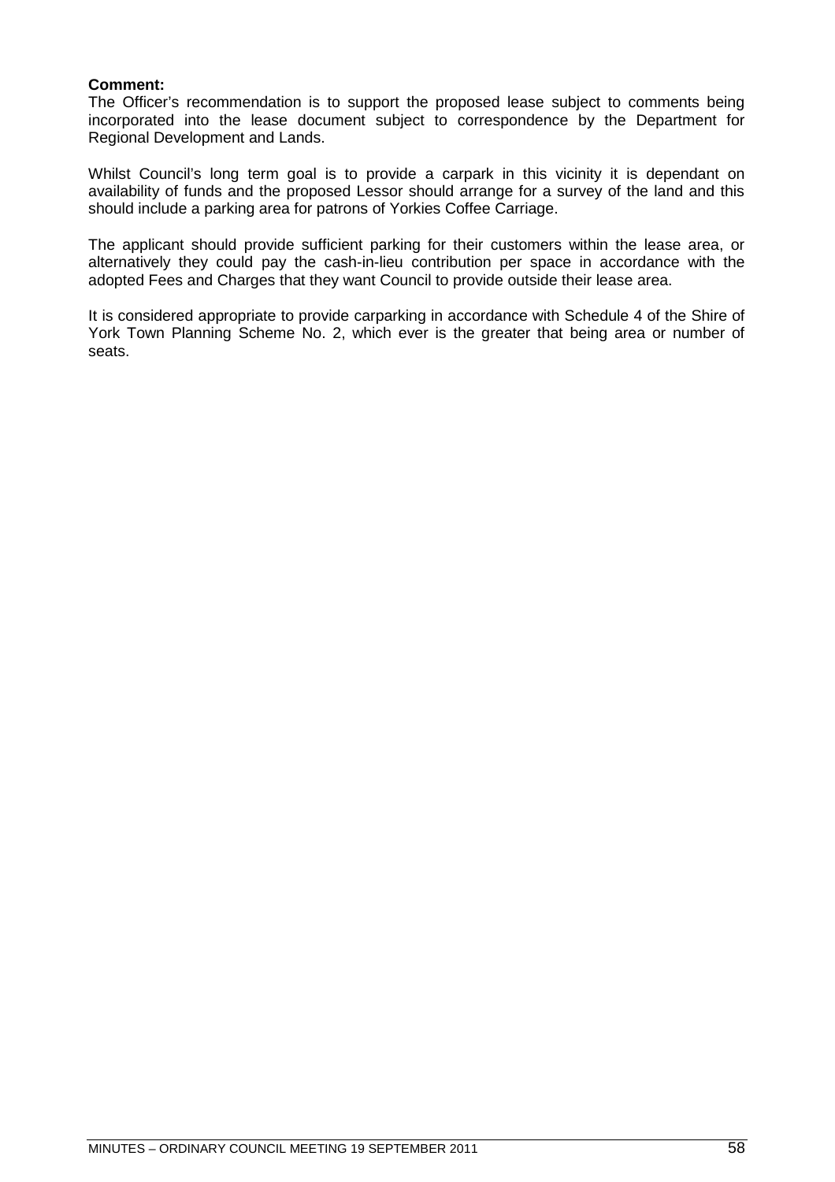**Comment:**
The Officer's recommendation is to support the proposed lease subject to comments being incorporated into the lease document subject to correspondence by the Department for Regional Development and Lands.

Whilst Council's long term goal is to provide a carpark in this vicinity it is dependant on availability of funds and the proposed Lessor should arrange for a survey of the land and this should include a parking area for patrons of Yorkies Coffee Carriage.

The applicant should provide sufficient parking for their customers within the lease area, or alternatively they could pay the cash-in-lieu contribution per space in accordance with the adopted Fees and Charges that they want Council to provide outside their lease area.

It is considered appropriate to provide carparking in accordance with Schedule 4 of the Shire of York Town Planning Scheme No. 2, which ever is the greater that being area or number of seats.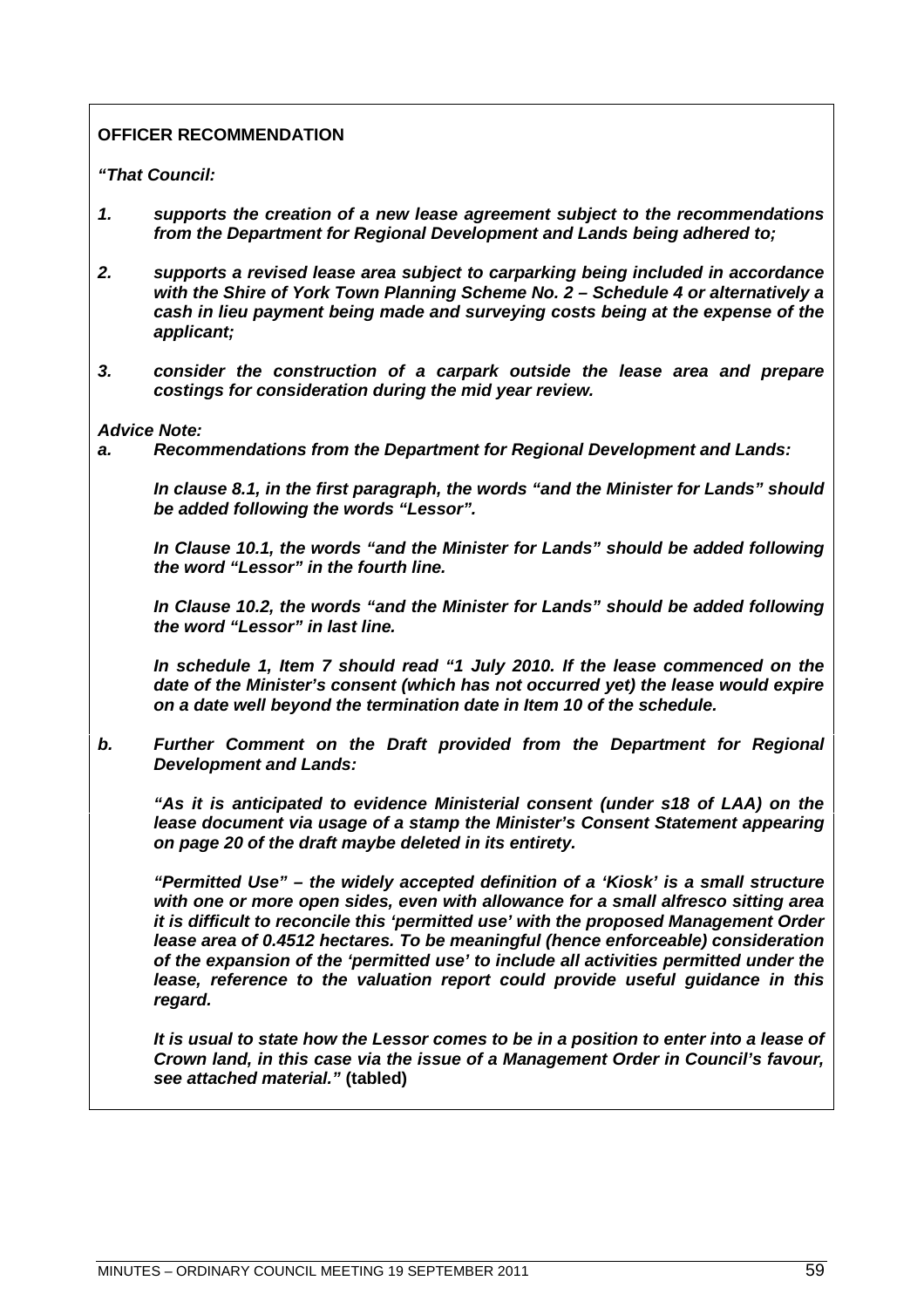**OFFICER RECOMMENDATION**

***"That Council:***

1. ***supports the creation of a new lease agreement subject to the recommendations from the Department for Regional Development and Lands being adhered to;***

2. ***supports a revised lease area subject to carparking being included in accordance with the Shire of York Town Planning Scheme No. 2 – Schedule 4 or alternatively a cash in lieu payment being made and surveying costs being at the expense of the applicant;***

3. ***consider the construction of a carpark outside the lease area and prepare costings for consideration during the mid year review.***

***Advice Note:***

***a. Recommendations from the Department for Regional Development and Lands:***

***In clause 8.1, in the first paragraph, the words "and the Minister for Lands" should be added following the words "Lessor".***

***In Clause 10.1, the words "and the Minister for Lands" should be added following the word "Lessor" in the fourth line.***

***In Clause 10.2, the words "and the Minister for Lands" should be added following the word "Lessor" in last line.***

***In schedule 1, Item 7 should read "1 July 2010. If the lease commenced on the date of the Minister's consent (which has not occurred yet) the lease would expire on a date well beyond the termination date in Item 10 of the schedule.***

***b. Further Comment on the Draft provided from the Department for Regional Development and Lands:***

***"As it is anticipated to evidence Ministerial consent (under s18 of LAA) on the lease document via usage of a stamp the Minister's Consent Statement appearing on page 20 of the draft maybe deleted in its entirety.***

***"Permitted Use" – the widely accepted definition of a 'Kiosk' is a small structure with one or more open sides, even with allowance for a small alfresco sitting area it is difficult to reconcile this 'permitted use' with the proposed Management Order lease area of 0.4512 hectares. To be meaningful (hence enforceable) consideration of the expansion of the 'permitted use' to include all activities permitted under the lease, reference to the valuation report could provide useful guidance in this regard.***

***It is usual to state how the Lessor comes to be in a position to enter into a lease of Crown land, in this case via the issue of a Management Order in Council's favour, see attached material."*** **(tabled)**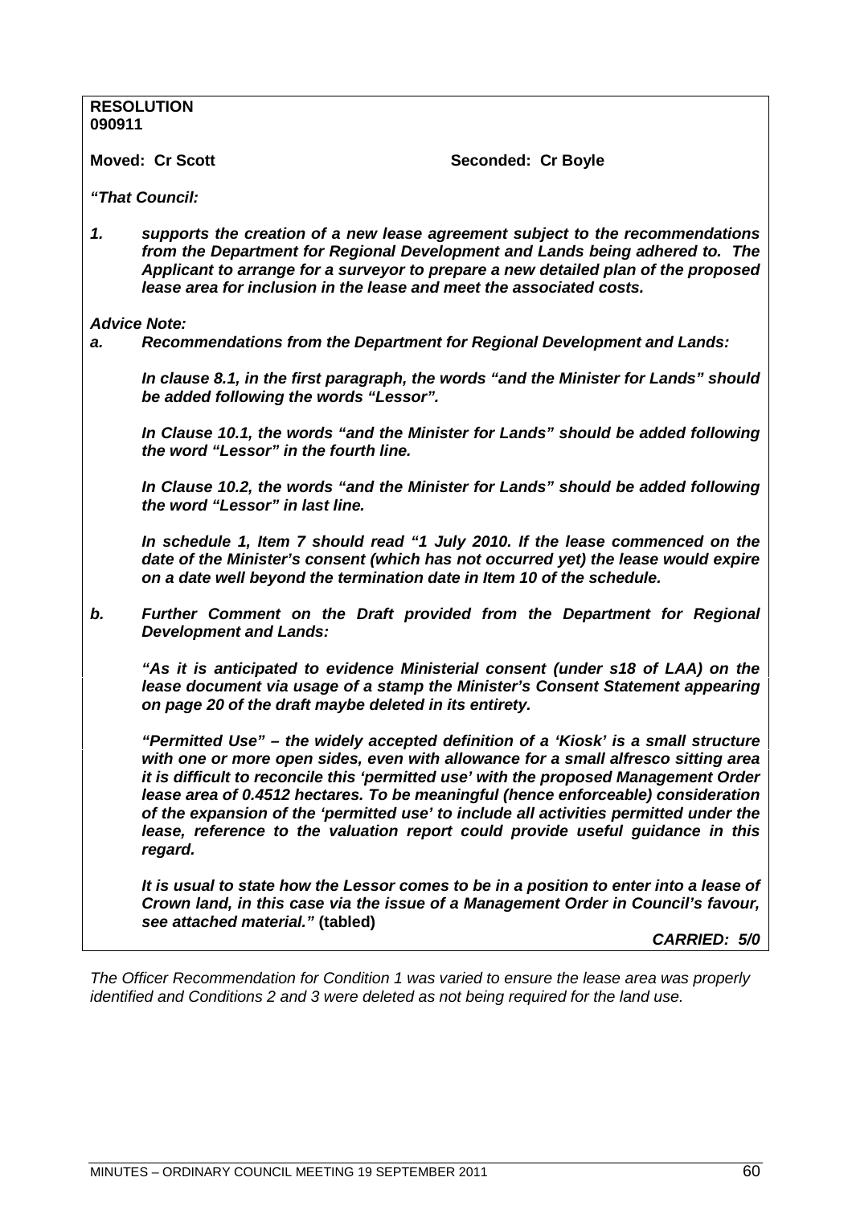**RESOLUTION**
**090911**

**Moved: Cr Scott** **Seconded: Cr Boyle**

***"That Council:***

***1. supports the creation of a new lease agreement subject to the recommendations from the Department for Regional Development and Lands being adhered to. The Applicant to arrange for a surveyor to prepare a new detailed plan of the proposed lease area for inclusion in the lease and meet the associated costs.***

***Advice Note:***

***a. Recommendations from the Department for Regional Development and Lands:***

***In clause 8.1, in the first paragraph, the words "and the Minister for Lands" should be added following the words "Lessor".***

***In Clause 10.1, the words "and the Minister for Lands" should be added following the word "Lessor" in the fourth line.***

***In Clause 10.2, the words "and the Minister for Lands" should be added following the word "Lessor" in last line.***

***In schedule 1, Item 7 should read "1 July 2010. If the lease commenced on the date of the Minister's consent (which has not occurred yet) the lease would expire on a date well beyond the termination date in Item 10 of the schedule.***

***b. Further Comment on the Draft provided from the Department for Regional Development and Lands:***

***"As it is anticipated to evidence Ministerial consent (under s18 of LAA) on the lease document via usage of a stamp the Minister's Consent Statement appearing on page 20 of the draft maybe deleted in its entirety.***

***"Permitted Use" – the widely accepted definition of a 'Kiosk' is a small structure with one or more open sides, even with allowance for a small alfresco sitting area it is difficult to reconcile this 'permitted use' with the proposed Management Order lease area of 0.4512 hectares. To be meaningful (hence enforceable) consideration of the expansion of the 'permitted use' to include all activities permitted under the lease, reference to the valuation report could provide useful guidance in this regard.***

***It is usual to state how the Lessor comes to be in a position to enter into a lease of Crown land, in this case via the issue of a Management Order in Council's favour, see attached material."*** **(tabled)**

***CARRIED: 5/0***

*The Officer Recommendation for Condition 1 was varied to ensure the lease area was properly identified and Conditions 2 and 3 were deleted as not being required for the land use.*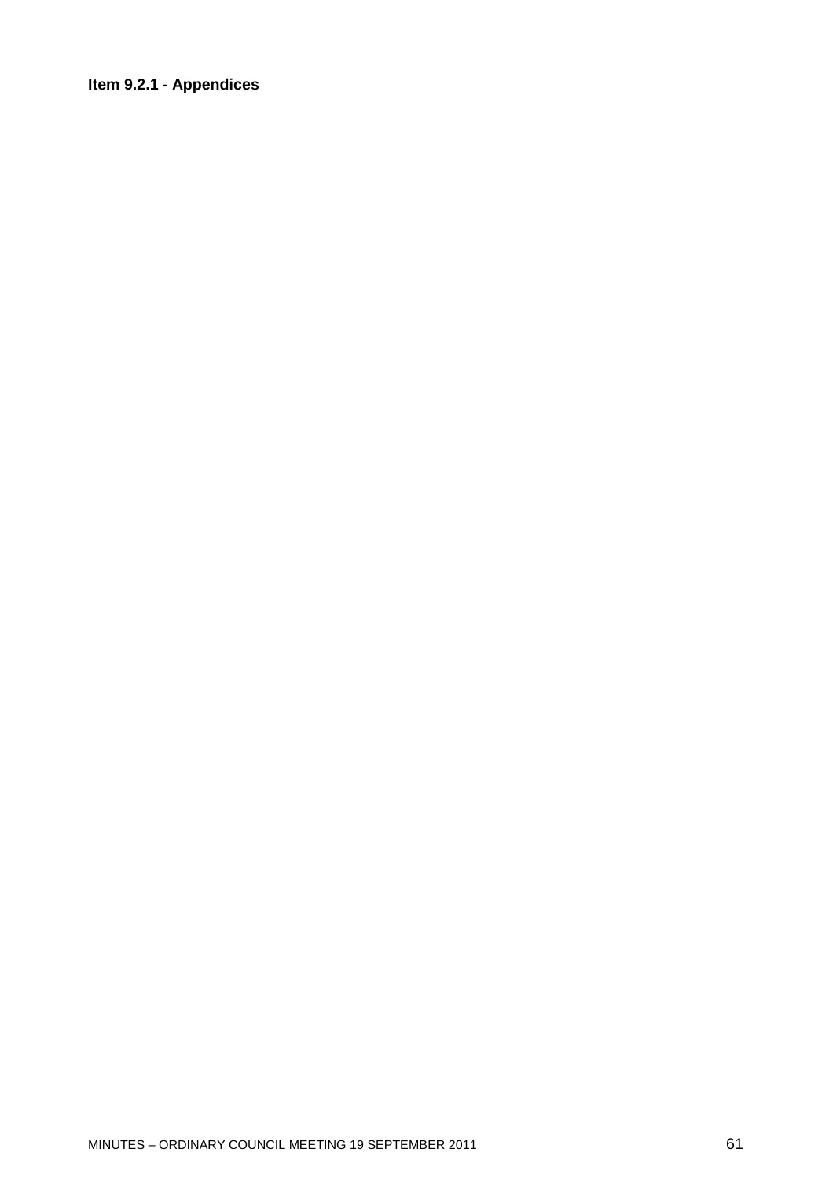**Item 9.2.1 - Appendices**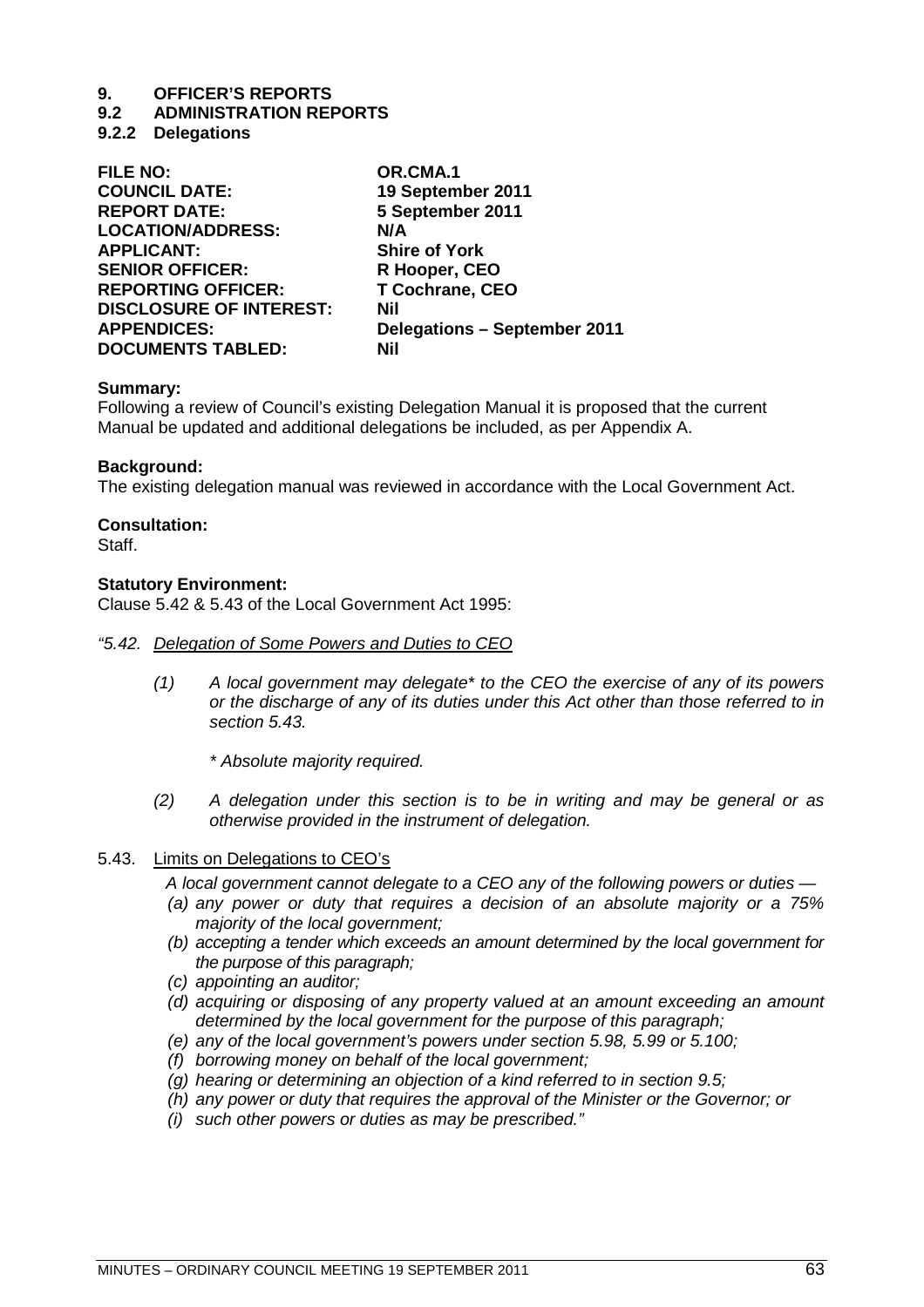# 9. OFFICER'S REPORTS

## 9.2 ADMINISTRATION REPORTS

### 9.2.2 Delegations

| | |
|---|---|
| **FILE NO:** | **OR.CMA.1** |
| **COUNCIL DATE:** | **19 September 2011** |
| **REPORT DATE:** | **5 September 2011** |
| **LOCATION/ADDRESS:** | **N/A** |
| **APPLICANT:** | **Shire of York** |
| **SENIOR OFFICER:** | **R Hooper, CEO** |
| **REPORTING OFFICER:** | **T Cochrane, CEO** |
| **DISCLOSURE OF INTEREST:** | **Nil** |
| **APPENDICES:** | **Delegations – September 2011** |
| **DOCUMENTS TABLED:** | **Nil** |

**Summary:**
Following a review of Council's existing Delegation Manual it is proposed that the current Manual be updated and additional delegations be included, as per Appendix A.

**Background:**
The existing delegation manual was reviewed in accordance with the Local Government Act.

**Consultation:**
Staff.

**Statutory Environment:**
Clause 5.42 & 5.43 of the Local Government Act 1995:

*"5.42. Delegation of Some Powers and Duties to CEO*

*(1) A local government may delegate\* to the CEO the exercise of any of its powers or the discharge of any of its duties under this Act other than those referred to in section 5.43.*

*\* Absolute majority required.*

*(2) A delegation under this section is to be in writing and may be general or as otherwise provided in the instrument of delegation.*

5.43. Limits on Delegations to CEO's

*A local government cannot delegate to a CEO any of the following powers or duties —*

*(a) any power or duty that requires a decision of an absolute majority or a 75% majority of the local government;*
*(b) accepting a tender which exceeds an amount determined by the local government for the purpose of this paragraph;*
*(c) appointing an auditor;*
*(d) acquiring or disposing of any property valued at an amount exceeding an amount determined by the local government for the purpose of this paragraph;*
*(e) any of the local government's powers under section 5.98, 5.99 or 5.100;*
*(f) borrowing money on behalf of the local government;*
*(g) hearing or determining an objection of a kind referred to in section 9.5;*
*(h) any power or duty that requires the approval of the Minister or the Governor; or*
*(i) such other powers or duties as may be prescribed."*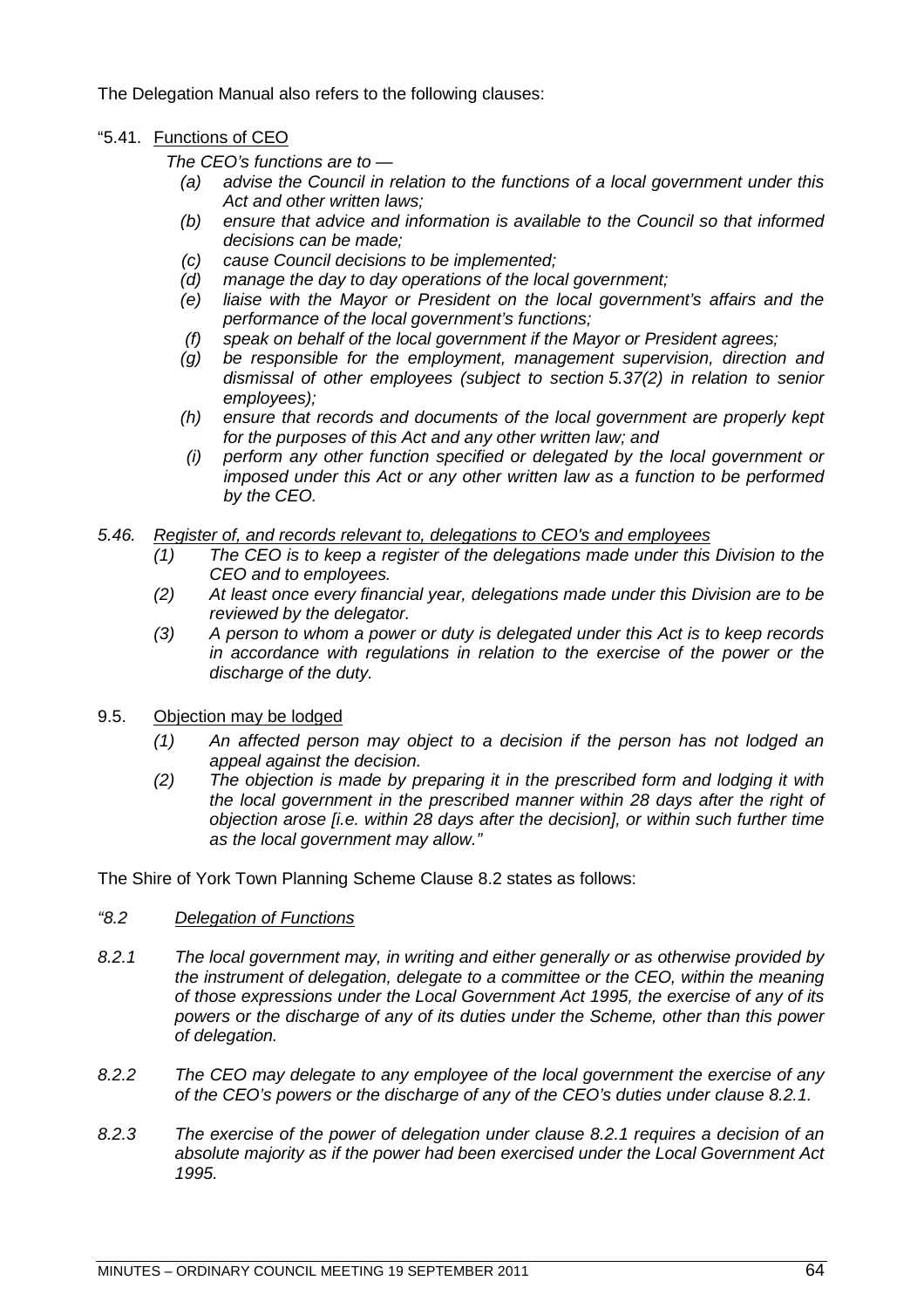The Delegation Manual also refers to the following clauses:

"5.41. <u>Functions of CEO</u>

*The CEO's functions are to —*

- *(a) advise the Council in relation to the functions of a local government under this Act and other written laws;*
- *(b) ensure that advice and information is available to the Council so that informed decisions can be made;*
- *(c) cause Council decisions to be implemented;*
- *(d) manage the day to day operations of the local government;*
- *(e) liaise with the Mayor or President on the local government's affairs and the performance of the local government's functions;*
- *(f) speak on behalf of the local government if the Mayor or President agrees;*
- *(g) be responsible for the employment, management supervision, direction and dismissal of other employees (subject to section 5.37(2) in relation to senior employees);*
- *(h) ensure that records and documents of the local government are properly kept for the purposes of this Act and any other written law; and*
- *(i) perform any other function specified or delegated by the local government or imposed under this Act or any other written law as a function to be performed by the CEO.*

*5.46. <u>Register of, and records relevant to, delegations to CEO's and employees</u>*

- *(1) The CEO is to keep a register of the delegations made under this Division to the CEO and to employees.*
- *(2) At least once every financial year, delegations made under this Division are to be reviewed by the delegator.*
- *(3) A person to whom a power or duty is delegated under this Act is to keep records in accordance with regulations in relation to the exercise of the power or the discharge of the duty.*

9.5. <u>Objection may be lodged</u>

- *(1) An affected person may object to a decision if the person has not lodged an appeal against the decision.*
- *(2) The objection is made by preparing it in the prescribed form and lodging it with the local government in the prescribed manner within 28 days after the right of objection arose [i.e. within 28 days after the decision], or within such further time as the local government may allow."*

The Shire of York Town Planning Scheme Clause 8.2 states as follows:

*"8.2 <u>Delegation of Functions</u>*

*8.2.1 The local government may, in writing and either generally or as otherwise provided by the instrument of delegation, delegate to a committee or the CEO, within the meaning of those expressions under the Local Government Act 1995, the exercise of any of its powers or the discharge of any of its duties under the Scheme, other than this power of delegation.*

*8.2.2 The CEO may delegate to any employee of the local government the exercise of any of the CEO's powers or the discharge of any of the CEO's duties under clause 8.2.1.*

*8.2.3 The exercise of the power of delegation under clause 8.2.1 requires a decision of an absolute majority as if the power had been exercised under the Local Government Act 1995.*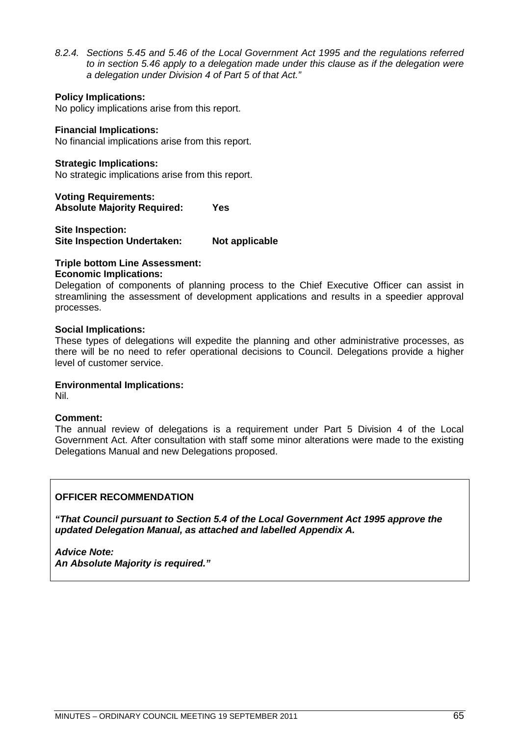*8.2.4. Sections 5.45 and 5.46 of the Local Government Act 1995 and the regulations referred to in section 5.46 apply to a delegation made under this clause as if the delegation were a delegation under Division 4 of Part 5 of that Act."*

**Policy Implications:**
No policy implications arise from this report.

**Financial Implications:**
No financial implications arise from this report.

**Strategic Implications:**
No strategic implications arise from this report.

**Voting Requirements:**
**Absolute Majority Required: Yes**

**Site Inspection:**
**Site Inspection Undertaken: Not applicable**

**Triple bottom Line Assessment:**
**Economic Implications:**
Delegation of components of planning process to the Chief Executive Officer can assist in streamlining the assessment of development applications and results in a speedier approval processes.

**Social Implications:**
These types of delegations will expedite the planning and other administrative processes, as there will be no need to refer operational decisions to Council. Delegations provide a higher level of customer service.

**Environmental Implications:**
Nil.

**Comment:**
The annual review of delegations is a requirement under Part 5 Division 4 of the Local Government Act. After consultation with staff some minor alterations were made to the existing Delegations Manual and new Delegations proposed.

**OFFICER RECOMMENDATION**

***"That Council pursuant to Section 5.4 of the Local Government Act 1995 approve the updated Delegation Manual, as attached and labelled Appendix A.***

***Advice Note:***
***An Absolute Majority is required."***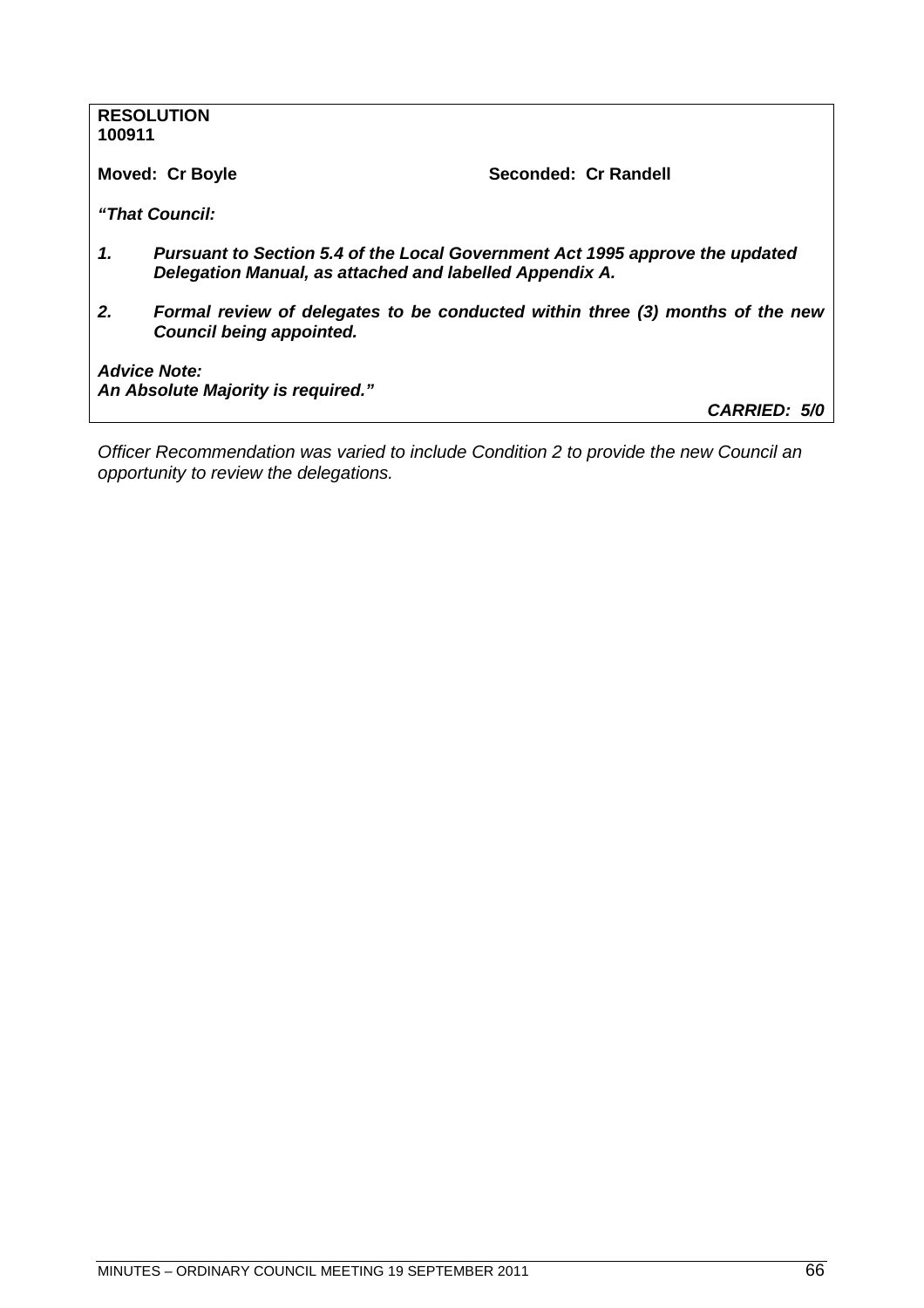**RESOLUTION**
**100911**

**Moved: Cr Boyle** **Seconded: Cr Randell**

***"That Council:***

1. ***Pursuant to Section 5.4 of the Local Government Act 1995 approve the updated Delegation Manual, as attached and labelled Appendix A.***

2. ***Formal review of delegates to be conducted within three (3) months of the new Council being appointed.***

***Advice Note:***
***An Absolute Majority is required."***

***CARRIED: 5/0***

*Officer Recommendation was varied to include Condition 2 to provide the new Council an opportunity to review the delegations.*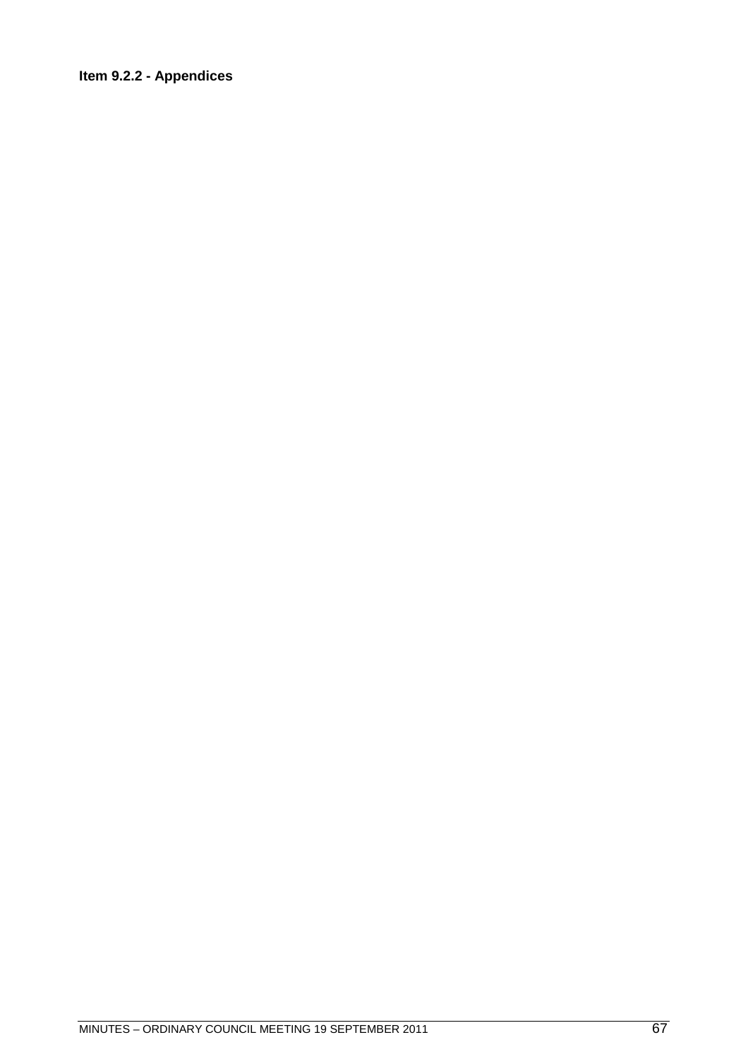**Item 9.2.2 - Appendices**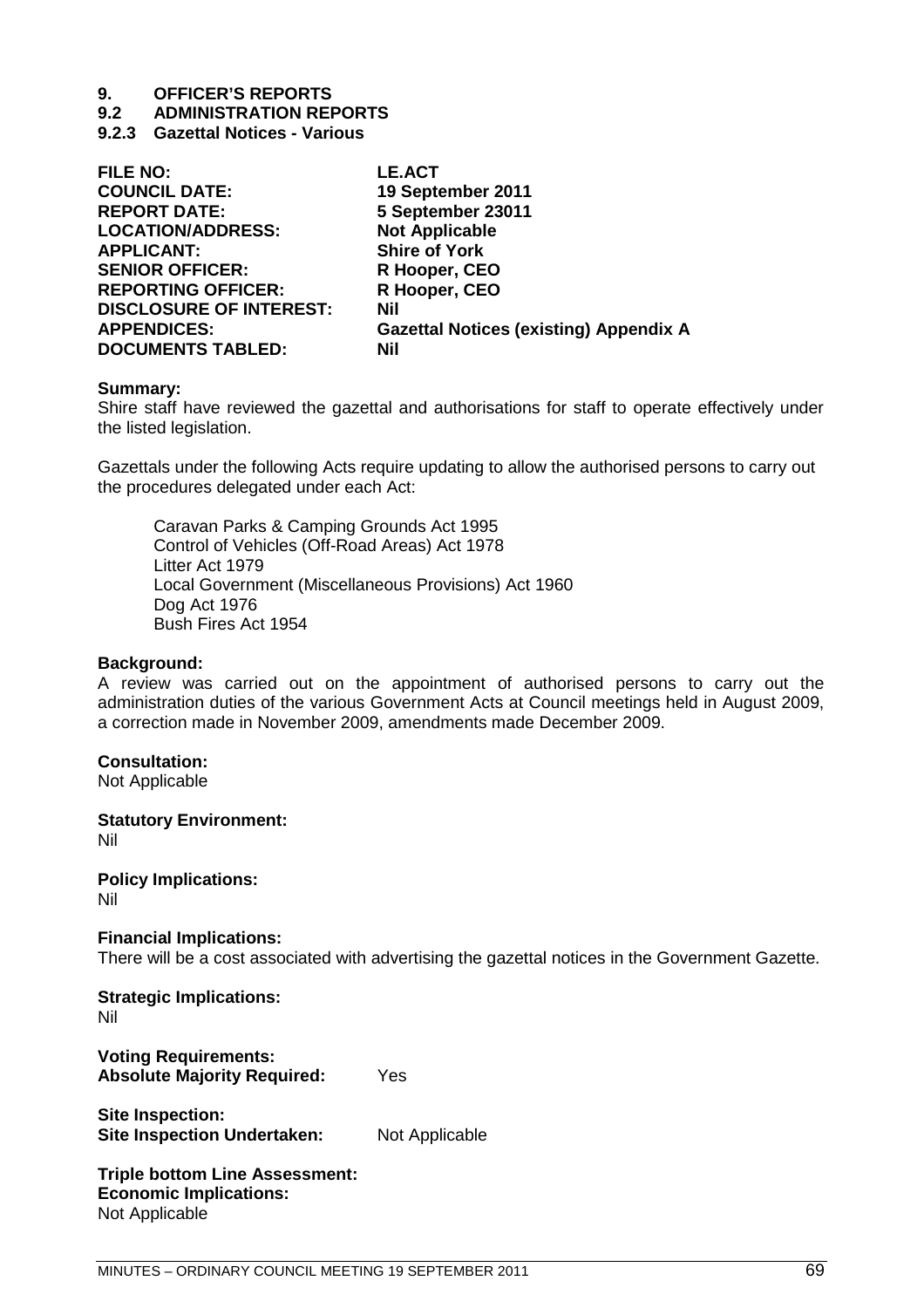# 9. OFFICER'S REPORTS

## 9.2 ADMINISTRATION REPORTS

### 9.2.3 Gazettal Notices - Various

| | |
|---|---|
| **FILE NO:** | **LE.ACT** |
| **COUNCIL DATE:** | **19 September 2011** |
| **REPORT DATE:** | **5 September 23011** |
| **LOCATION/ADDRESS:** | **Not Applicable** |
| **APPLICANT:** | **Shire of York** |
| **SENIOR OFFICER:** | **R Hooper, CEO** |
| **REPORTING OFFICER:** | **R Hooper, CEO** |
| **DISCLOSURE OF INTEREST:** | **Nil** |
| **APPENDICES:** | **Gazettal Notices (existing) Appendix A** |
| **DOCUMENTS TABLED:** | **Nil** |

**Summary:**
Shire staff have reviewed the gazettal and authorisations for staff to operate effectively under the listed legislation.

Gazettals under the following Acts require updating to allow the authorised persons to carry out the procedures delegated under each Act:

Caravan Parks & Camping Grounds Act 1995
Control of Vehicles (Off-Road Areas) Act 1978
Litter Act 1979
Local Government (Miscellaneous Provisions) Act 1960
Dog Act 1976
Bush Fires Act 1954

**Background:**
A review was carried out on the appointment of authorised persons to carry out the administration duties of the various Government Acts at Council meetings held in August 2009, a correction made in November 2009, amendments made December 2009.

**Consultation:**
Not Applicable

**Statutory Environment:**
Nil

**Policy Implications:**
Nil

**Financial Implications:**
There will be a cost associated with advertising the gazettal notices in the Government Gazette.

**Strategic Implications:**
Nil

**Voting Requirements:**
**Absolute Majority Required:** Yes

**Site Inspection:**
**Site Inspection Undertaken:** Not Applicable

**Triple bottom Line Assessment:**
**Economic Implications:**
Not Applicable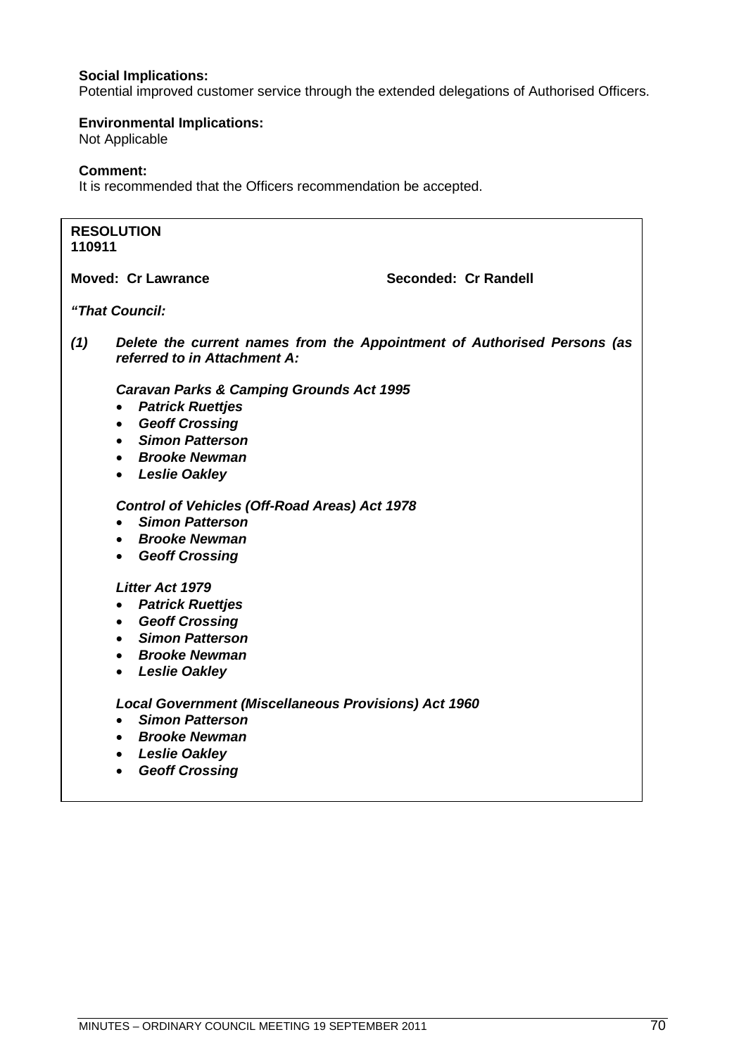**Social Implications:**
Potential improved customer service through the extended delegations of Authorised Officers.

**Environmental Implications:**
Not Applicable

**Comment:**
It is recommended that the Officers recommendation be accepted.

**RESOLUTION**
**110911**

**Moved: Cr Lawrance** **Seconded: Cr Randell**

***"That Council:***

***(1) Delete the current names from the Appointment of Authorised Persons (as referred to in Attachment A:***

***Caravan Parks & Camping Grounds Act 1995***

- ***Patrick Ruettjes***
- ***Geoff Crossing***
- ***Simon Patterson***
- ***Brooke Newman***
- ***Leslie Oakley***

***Control of Vehicles (Off-Road Areas) Act 1978***

- ***Simon Patterson***
- ***Brooke Newman***
- ***Geoff Crossing***

***Litter Act 1979***

- ***Patrick Ruettjes***
- ***Geoff Crossing***
- ***Simon Patterson***
- ***Brooke Newman***
- ***Leslie Oakley***

***Local Government (Miscellaneous Provisions) Act 1960***

- ***Simon Patterson***
- ***Brooke Newman***
- ***Leslie Oakley***
- ***Geoff Crossing***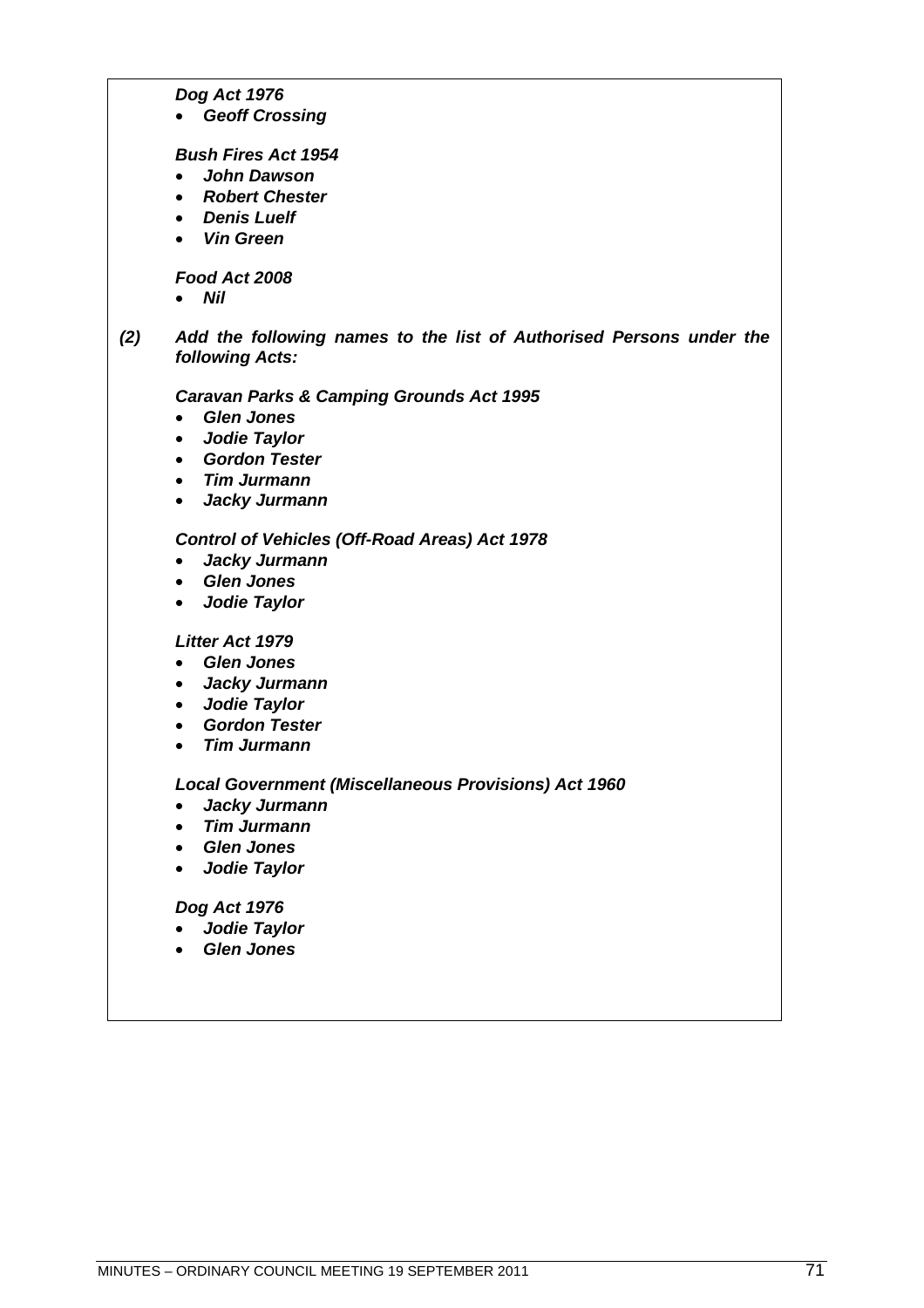***Dog Act 1976***
- ***Geoff Crossing***

***Bush Fires Act 1954***
- ***John Dawson***
- ***Robert Chester***
- ***Denis Luelf***
- ***Vin Green***

***Food Act 2008***
- ***Nil***

***(2) Add the following names to the list of Authorised Persons under the following Acts:***

***Caravan Parks & Camping Grounds Act 1995***
- ***Glen Jones***
- ***Jodie Taylor***
- ***Gordon Tester***
- ***Tim Jurmann***
- ***Jacky Jurmann***

***Control of Vehicles (Off-Road Areas) Act 1978***
- ***Jacky Jurmann***
- ***Glen Jones***
- ***Jodie Taylor***

***Litter Act 1979***
- ***Glen Jones***
- ***Jacky Jurmann***
- ***Jodie Taylor***
- ***Gordon Tester***
- ***Tim Jurmann***

***Local Government (Miscellaneous Provisions) Act 1960***
- ***Jacky Jurmann***
- ***Tim Jurmann***
- ***Glen Jones***
- ***Jodie Taylor***

***Dog Act 1976***
- ***Jodie Taylor***
- ***Glen Jones***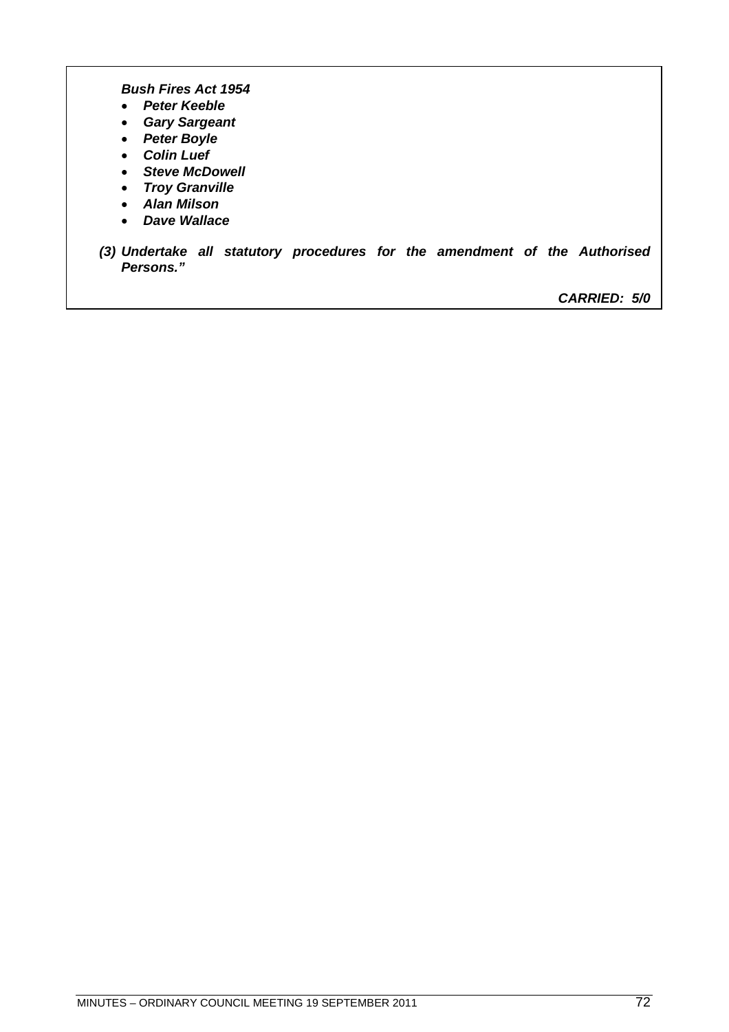***Bush Fires Act 1954***

- ***Peter Keeble***
- ***Gary Sargeant***
- ***Peter Boyle***
- ***Colin Luef***
- ***Steve McDowell***
- ***Troy Granville***
- ***Alan Milson***
- ***Dave Wallace***

***(3) Undertake all statutory procedures for the amendment of the Authorised Persons."***

***CARRIED: 5/0***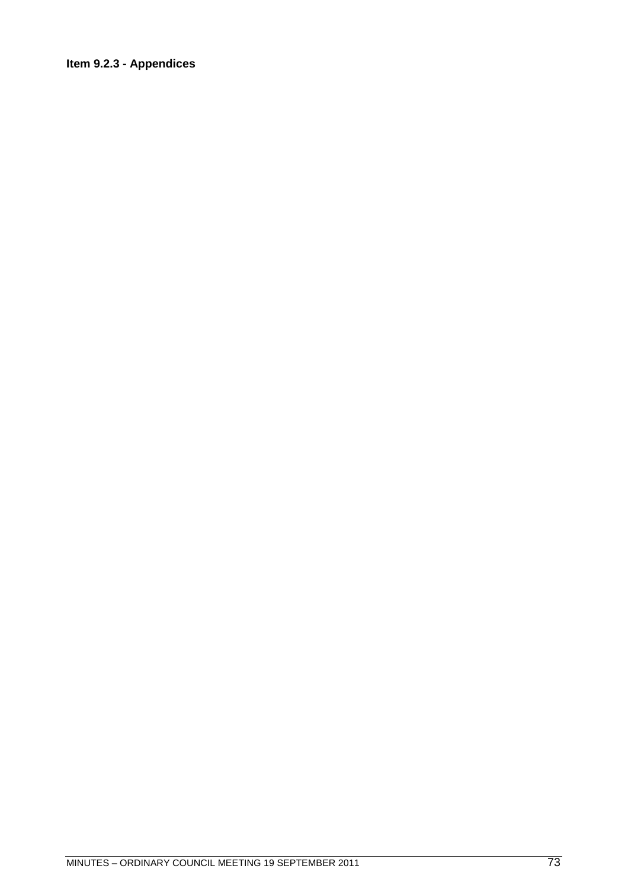**Item 9.2.3 - Appendices**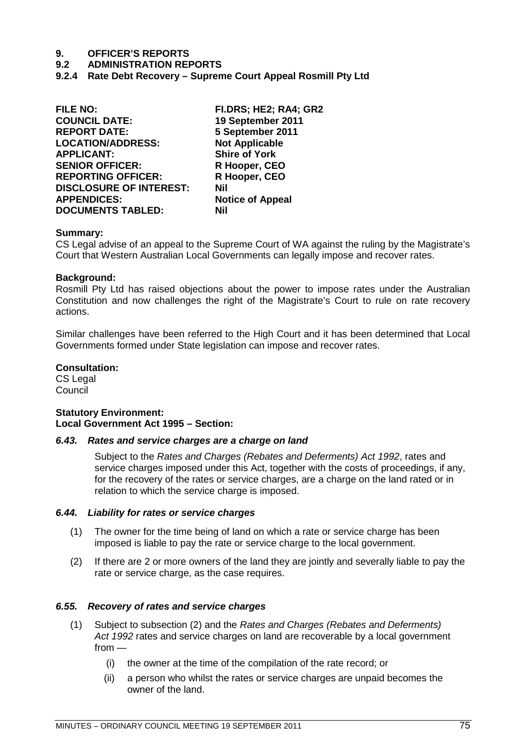# 9. OFFICER'S REPORTS

## 9.2 ADMINISTRATION REPORTS

### 9.2.4 Rate Debt Recovery – Supreme Court Appeal Rosmill Pty Ltd

| | |
|---|---|
| **FILE NO:** | **FI.DRS; HE2; RA4; GR2** |
| **COUNCIL DATE:** | **19 September 2011** |
| **REPORT DATE:** | **5 September 2011** |
| **LOCATION/ADDRESS:** | **Not Applicable** |
| **APPLICANT:** | **Shire of York** |
| **SENIOR OFFICER:** | **R Hooper, CEO** |
| **REPORTING OFFICER:** | **R Hooper, CEO** |
| **DISCLOSURE OF INTEREST:** | **Nil** |
| **APPENDICES:** | **Notice of Appeal** |
| **DOCUMENTS TABLED:** | **Nil** |

**Summary:**
CS Legal advise of an appeal to the Supreme Court of WA against the ruling by the Magistrate's Court that Western Australian Local Governments can legally impose and recover rates.

**Background:**
Rosmill Pty Ltd has raised objections about the power to impose rates under the Australian Constitution and now challenges the right of the Magistrate's Court to rule on rate recovery actions.

Similar challenges have been referred to the High Court and it has been determined that Local Governments formed under State legislation can impose and recover rates.

**Consultation:**
CS Legal
Council

**Statutory Environment:**
**Local Government Act 1995 – Section:**

***6.43. Rates and service charges are a charge on land***

Subject to the *Rates and Charges (Rebates and Deferments) Act 1992*, rates and service charges imposed under this Act, together with the costs of proceedings, if any, for the recovery of the rates or service charges, are a charge on the land rated or in relation to which the service charge is imposed.

***6.44. Liability for rates or service charges***

(1) The owner for the time being of land on which a rate or service charge has been imposed is liable to pay the rate or service charge to the local government.

(2) If there are 2 or more owners of the land they are jointly and severally liable to pay the rate or service charge, as the case requires.

***6.55. Recovery of rates and service charges***

(1) Subject to subsection (2) and the *Rates and Charges (Rebates and Deferments) Act 1992* rates and service charges on land are recoverable by a local government from —

  (i) the owner at the time of the compilation of the rate record; or

  (ii) a person who whilst the rates or service charges are unpaid becomes the owner of the land.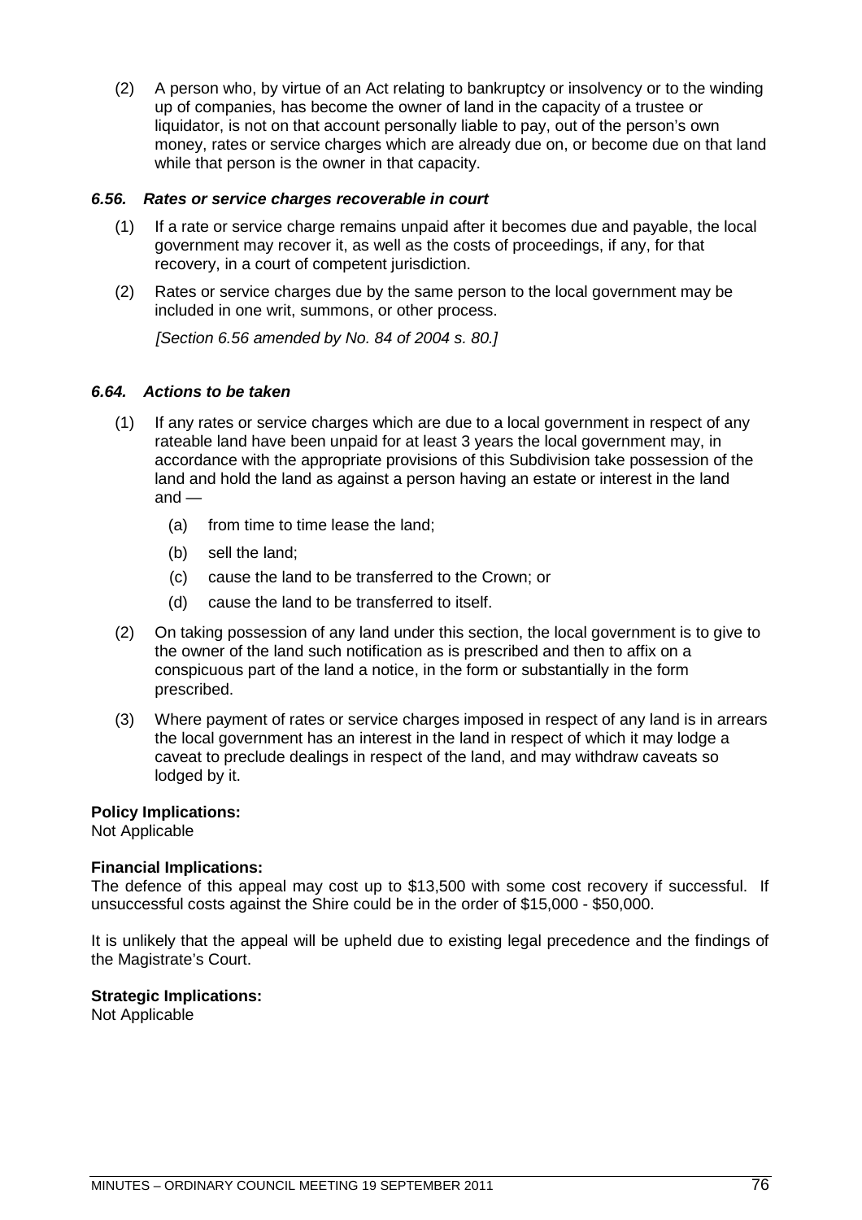(2) A person who, by virtue of an Act relating to bankruptcy or insolvency or to the winding up of companies, has become the owner of land in the capacity of a trustee or liquidator, is not on that account personally liable to pay, out of the person's own money, rates or service charges which are already due on, or become due on that land while that person is the owner in that capacity.

#### *6.56. Rates or service charges recoverable in court*

(1) If a rate or service charge remains unpaid after it becomes due and payable, the local government may recover it, as well as the costs of proceedings, if any, for that recovery, in a court of competent jurisdiction.

(2) Rates or service charges due by the same person to the local government may be included in one writ, summons, or other process.

*[Section 6.56 amended by No. 84 of 2004 s. 80.]*

#### *6.64. Actions to be taken*

(1) If any rates or service charges which are due to a local government in respect of any rateable land have been unpaid for at least 3 years the local government may, in accordance with the appropriate provisions of this Subdivision take possession of the land and hold the land as against a person having an estate or interest in the land and —

- (a) from time to time lease the land;
- (b) sell the land;
- (c) cause the land to be transferred to the Crown; or
- (d) cause the land to be transferred to itself.

(2) On taking possession of any land under this section, the local government is to give to the owner of the land such notification as is prescribed and then to affix on a conspicuous part of the land a notice, in the form or substantially in the form prescribed.

(3) Where payment of rates or service charges imposed in respect of any land is in arrears the local government has an interest in the land in respect of which it may lodge a caveat to preclude dealings in respect of the land, and may withdraw caveats so lodged by it.

**Policy Implications:**
Not Applicable

**Financial Implications:**
The defence of this appeal may cost up to $13,500 with some cost recovery if successful. If unsuccessful costs against the Shire could be in the order of $15,000 - $50,000.

It is unlikely that the appeal will be upheld due to existing legal precedence and the findings of the Magistrate's Court.

**Strategic Implications:**
Not Applicable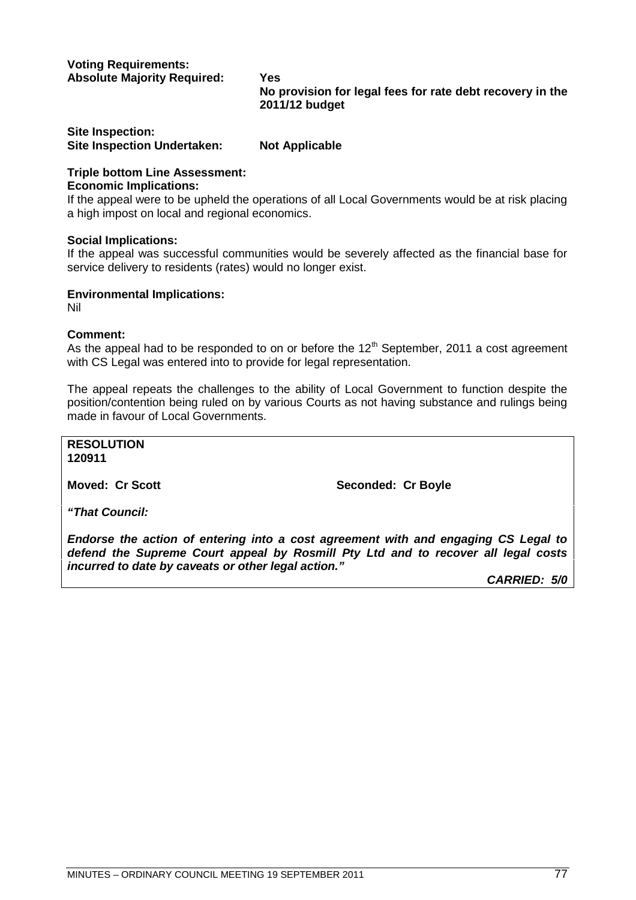**Voting Requirements:**
**Absolute Majority Required:** **Yes**
**No provision for legal fees for rate debt recovery in the 2011/12 budget**

**Site Inspection:**
**Site Inspection Undertaken:** **Not Applicable**

**Triple bottom Line Assessment:**
**Economic Implications:**
If the appeal were to be upheld the operations of all Local Governments would be at risk placing a high impost on local and regional economics.

**Social Implications:**
If the appeal was successful communities would be severely affected as the financial base for service delivery to residents (rates) would no longer exist.

**Environmental Implications:**
Nil

**Comment:**
As the appeal had to be responded to on or before the 12th September, 2011 a cost agreement with CS Legal was entered into to provide for legal representation.

The appeal repeats the challenges to the ability of Local Government to function despite the position/contention being ruled on by various Courts as not having substance and rulings being made in favour of Local Governments.

**RESOLUTION**
**120911**

**Moved: Cr Scott** **Seconded: Cr Boyle**

***"That Council:***

***Endorse the action of entering into a cost agreement with and engaging CS Legal to defend the Supreme Court appeal by Rosmill Pty Ltd and to recover all legal costs incurred to date by caveats or other legal action."***

***CARRIED: 5/0***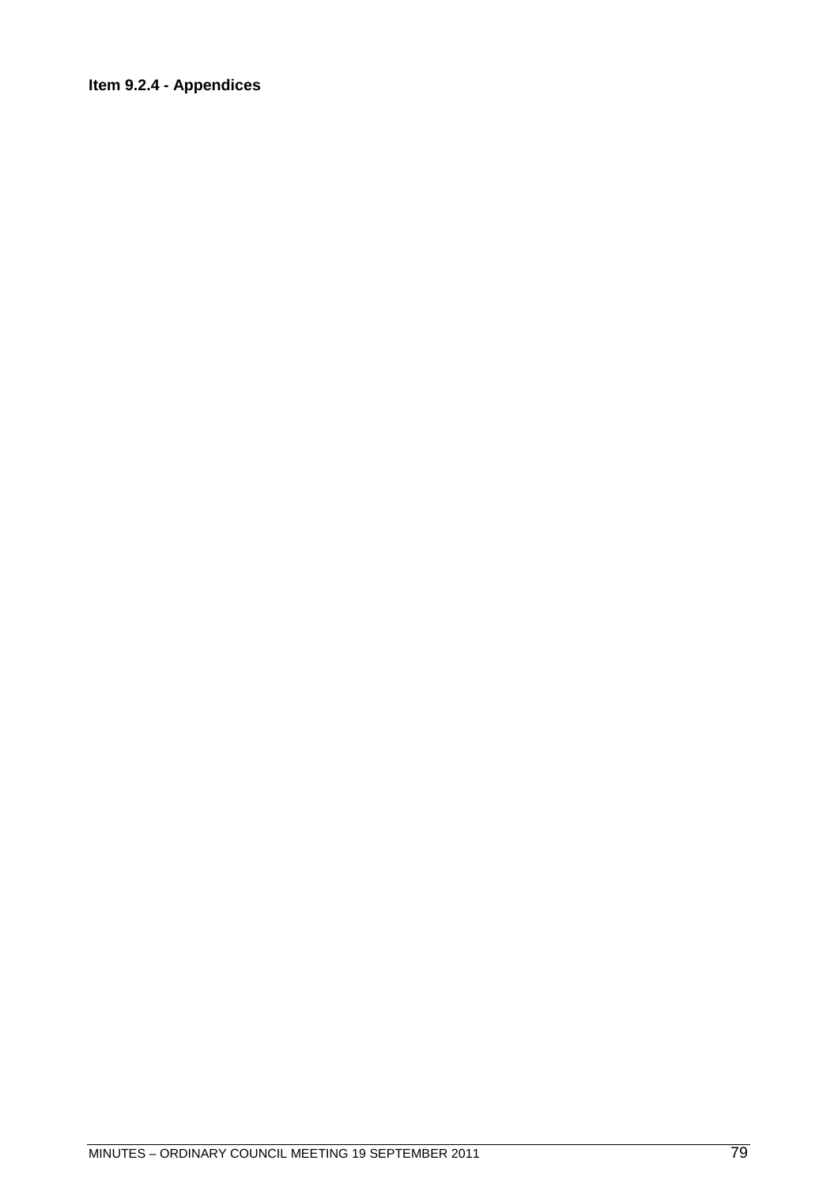**Item 9.2.4 - Appendices**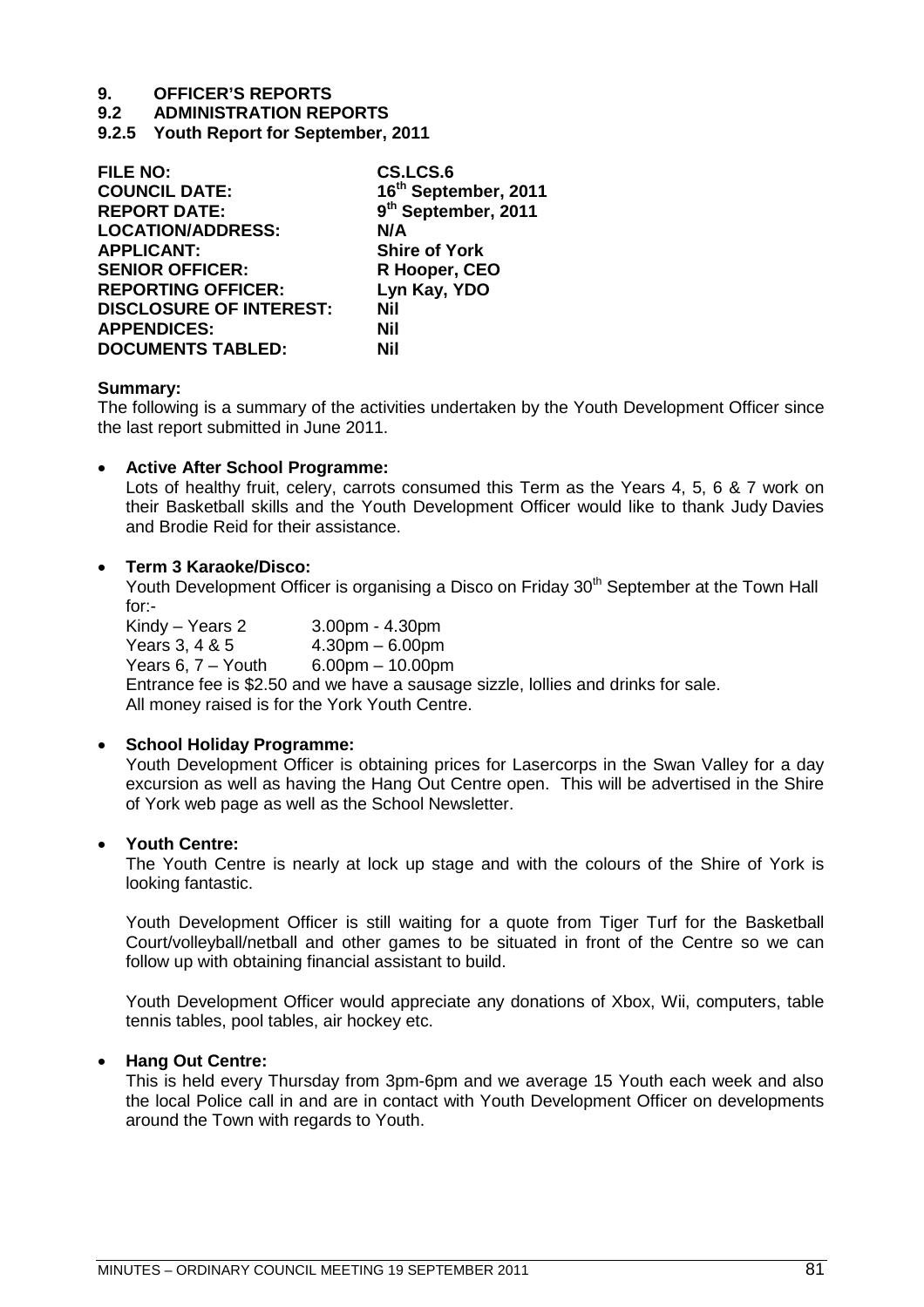# 9. OFFICER'S REPORTS

## 9.2 ADMINISTRATION REPORTS

### 9.2.5 Youth Report for September, 2011

| | |
|---|---|
| **FILE NO:** | **CS.LCS.6** |
| **COUNCIL DATE:** | **16th September, 2011** |
| **REPORT DATE:** | **9th September, 2011** |
| **LOCATION/ADDRESS:** | **N/A** |
| **APPLICANT:** | **Shire of York** |
| **SENIOR OFFICER:** | **R Hooper, CEO** |
| **REPORTING OFFICER:** | **Lyn Kay, YDO** |
| **DISCLOSURE OF INTEREST:** | **Nil** |
| **APPENDICES:** | **Nil** |
| **DOCUMENTS TABLED:** | **Nil** |

**Summary:**

The following is a summary of the activities undertaken by the Youth Development Officer since the last report submitted in June 2011.

- **Active After School Programme:**

  Lots of healthy fruit, celery, carrots consumed this Term as the Years 4, 5, 6 & 7 work on their Basketball skills and the Youth Development Officer would like to thank Judy Davies and Brodie Reid for their assistance.

- **Term 3 Karaoke/Disco:**

  Youth Development Officer is organising a Disco on Friday 30th September at the Town Hall for:-

  | | |
  |---|---|
  | Kindy – Years 2 | 3.00pm - 4.30pm |
  | Years 3, 4 & 5 | 4.30pm – 6.00pm |
  | Years 6, 7 – Youth | 6.00pm – 10.00pm |

  Entrance fee is $2.50 and we have a sausage sizzle, lollies and drinks for sale.
  All money raised is for the York Youth Centre.

- **School Holiday Programme:**

  Youth Development Officer is obtaining prices for Lasercorps in the Swan Valley for a day excursion as well as having the Hang Out Centre open. This will be advertised in the Shire of York web page as well as the School Newsletter.

- **Youth Centre:**

  The Youth Centre is nearly at lock up stage and with the colours of the Shire of York is looking fantastic.

  Youth Development Officer is still waiting for a quote from Tiger Turf for the Basketball Court/volleyball/netball and other games to be situated in front of the Centre so we can follow up with obtaining financial assistant to build.

  Youth Development Officer would appreciate any donations of Xbox, Wii, computers, table tennis tables, pool tables, air hockey etc.

- **Hang Out Centre:**

  This is held every Thursday from 3pm-6pm and we average 15 Youth each week and also the local Police call in and are in contact with Youth Development Officer on developments around the Town with regards to Youth.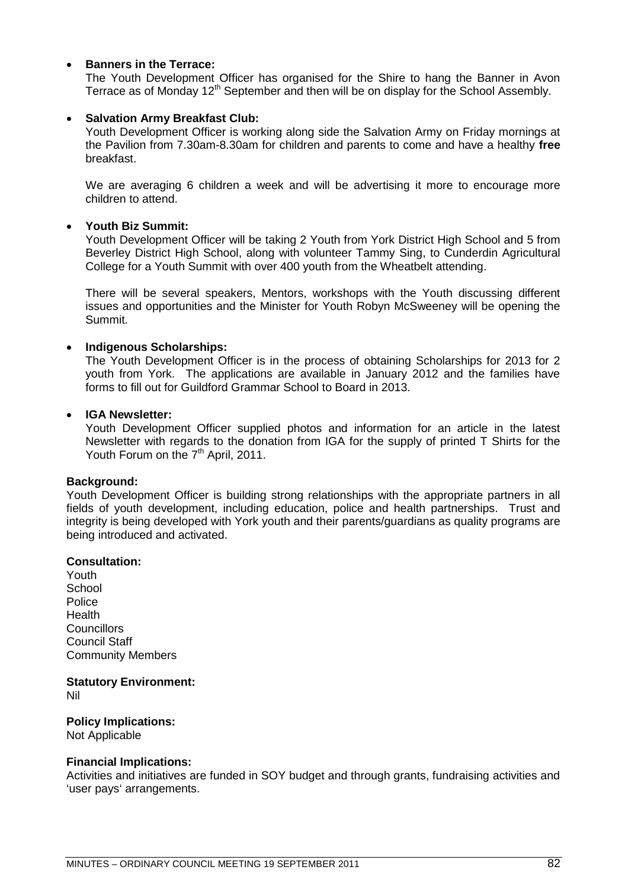- **Banners in the Terrace:**
  The Youth Development Officer has organised for the Shire to hang the Banner in Avon Terrace as of Monday 12th September and then will be on display for the School Assembly.

- **Salvation Army Breakfast Club:**
  Youth Development Officer is working along side the Salvation Army on Friday mornings at the Pavilion from 7.30am-8.30am for children and parents to come and have a healthy **free** breakfast.

  We are averaging 6 children a week and will be advertising it more to encourage more children to attend.

- **Youth Biz Summit:**
  Youth Development Officer will be taking 2 Youth from York District High School and 5 from Beverley District High School, along with volunteer Tammy Sing, to Cunderdin Agricultural College for a Youth Summit with over 400 youth from the Wheatbelt attending.

  There will be several speakers, Mentors, workshops with the Youth discussing different issues and opportunities and the Minister for Youth Robyn McSweeney will be opening the Summit.

- **Indigenous Scholarships:**
  The Youth Development Officer is in the process of obtaining Scholarships for 2013 for 2 youth from York. The applications are available in January 2012 and the families have forms to fill out for Guildford Grammar School to Board in 2013.

- **IGA Newsletter:**
  Youth Development Officer supplied photos and information for an article in the latest Newsletter with regards to the donation from IGA for the supply of printed T Shirts for the Youth Forum on the 7th April, 2011.

**Background:**
Youth Development Officer is building strong relationships with the appropriate partners in all fields of youth development, including education, police and health partnerships. Trust and integrity is being developed with York youth and their parents/guardians as quality programs are being introduced and activated.

**Consultation:**
Youth
School
Police
Health
Councillors
Council Staff
Community Members

**Statutory Environment:**
Nil

**Policy Implications:**
Not Applicable

**Financial Implications:**
Activities and initiatives are funded in SOY budget and through grants, fundraising activities and 'user pays' arrangements.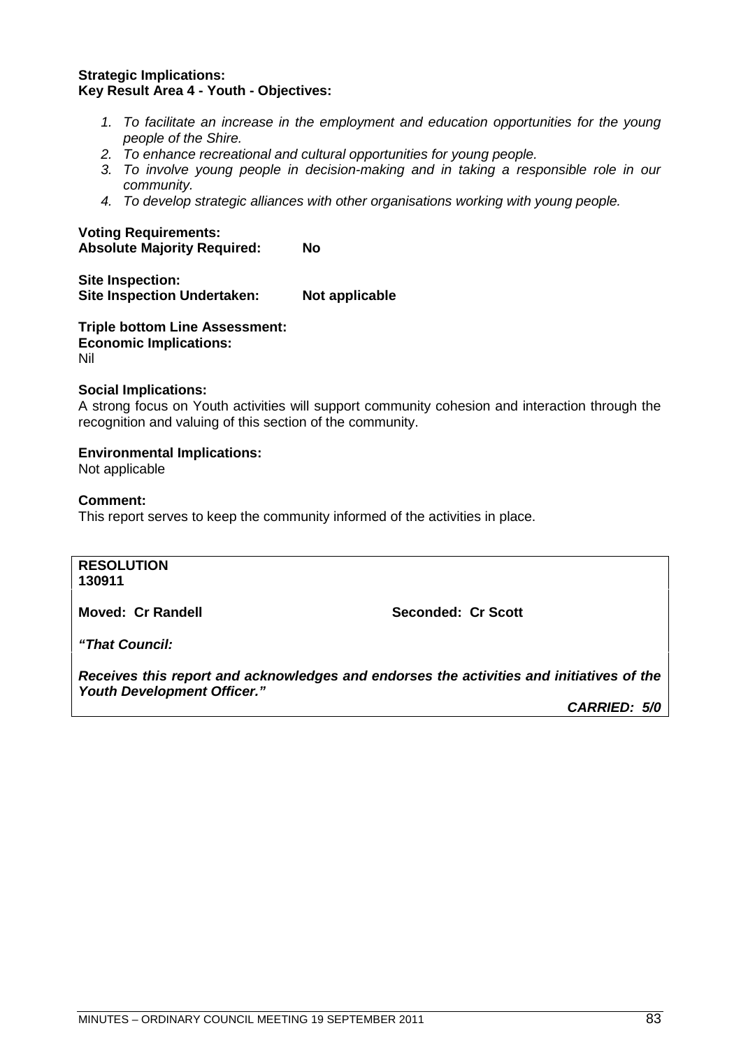**Strategic Implications:**
**Key Result Area 4 - Youth - Objectives:**

1. *To facilitate an increase in the employment and education opportunities for the young people of the Shire.*
2. *To enhance recreational and cultural opportunities for young people.*
3. *To involve young people in decision-making and in taking a responsible role in our community.*
4. *To develop strategic alliances with other organisations working with young people.*

**Voting Requirements:**
**Absolute Majority Required: No**

**Site Inspection:**
**Site Inspection Undertaken: Not applicable**

**Triple bottom Line Assessment:**
**Economic Implications:**
Nil

**Social Implications:**
A strong focus on Youth activities will support community cohesion and interaction through the recognition and valuing of this section of the community.

**Environmental Implications:**
Not applicable

**Comment:**
This report serves to keep the community informed of the activities in place.

**RESOLUTION**
**130911**

**Moved: Cr Randell** **Seconded: Cr Scott**

***"That Council:***

***Receives this report and acknowledges and endorses the activities and initiatives of the Youth Development Officer."***

***CARRIED: 5/0***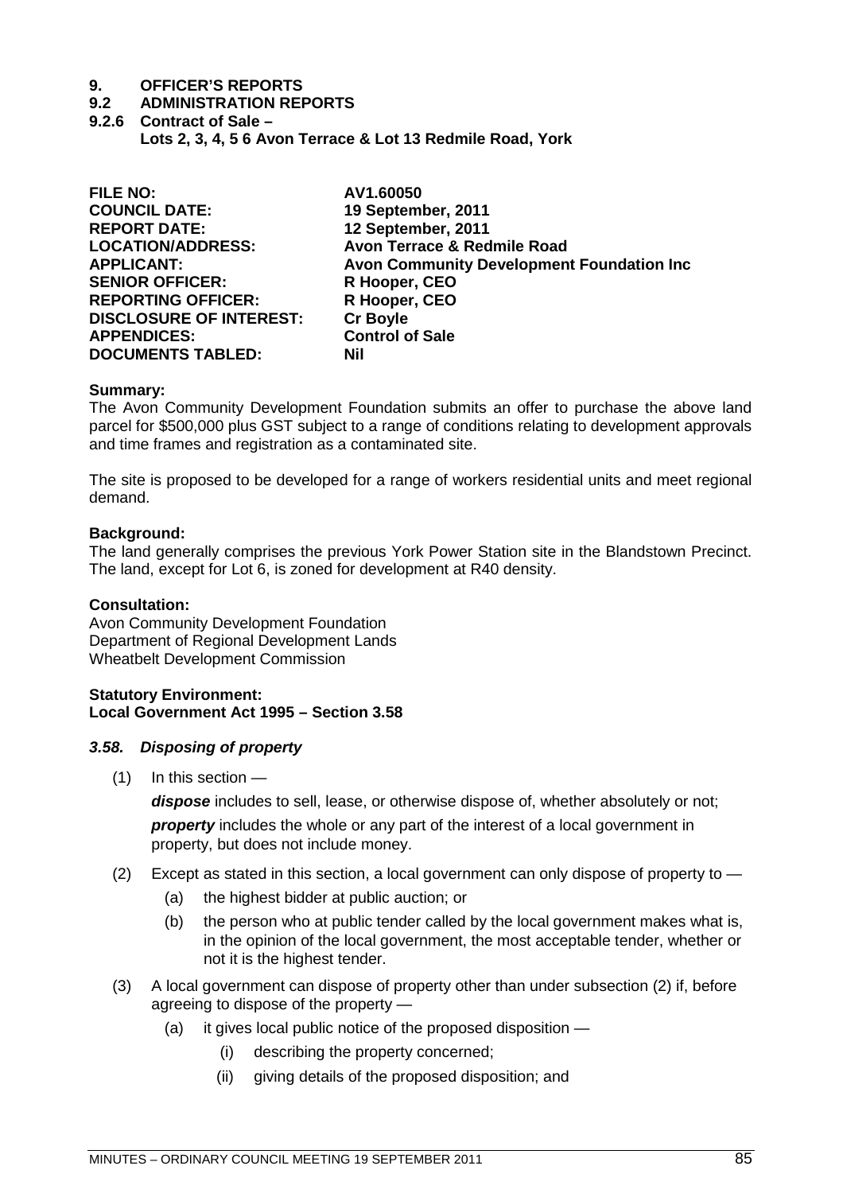# 9. OFFICER'S REPORTS

## 9.2 ADMINISTRATION REPORTS

### 9.2.6 Contract of Sale – Lots 2, 3, 4, 5 6 Avon Terrace & Lot 13 Redmile Road, York

| | |
|---|---|
| **FILE NO:** | **AV1.60050** |
| **COUNCIL DATE:** | **19 September, 2011** |
| **REPORT DATE:** | **12 September, 2011** |
| **LOCATION/ADDRESS:** | **Avon Terrace & Redmile Road** |
| **APPLICANT:** | **Avon Community Development Foundation Inc** |
| **SENIOR OFFICER:** | **R Hooper, CEO** |
| **REPORTING OFFICER:** | **R Hooper, CEO** |
| **DISCLOSURE OF INTEREST:** | **Cr Boyle** |
| **APPENDICES:** | **Control of Sale** |
| **DOCUMENTS TABLED:** | **Nil** |

**Summary:**
The Avon Community Development Foundation submits an offer to purchase the above land parcel for $500,000 plus GST subject to a range of conditions relating to development approvals and time frames and registration as a contaminated site.

The site is proposed to be developed for a range of workers residential units and meet regional demand.

**Background:**
The land generally comprises the previous York Power Station site in the Blandstown Precinct. The land, except for Lot 6, is zoned for development at R40 density.

**Consultation:**
Avon Community Development Foundation
Department of Regional Development Lands
Wheatbelt Development Commission

**Statutory Environment:**
**Local Government Act 1995 – Section 3.58**

***3.58. Disposing of property***

(1) In this section —

***dispose*** includes to sell, lease, or otherwise dispose of, whether absolutely or not;

***property*** includes the whole or any part of the interest of a local government in property, but does not include money.

(2) Except as stated in this section, a local government can only dispose of property to —

- (a) the highest bidder at public auction; or
- (b) the person who at public tender called by the local government makes what is, in the opinion of the local government, the most acceptable tender, whether or not it is the highest tender.

(3) A local government can dispose of property other than under subsection (2) if, before agreeing to dispose of the property —

- (a) it gives local public notice of the proposed disposition —
  - (i) describing the property concerned;
  - (ii) giving details of the proposed disposition; and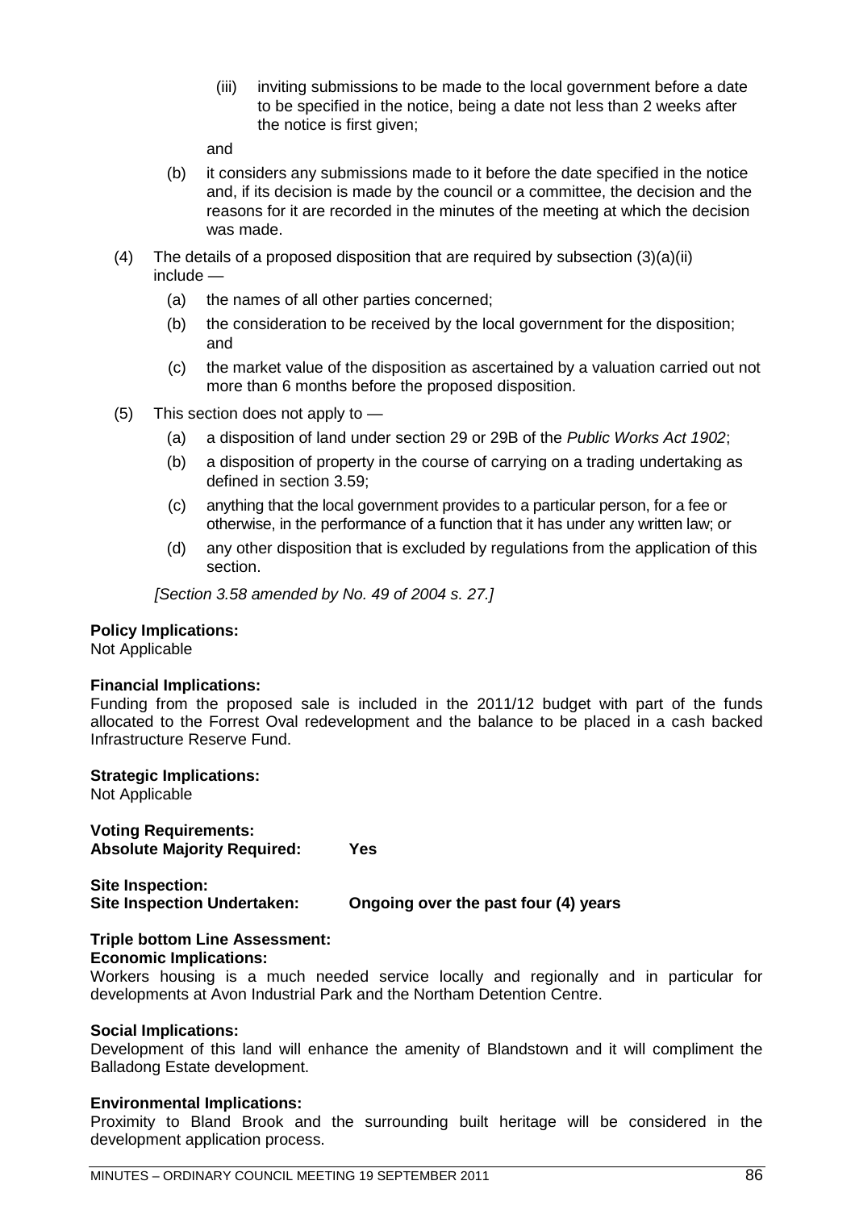(iii) inviting submissions to be made to the local government before a date to be specified in the notice, being a date not less than 2 weeks after the notice is first given;

and

(b) it considers any submissions made to it before the date specified in the notice and, if its decision is made by the council or a committee, the decision and the reasons for it are recorded in the minutes of the meeting at which the decision was made.

(4) The details of a proposed disposition that are required by subsection (3)(a)(ii) include —

(a) the names of all other parties concerned;

(b) the consideration to be received by the local government for the disposition; and

(c) the market value of the disposition as ascertained by a valuation carried out not more than 6 months before the proposed disposition.

(5) This section does not apply to —

(a) a disposition of land under section 29 or 29B of the *Public Works Act 1902*;

(b) a disposition of property in the course of carrying on a trading undertaking as defined in section 3.59;

(c) anything that the local government provides to a particular person, for a fee or otherwise, in the performance of a function that it has under any written law; or

(d) any other disposition that is excluded by regulations from the application of this section.

*[Section 3.58 amended by No. 49 of 2004 s. 27.]*

**Policy Implications:**
Not Applicable

**Financial Implications:**
Funding from the proposed sale is included in the 2011/12 budget with part of the funds allocated to the Forrest Oval redevelopment and the balance to be placed in a cash backed Infrastructure Reserve Fund.

**Strategic Implications:**
Not Applicable

**Voting Requirements:**
**Absolute Majority Required: Yes**

**Site Inspection:**
**Site Inspection Undertaken: Ongoing over the past four (4) years**

**Triple bottom Line Assessment:**
**Economic Implications:**
Workers housing is a much needed service locally and regionally and in particular for developments at Avon Industrial Park and the Northam Detention Centre.

**Social Implications:**
Development of this land will enhance the amenity of Blandstown and it will compliment the Balladong Estate development.

**Environmental Implications:**
Proximity to Bland Brook and the surrounding built heritage will be considered in the development application process.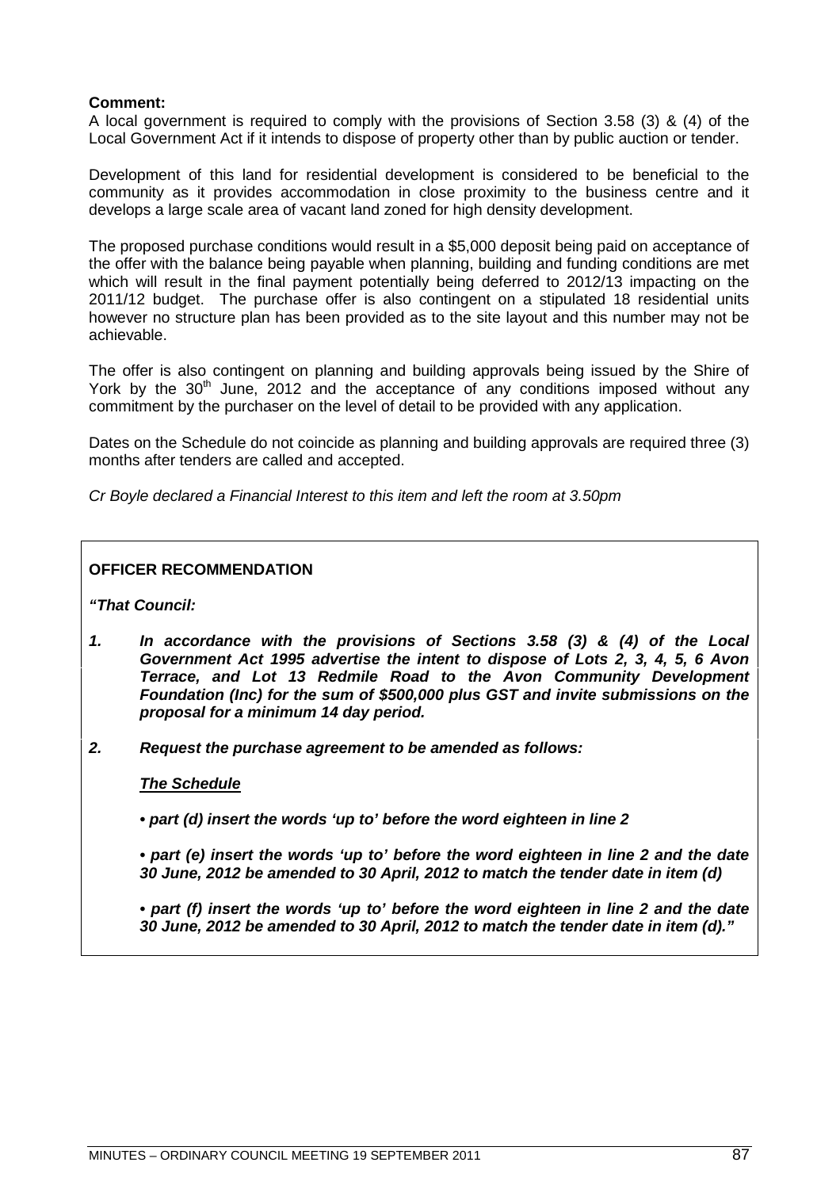**Comment:**
A local government is required to comply with the provisions of Section 3.58 (3) & (4) of the Local Government Act if it intends to dispose of property other than by public auction or tender.

Development of this land for residential development is considered to be beneficial to the community as it provides accommodation in close proximity to the business centre and it develops a large scale area of vacant land zoned for high density development.

The proposed purchase conditions would result in a $5,000 deposit being paid on acceptance of the offer with the balance being payable when planning, building and funding conditions are met which will result in the final payment potentially being deferred to 2012/13 impacting on the 2011/12 budget. The purchase offer is also contingent on a stipulated 18 residential units however no structure plan has been provided as to the site layout and this number may not be achievable.

The offer is also contingent on planning and building approvals being issued by the Shire of York by the 30th June, 2012 and the acceptance of any conditions imposed without any commitment by the purchaser on the level of detail to be provided with any application.

Dates on the Schedule do not coincide as planning and building approvals are required three (3) months after tenders are called and accepted.

*Cr Boyle declared a Financial Interest to this item and left the room at 3.50pm*

**OFFICER RECOMMENDATION**

***"That Council:***

***1. In accordance with the provisions of Sections 3.58 (3) & (4) of the Local Government Act 1995 advertise the intent to dispose of Lots 2, 3, 4, 5, 6 Avon Terrace, and Lot 13 Redmile Road to the Avon Community Development Foundation (Inc) for the sum of $500,000 plus GST and invite submissions on the proposal for a minimum 14 day period.***

***2. Request the purchase agreement to be amended as follows:***

***<u>The Schedule</u>***

***• part (d) insert the words 'up to' before the word eighteen in line 2***

***• part (e) insert the words 'up to' before the word eighteen in line 2 and the date 30 June, 2012 be amended to 30 April, 2012 to match the tender date in item (d)***

***• part (f) insert the words 'up to' before the word eighteen in line 2 and the date 30 June, 2012 be amended to 30 April, 2012 to match the tender date in item (d)."***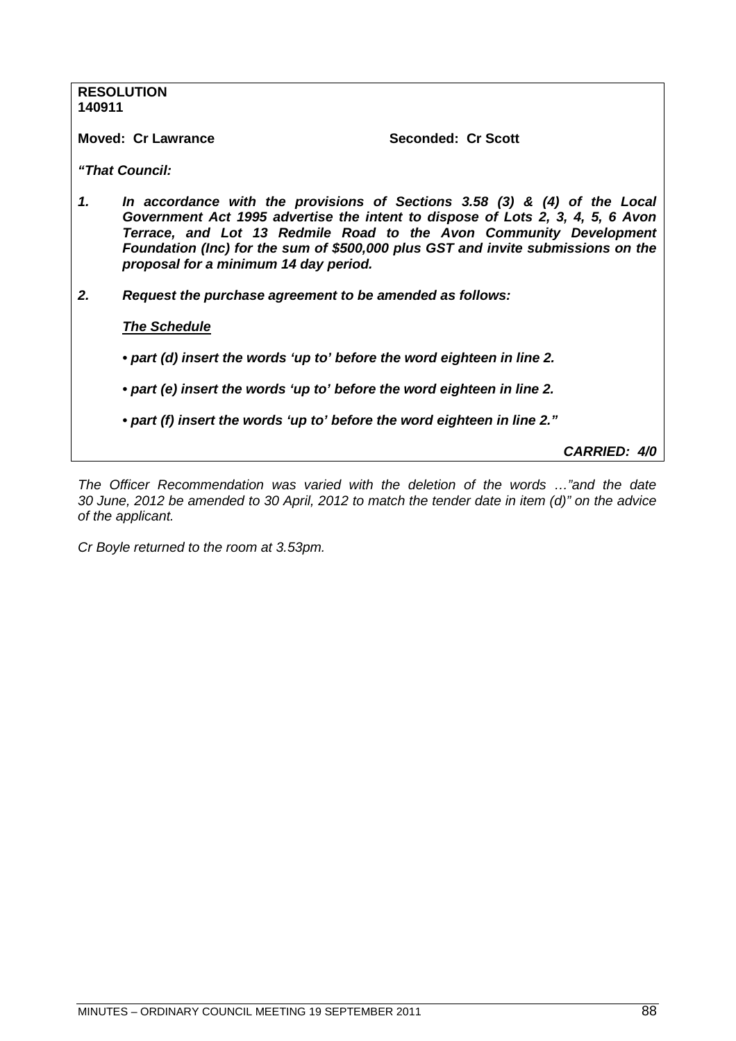**RESOLUTION**
**140911**

**Moved: Cr Lawrance** **Seconded: Cr Scott**

***"That Council:***

1. ***In accordance with the provisions of Sections 3.58 (3) & (4) of the Local Government Act 1995 advertise the intent to dispose of Lots 2, 3, 4, 5, 6 Avon Terrace, and Lot 13 Redmile Road to the Avon Community Development Foundation (Inc) for the sum of $500,000 plus GST and invite submissions on the proposal for a minimum 14 day period.***

2. ***Request the purchase agreement to be amended as follows:***

   ***<u>The Schedule</u>***

   - ***part (d) insert the words 'up to' before the word eighteen in line 2.***
   - ***part (e) insert the words 'up to' before the word eighteen in line 2.***
   - ***part (f) insert the words 'up to' before the word eighteen in line 2."***

***CARRIED: 4/0***

*The Officer Recommendation was varied with the deletion of the words …"and the date 30 June, 2012 be amended to 30 April, 2012 to match the tender date in item (d)" on the advice of the applicant.*

*Cr Boyle returned to the room at 3.53pm.*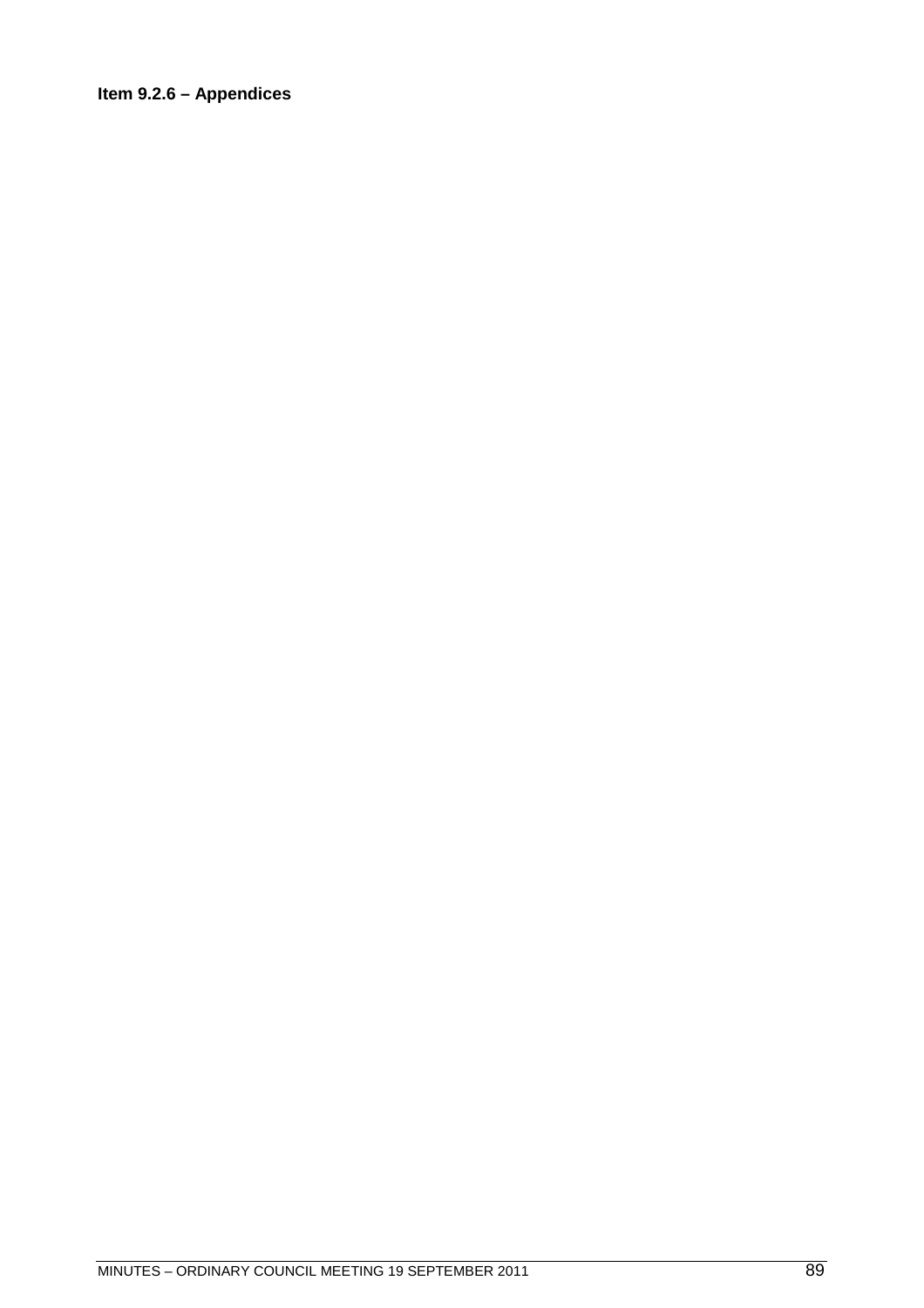**Item 9.2.6 – Appendices**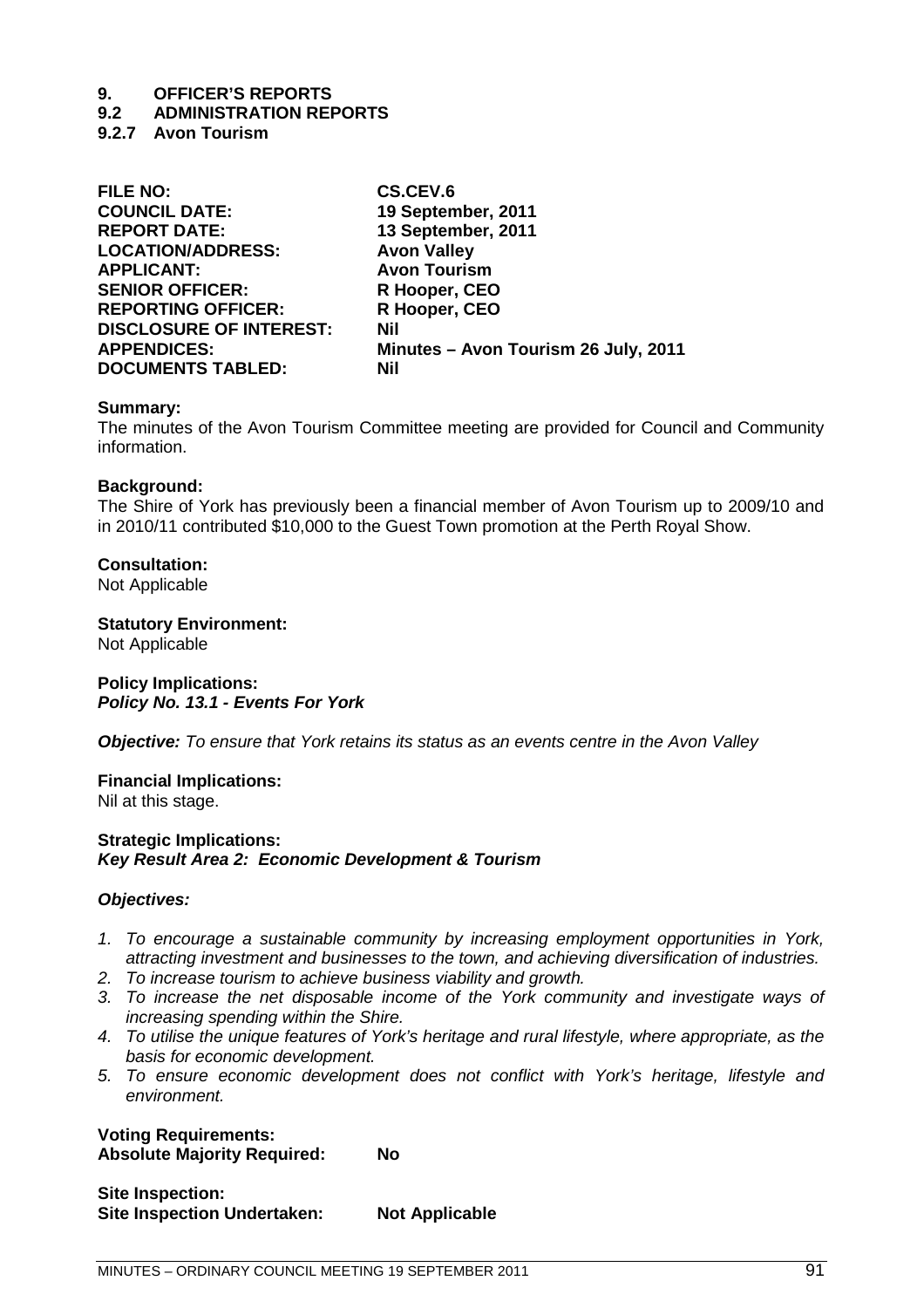# 9. OFFICER'S REPORTS

## 9.2 ADMINISTRATION REPORTS

### 9.2.7 Avon Tourism

| | |
|---|---|
| **FILE NO:** | **CS.CEV.6** |
| **COUNCIL DATE:** | **19 September, 2011** |
| **REPORT DATE:** | **13 September, 2011** |
| **LOCATION/ADDRESS:** | **Avon Valley** |
| **APPLICANT:** | **Avon Tourism** |
| **SENIOR OFFICER:** | **R Hooper, CEO** |
| **REPORTING OFFICER:** | **R Hooper, CEO** |
| **DISCLOSURE OF INTEREST:** | **Nil** |
| **APPENDICES:** | **Minutes – Avon Tourism 26 July, 2011** |
| **DOCUMENTS TABLED:** | **Nil** |

**Summary:**
The minutes of the Avon Tourism Committee meeting are provided for Council and Community information.

**Background:**
The Shire of York has previously been a financial member of Avon Tourism up to 2009/10 and in 2010/11 contributed $10,000 to the Guest Town promotion at the Perth Royal Show.

**Consultation:**
Not Applicable

**Statutory Environment:**
Not Applicable

**Policy Implications:**
***Policy No. 13.1 - Events For York***

***Objective:*** *To ensure that York retains its status as an events centre in the Avon Valley*

**Financial Implications:**
Nil at this stage.

**Strategic Implications:**
***Key Result Area 2: Economic Development & Tourism***

***Objectives:***

1. *To encourage a sustainable community by increasing employment opportunities in York, attracting investment and businesses to the town, and achieving diversification of industries.*
2. *To increase tourism to achieve business viability and growth.*
3. *To increase the net disposable income of the York community and investigate ways of increasing spending within the Shire.*
4. *To utilise the unique features of York's heritage and rural lifestyle, where appropriate, as the basis for economic development.*
5. *To ensure economic development does not conflict with York's heritage, lifestyle and environment.*

**Voting Requirements:**
**Absolute Majority Required: No**

**Site Inspection:**
**Site Inspection Undertaken: Not Applicable**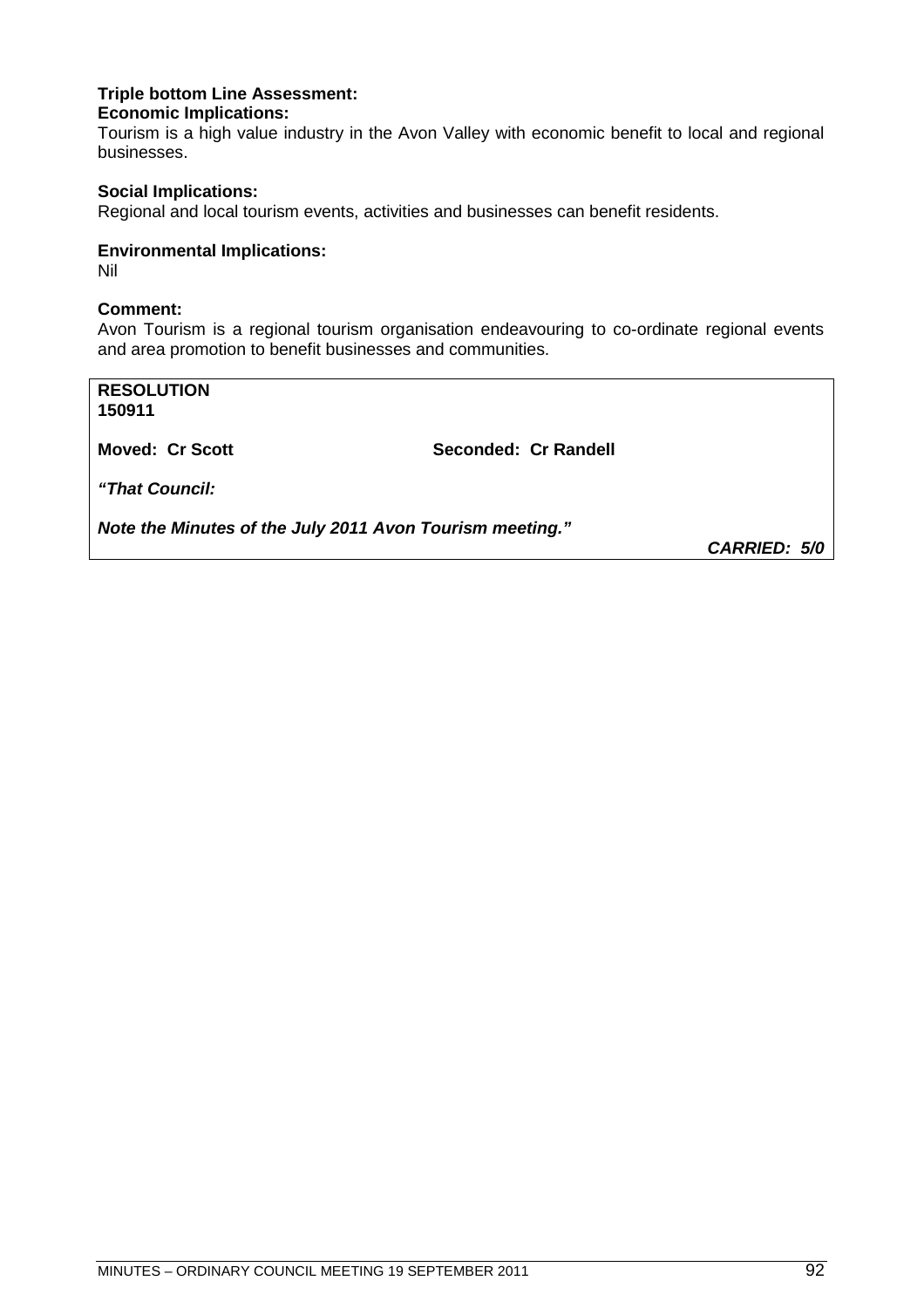**Triple bottom Line Assessment:**

**Economic Implications:**

Tourism is a high value industry in the Avon Valley with economic benefit to local and regional businesses.

**Social Implications:**

Regional and local tourism events, activities and businesses can benefit residents.

**Environmental Implications:**

Nil

**Comment:**

Avon Tourism is a regional tourism organisation endeavouring to co-ordinate regional events and area promotion to benefit businesses and communities.

**RESOLUTION**
**150911**

**Moved: Cr Scott** **Seconded: Cr Randell**

***"That Council:***

***Note the Minutes of the July 2011 Avon Tourism meeting."***

***CARRIED: 5/0***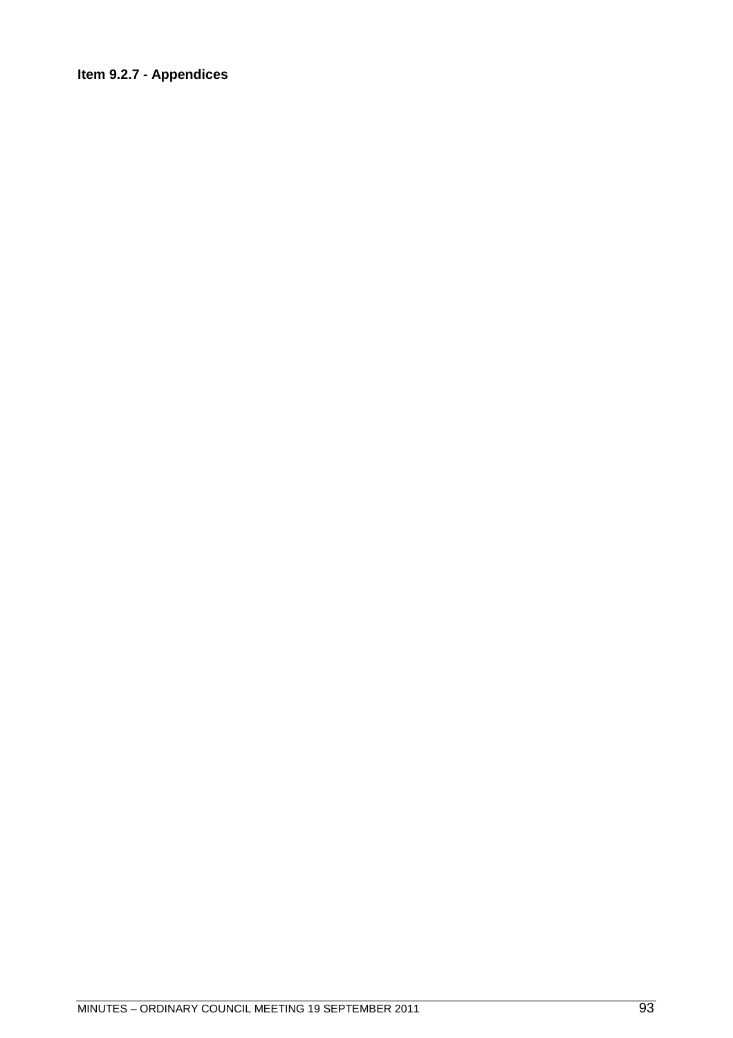**Item 9.2.7 - Appendices**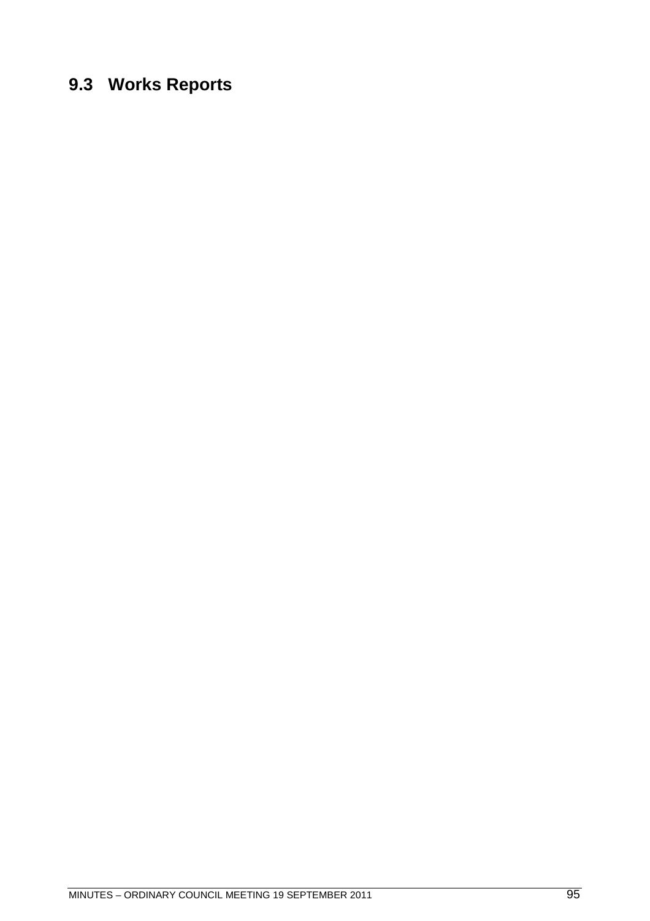# 9.3 Works Reports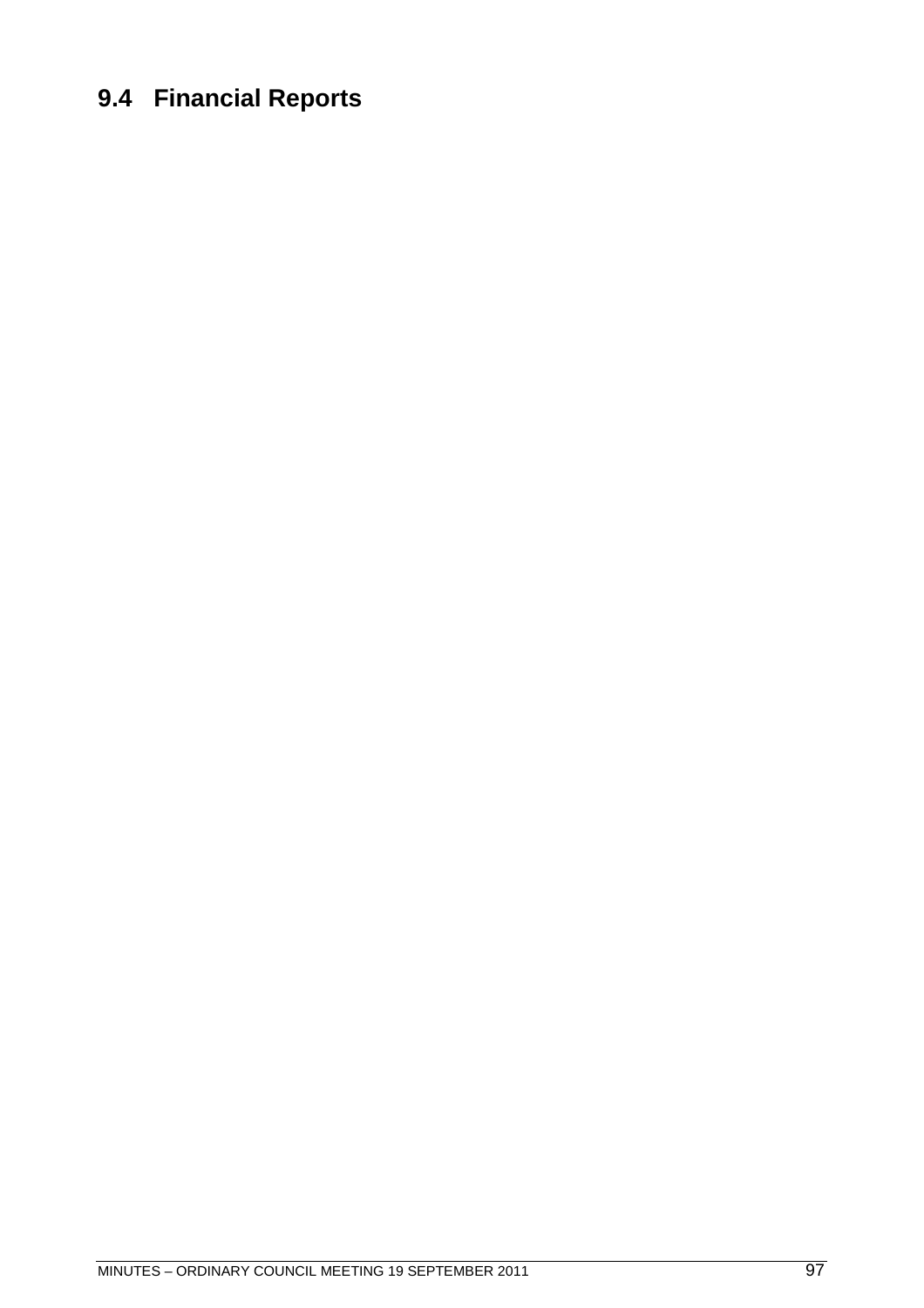## 9.4 Financial Reports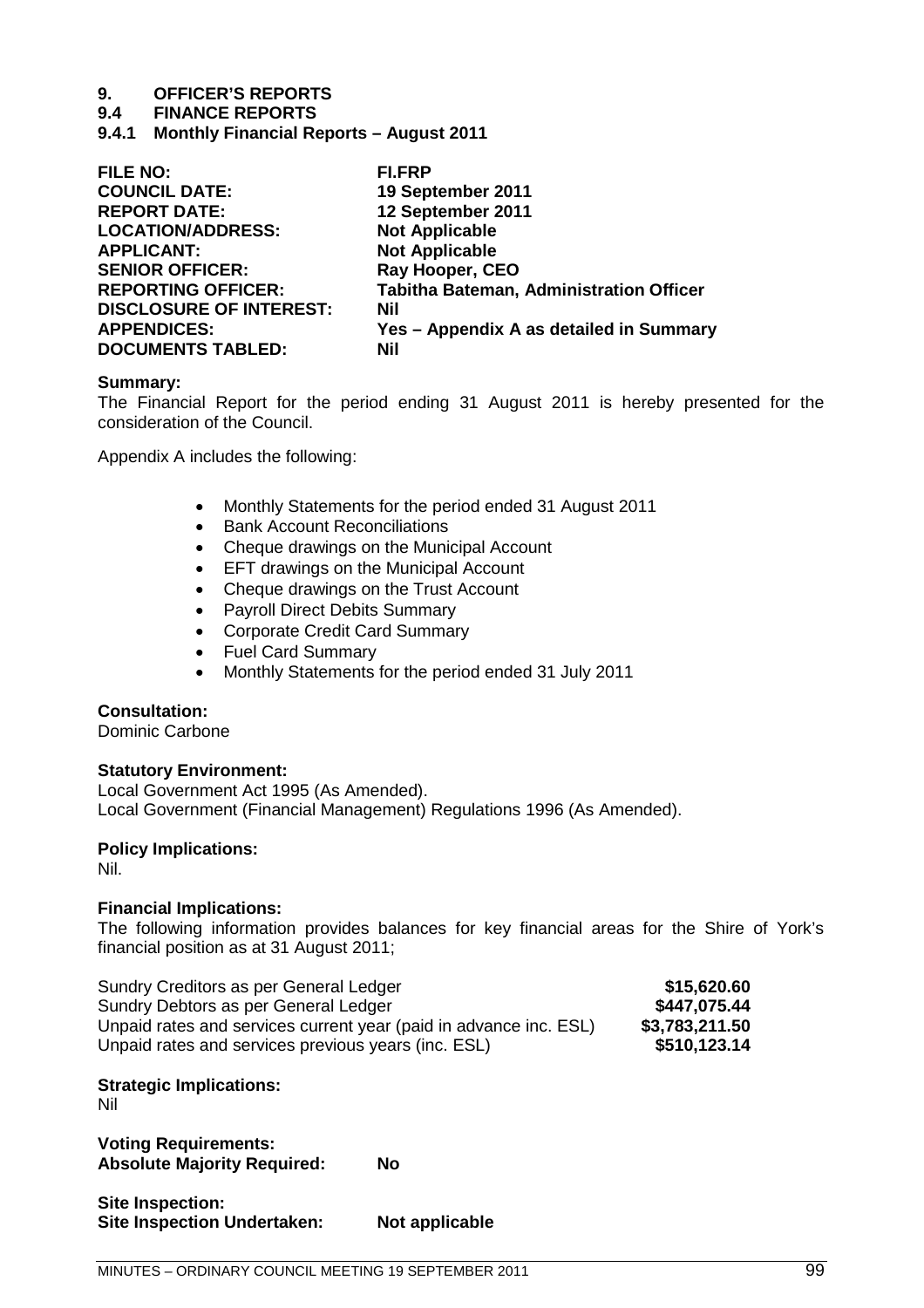# 9. OFFICER'S REPORTS

## 9.4 FINANCE REPORTS

### 9.4.1 Monthly Financial Reports – August 2011

| | |
|---|---|
| **FILE NO:** | **FI.FRP** |
| **COUNCIL DATE:** | **19 September 2011** |
| **REPORT DATE:** | **12 September 2011** |
| **LOCATION/ADDRESS:** | **Not Applicable** |
| **APPLICANT:** | **Not Applicable** |
| **SENIOR OFFICER:** | **Ray Hooper, CEO** |
| **REPORTING OFFICER:** | **Tabitha Bateman, Administration Officer** |
| **DISCLOSURE OF INTEREST:** | **Nil** |
| **APPENDICES:** | **Yes – Appendix A as detailed in Summary** |
| **DOCUMENTS TABLED:** | **Nil** |

**Summary:**
The Financial Report for the period ending 31 August 2011 is hereby presented for the consideration of the Council.

Appendix A includes the following:

- Monthly Statements for the period ended 31 August 2011
- Bank Account Reconciliations
- Cheque drawings on the Municipal Account
- EFT drawings on the Municipal Account
- Cheque drawings on the Trust Account
- Payroll Direct Debits Summary
- Corporate Credit Card Summary
- Fuel Card Summary
- Monthly Statements for the period ended 31 July 2011

**Consultation:**
Dominic Carbone

**Statutory Environment:**
Local Government Act 1995 (As Amended).
Local Government (Financial Management) Regulations 1996 (As Amended).

**Policy Implications:**
Nil.

**Financial Implications:**
The following information provides balances for key financial areas for the Shire of York's financial position as at 31 August 2011;

| | |
|---|---|
| Sundry Creditors as per General Ledger | **\$15,620.60** |
| Sundry Debtors as per General Ledger | **\$447,075.44** |
| Unpaid rates and services current year (paid in advance inc. ESL) | **\$3,783,211.50** |
| Unpaid rates and services previous years (inc. ESL) | **\$510,123.14** |

**Strategic Implications:**
Nil

**Voting Requirements:**
**Absolute Majority Required: No**

**Site Inspection:**
**Site Inspection Undertaken: Not applicable**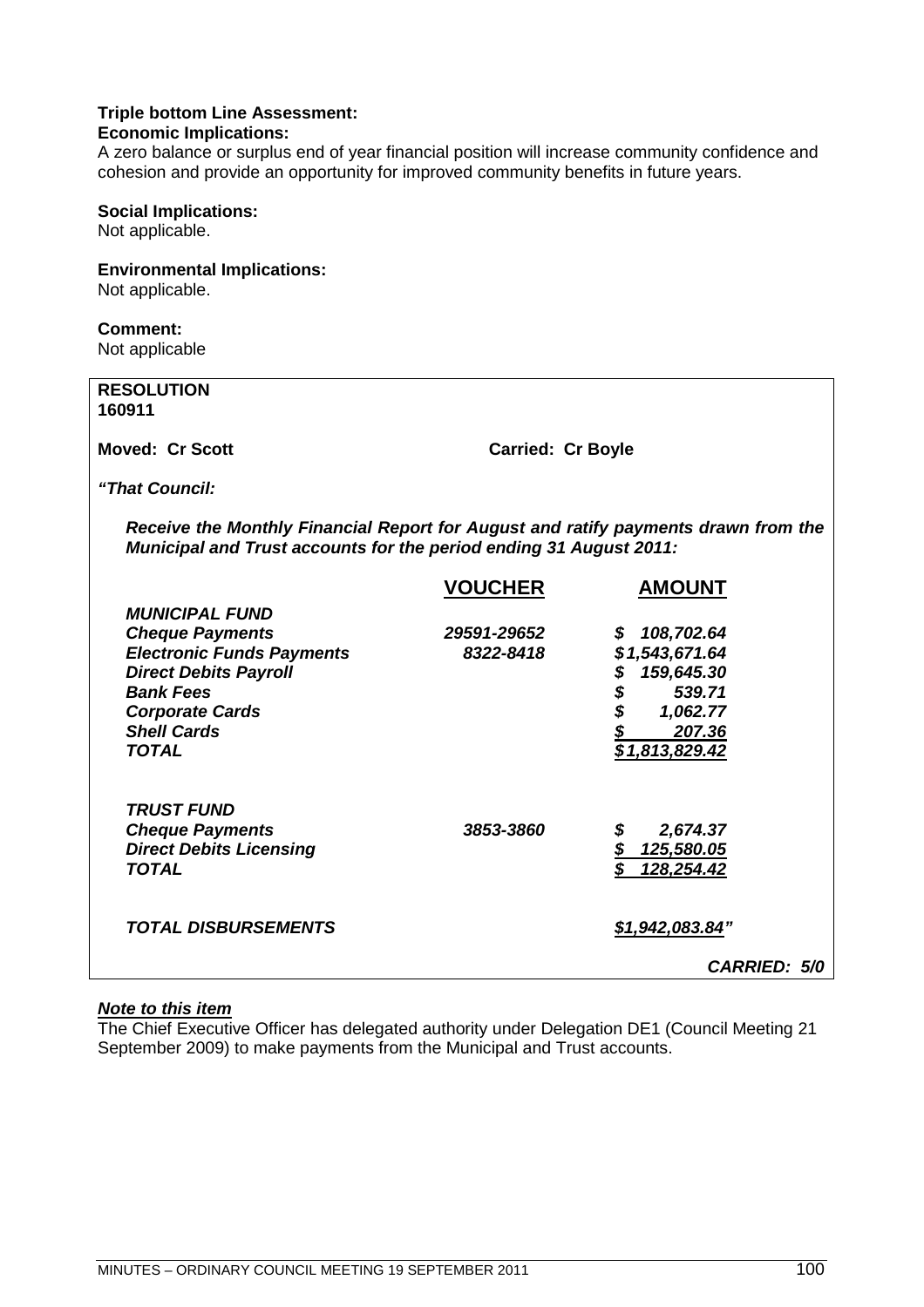**Triple bottom Line Assessment:**
**Economic Implications:**
A zero balance or surplus end of year financial position will increase community confidence and cohesion and provide an opportunity for improved community benefits in future years.

**Social Implications:**
Not applicable.

**Environmental Implications:**
Not applicable.

**Comment:**
Not applicable

**RESOLUTION**
**160911**

**Moved: Cr Scott** **Carried: Cr Boyle**

***"That Council:***

***Receive the Monthly Financial Report for August and ratify payments drawn from the Municipal and Trust accounts for the period ending 31 August 2011:***

| | **VOUCHER** | **AMOUNT** |
|---|---|---|
| ***MUNICIPAL FUND*** | | |
| ***Cheque Payments*** | ***29591-29652*** | ***$ 108,702.64*** |
| ***Electronic Funds Payments*** | ***8322-8418*** | ***$1,543,671.64*** |
| ***Direct Debits Payroll*** | | ***$ 159,645.30*** |
| ***Bank Fees*** | | ***$ 539.71*** |
| ***Corporate Cards*** | | ***$ 1,062.77*** |
| ***Shell Cards*** | | ***$ 207.36*** |
| ***TOTAL*** | | ***$1,813,829.42*** |
| | | |
| ***TRUST FUND*** | | |
| ***Cheque Payments*** | ***3853-3860*** | ***$ 2,674.37*** |
| ***Direct Debits Licensing*** | | ***$ 125,580.05*** |
| ***TOTAL*** | | ***$ 128,254.42*** |
| | | |
| ***TOTAL DISBURSEMENTS*** | | ***$1,942,083.84"*** |

***CARRIED: 5/0***

***Note to this item***
The Chief Executive Officer has delegated authority under Delegation DE1 (Council Meeting 21 September 2009) to make payments from the Municipal and Trust accounts.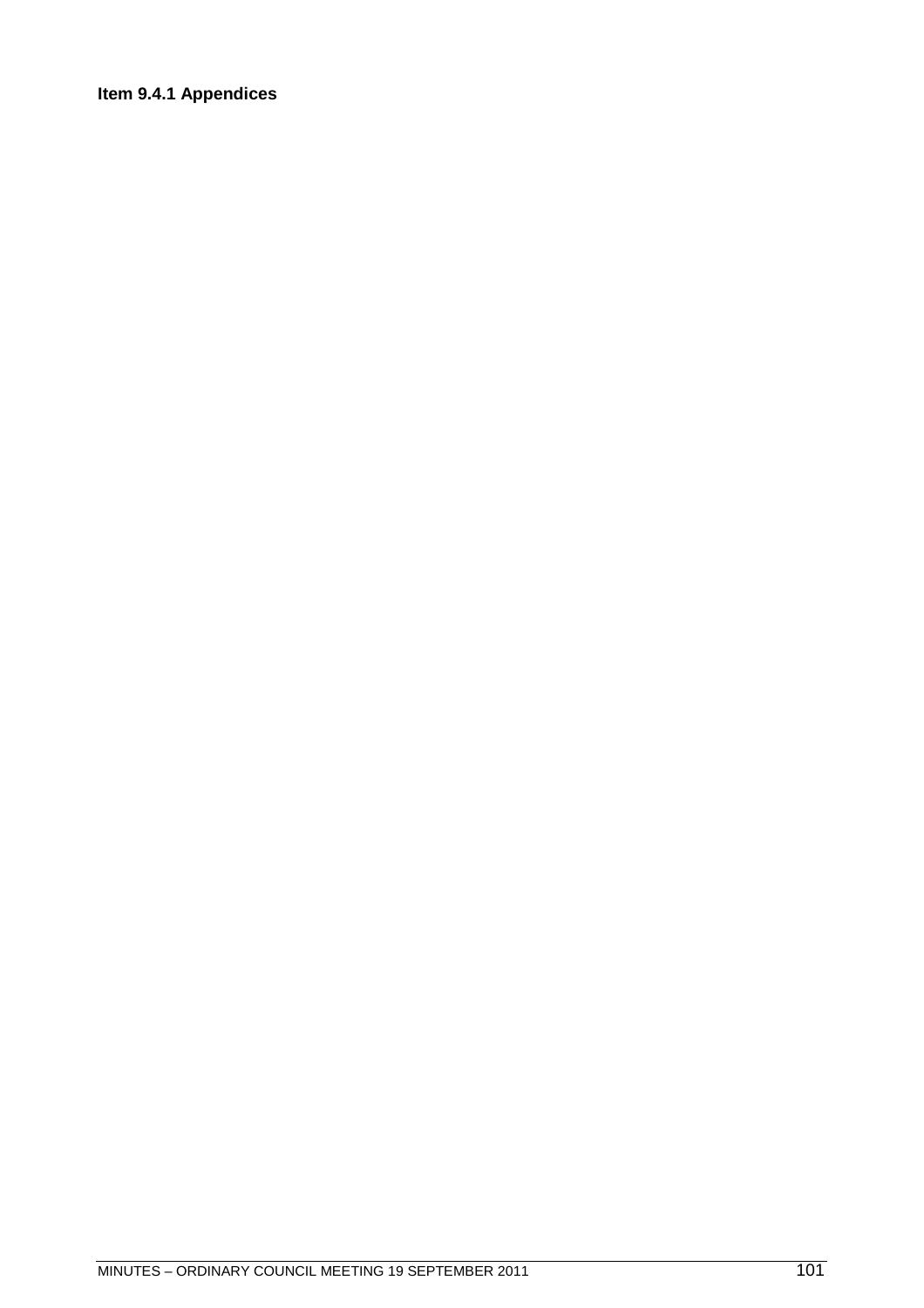**Item 9.4.1 Appendices**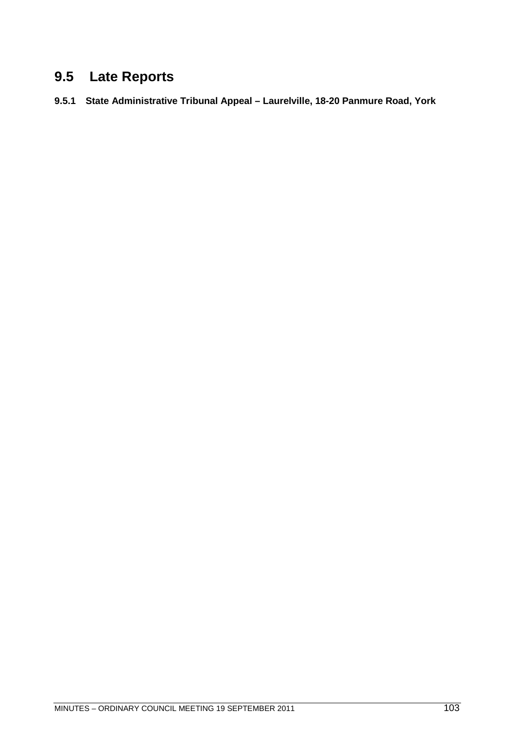# 9.5 Late Reports

### 9.5.1 State Administrative Tribunal Appeal – Laurelville, 18-20 Panmure Road, York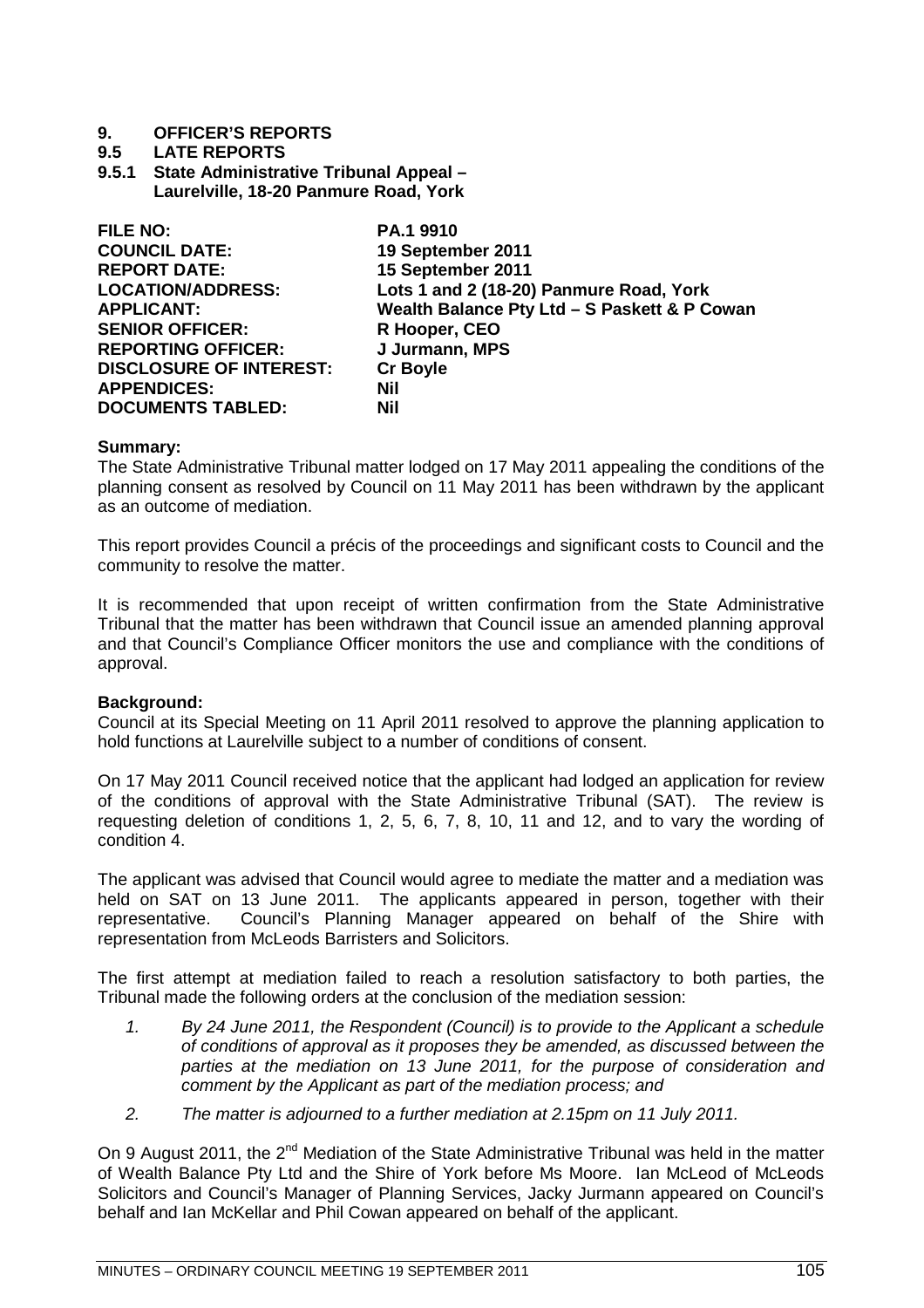# 9. OFFICER'S REPORTS

## 9.5 LATE REPORTS

### 9.5.1 State Administrative Tribunal Appeal – Laurelville, 18-20 Panmure Road, York

| | |
|---|---|
| **FILE NO:** | **PA.1 9910** |
| **COUNCIL DATE:** | **19 September 2011** |
| **REPORT DATE:** | **15 September 2011** |
| **LOCATION/ADDRESS:** | **Lots 1 and 2 (18-20) Panmure Road, York** |
| **APPLICANT:** | **Wealth Balance Pty Ltd – S Paskett & P Cowan** |
| **SENIOR OFFICER:** | **R Hooper, CEO** |
| **REPORTING OFFICER:** | **J Jurmann, MPS** |
| **DISCLOSURE OF INTEREST:** | **Cr Boyle** |
| **APPENDICES:** | **Nil** |
| **DOCUMENTS TABLED:** | **Nil** |

**Summary:**

The State Administrative Tribunal matter lodged on 17 May 2011 appealing the conditions of the planning consent as resolved by Council on 11 May 2011 has been withdrawn by the applicant as an outcome of mediation.

This report provides Council a précis of the proceedings and significant costs to Council and the community to resolve the matter.

It is recommended that upon receipt of written confirmation from the State Administrative Tribunal that the matter has been withdrawn that Council issue an amended planning approval and that Council's Compliance Officer monitors the use and compliance with the conditions of approval.

**Background:**

Council at its Special Meeting on 11 April 2011 resolved to approve the planning application to hold functions at Laurelville subject to a number of conditions of consent.

On 17 May 2011 Council received notice that the applicant had lodged an application for review of the conditions of approval with the State Administrative Tribunal (SAT). The review is requesting deletion of conditions 1, 2, 5, 6, 7, 8, 10, 11 and 12, and to vary the wording of condition 4.

The applicant was advised that Council would agree to mediate the matter and a mediation was held on SAT on 13 June 2011. The applicants appeared in person, together with their representative. Council's Planning Manager appeared on behalf of the Shire with representation from McLeods Barristers and Solicitors.

The first attempt at mediation failed to reach a resolution satisfactory to both parties, the Tribunal made the following orders at the conclusion of the mediation session:

1. *By 24 June 2011, the Respondent (Council) is to provide to the Applicant a schedule of conditions of approval as it proposes they be amended, as discussed between the parties at the mediation on 13 June 2011, for the purpose of consideration and comment by the Applicant as part of the mediation process; and*
2. *The matter is adjourned to a further mediation at 2.15pm on 11 July 2011.*

On 9 August 2011, the 2nd Mediation of the State Administrative Tribunal was held in the matter of Wealth Balance Pty Ltd and the Shire of York before Ms Moore. Ian McLeod of McLeods Solicitors and Council's Manager of Planning Services, Jacky Jurmann appeared on Council's behalf and Ian McKellar and Phil Cowan appeared on behalf of the applicant.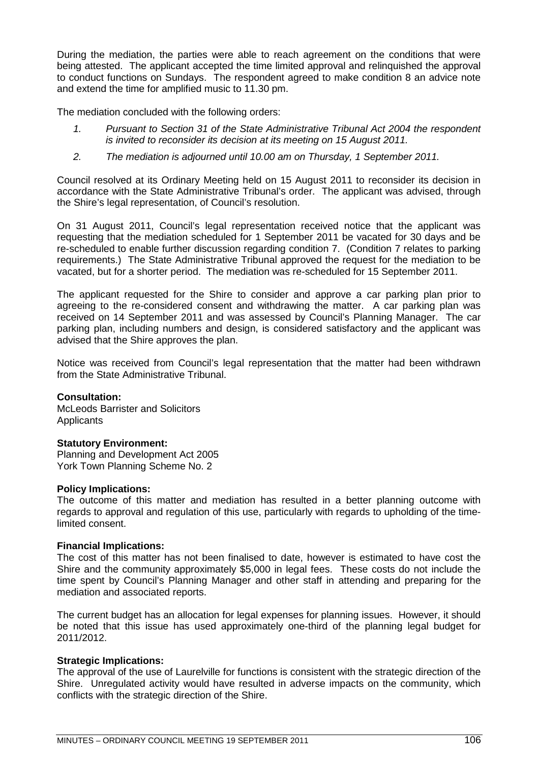During the mediation, the parties were able to reach agreement on the conditions that were being attested. The applicant accepted the time limited approval and relinquished the approval to conduct functions on Sundays. The respondent agreed to make condition 8 an advice note and extend the time for amplified music to 11.30 pm.

The mediation concluded with the following orders:

1. *Pursuant to Section 31 of the State Administrative Tribunal Act 2004 the respondent is invited to reconsider its decision at its meeting on 15 August 2011.*
2. *The mediation is adjourned until 10.00 am on Thursday, 1 September 2011.*

Council resolved at its Ordinary Meeting held on 15 August 2011 to reconsider its decision in accordance with the State Administrative Tribunal's order. The applicant was advised, through the Shire's legal representation, of Council's resolution.

On 31 August 2011, Council's legal representation received notice that the applicant was requesting that the mediation scheduled for 1 September 2011 be vacated for 30 days and be re-scheduled to enable further discussion regarding condition 7. (Condition 7 relates to parking requirements.) The State Administrative Tribunal approved the request for the mediation to be vacated, but for a shorter period. The mediation was re-scheduled for 15 September 2011.

The applicant requested for the Shire to consider and approve a car parking plan prior to agreeing to the re-considered consent and withdrawing the matter. A car parking plan was received on 14 September 2011 and was assessed by Council's Planning Manager. The car parking plan, including numbers and design, is considered satisfactory and the applicant was advised that the Shire approves the plan.

Notice was received from Council's legal representation that the matter had been withdrawn from the State Administrative Tribunal.

**Consultation:**
McLeods Barrister and Solicitors
Applicants

**Statutory Environment:**
Planning and Development Act 2005
York Town Planning Scheme No. 2

**Policy Implications:**
The outcome of this matter and mediation has resulted in a better planning outcome with regards to approval and regulation of this use, particularly with regards to upholding of the time-limited consent.

**Financial Implications:**
The cost of this matter has not been finalised to date, however is estimated to have cost the Shire and the community approximately $5,000 in legal fees. These costs do not include the time spent by Council's Planning Manager and other staff in attending and preparing for the mediation and associated reports.

The current budget has an allocation for legal expenses for planning issues. However, it should be noted that this issue has used approximately one-third of the planning legal budget for 2011/2012.

**Strategic Implications:**
The approval of the use of Laurelville for functions is consistent with the strategic direction of the Shire. Unregulated activity would have resulted in adverse impacts on the community, which conflicts with the strategic direction of the Shire.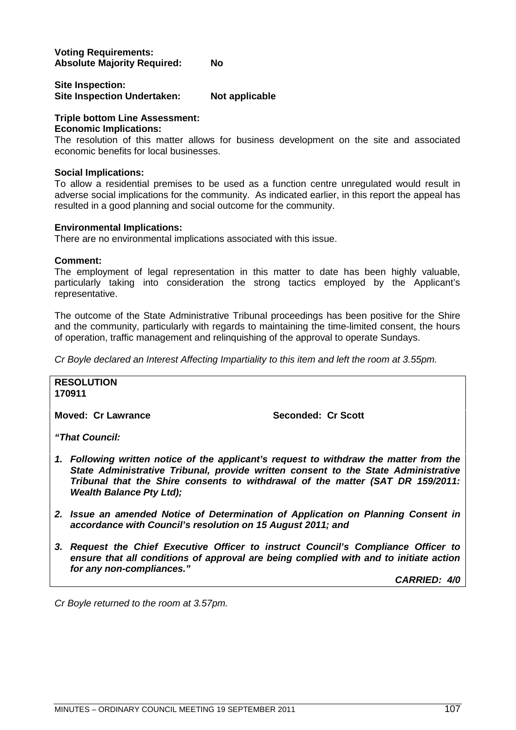**Voting Requirements:**
**Absolute Majority Required: No**

**Site Inspection:**
**Site Inspection Undertaken: Not applicable**

**Triple bottom Line Assessment:**
**Economic Implications:**
The resolution of this matter allows for business development on the site and associated economic benefits for local businesses.

**Social Implications:**
To allow a residential premises to be used as a function centre unregulated would result in adverse social implications for the community. As indicated earlier, in this report the appeal has resulted in a good planning and social outcome for the community.

**Environmental Implications:**
There are no environmental implications associated with this issue.

**Comment:**
The employment of legal representation in this matter to date has been highly valuable, particularly taking into consideration the strong tactics employed by the Applicant's representative.

The outcome of the State Administrative Tribunal proceedings has been positive for the Shire and the community, particularly with regards to maintaining the time-limited consent, the hours of operation, traffic management and relinquishing of the approval to operate Sundays.

*Cr Boyle declared an Interest Affecting Impartiality to this item and left the room at 3.55pm.*

**RESOLUTION**
**170911**

**Moved: Cr Lawrance Seconded: Cr Scott**

***"That Council:***

1. ***Following written notice of the applicant's request to withdraw the matter from the State Administrative Tribunal, provide written consent to the State Administrative Tribunal that the Shire consents to withdrawal of the matter (SAT DR 159/2011: Wealth Balance Pty Ltd);***
2. ***Issue an amended Notice of Determination of Application on Planning Consent in accordance with Council's resolution on 15 August 2011; and***
3. ***Request the Chief Executive Officer to instruct Council's Compliance Officer to ensure that all conditions of approval are being complied with and to initiate action for any non-compliances."***

***CARRIED: 4/0***

*Cr Boyle returned to the room at 3.57pm.*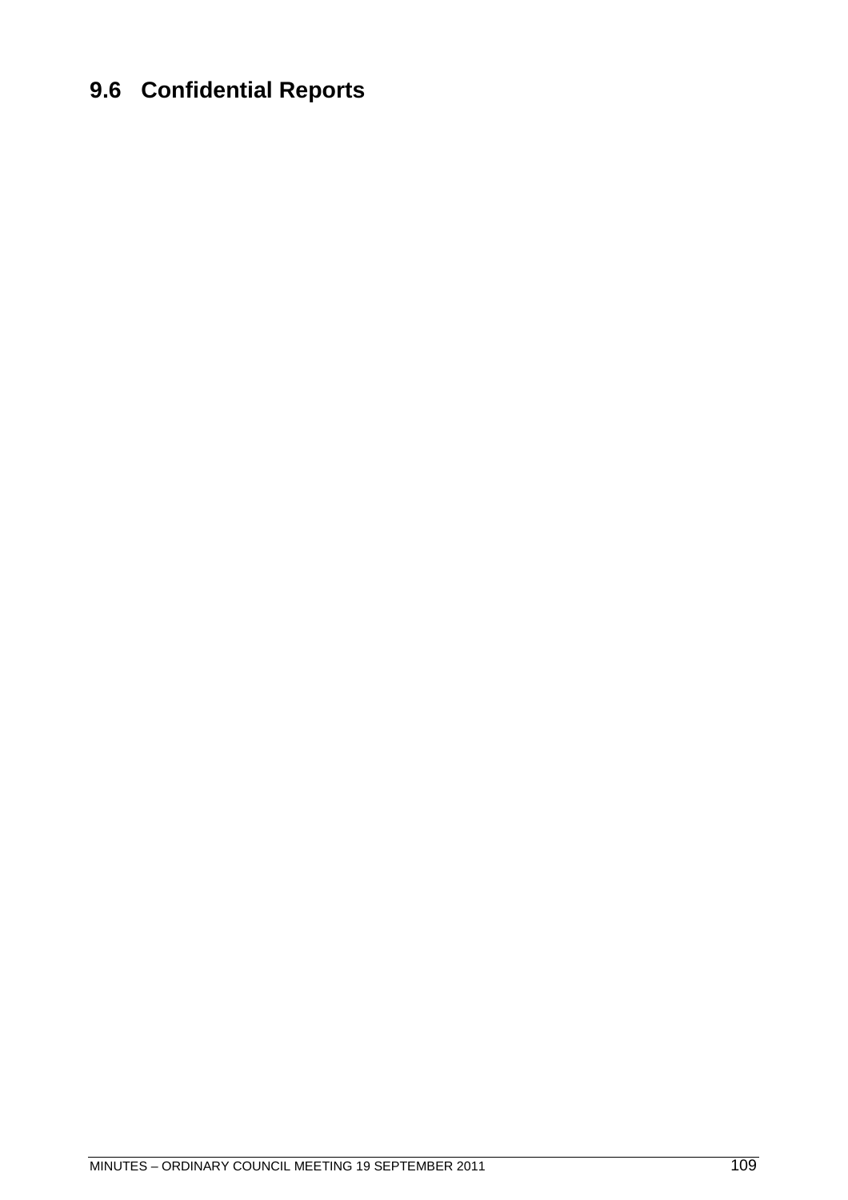## 9.6 Confidential Reports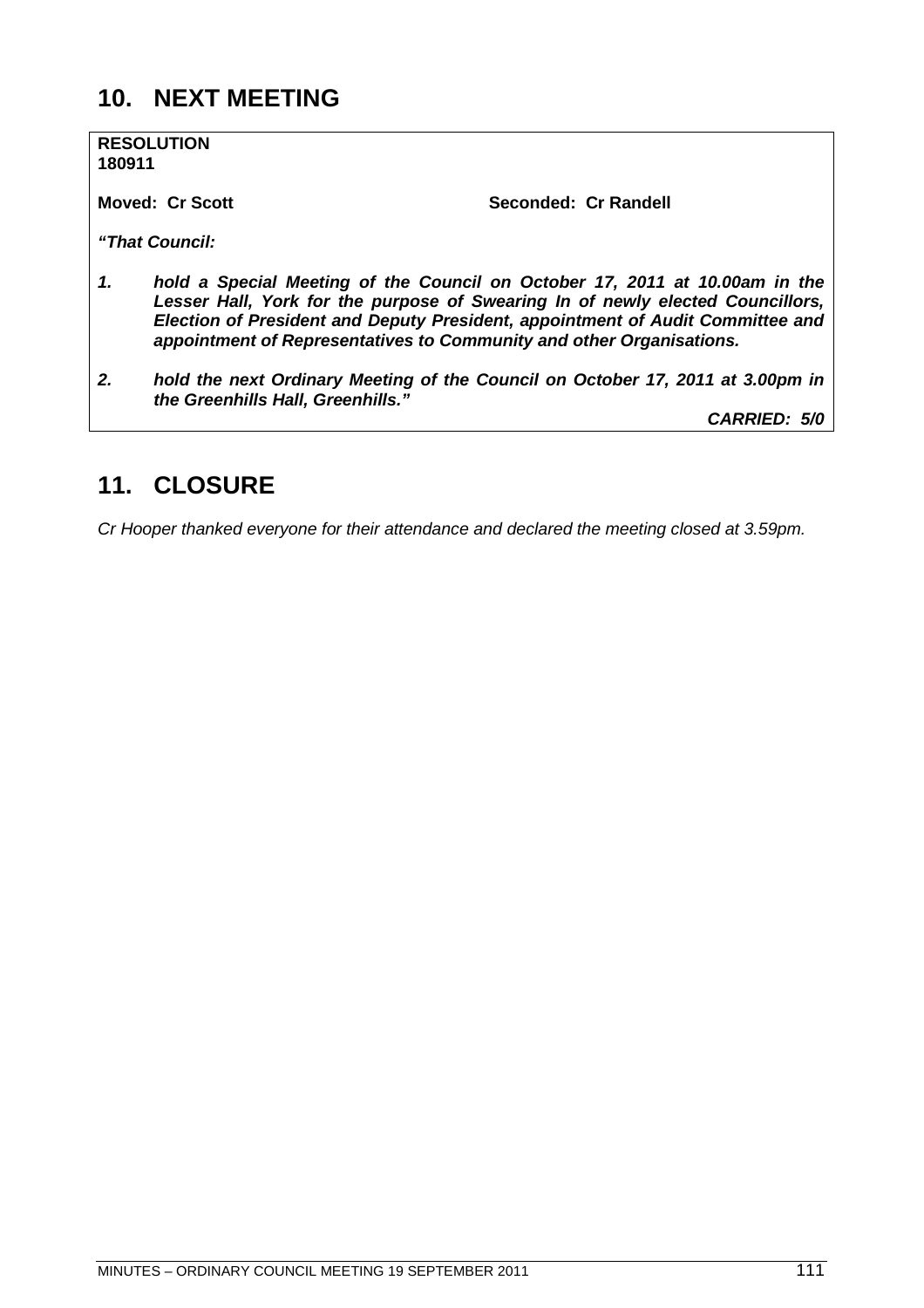# 10. NEXT MEETING

**RESOLUTION**
**180911**

**Moved: Cr Scott** **Seconded: Cr Randell**

***"That Council:***

1. ***hold a Special Meeting of the Council on October 17, 2011 at 10.00am in the Lesser Hall, York for the purpose of Swearing In of newly elected Councillors, Election of President and Deputy President, appointment of Audit Committee and appointment of Representatives to Community and other Organisations.***

2. ***hold the next Ordinary Meeting of the Council on October 17, 2011 at 3.00pm in the Greenhills Hall, Greenhills."***

***CARRIED: 5/0***

# 11. CLOSURE

*Cr Hooper thanked everyone for their attendance and declared the meeting closed at 3.59pm.*